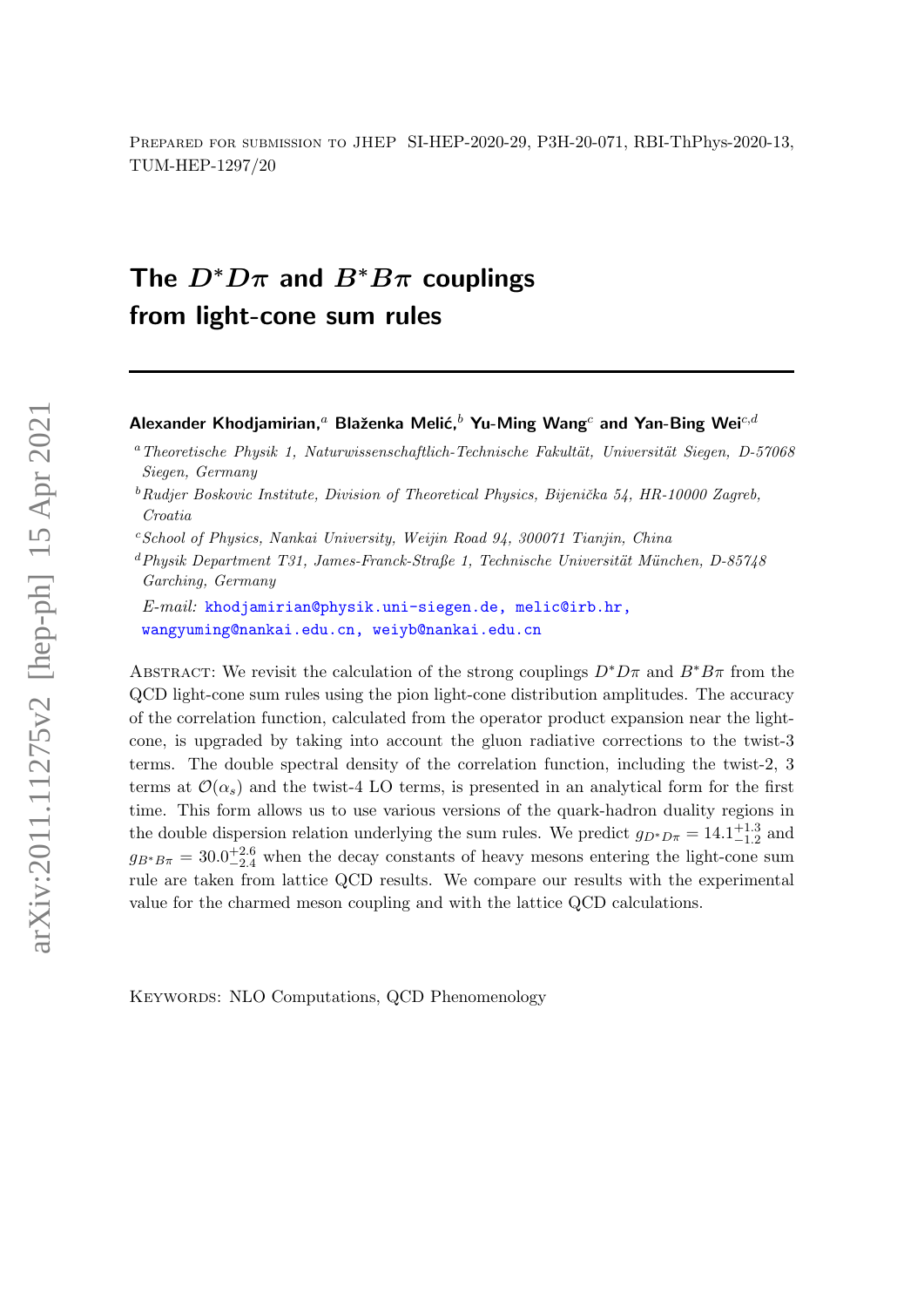Prepared for submission to JHEP SI-HEP-2020-29, P3H-20-071, RBI-ThPhys-2020-13, TUM-HEP-1297/20

# The $D^*D\pi$ and $B^*B\pi$ couplings from light-cone sum rules

**Alexander Khodjamirian,**[a] **Blaženka Melić,**[b] **Yu-Ming Wang**[c] **and Yan-Bing Wei**[c,d]

[a] *Theoretische Physik 1, Naturwissenschaftlich-Technische Fakultät, Universität Siegen, D-57068 Siegen, Germany*

[b] *Rudjer Boskovic Institute, Division of Theoretical Physics, Bijenička 54, HR-10000 Zagreb, Croatia*

[c] *School of Physics, Nankai University, Weijin Road 94, 300071 Tianjin, China*

[d] *Physik Department T31, James-Franck-Straße 1, Technische Universität München, D-85748 Garching, Germany*

*E-mail:* khodjamirian@physik.uni-siegen.de, melic@irb.hr, wangyuming@nankai.edu.cn, weiyb@nankai.edu.cn

Abstract: We revisit the calculation of the strong couplings $D^*D\pi$ and $B^*B\pi$ from the QCD light-cone sum rules using the pion light-cone distribution amplitudes. The accuracy of the correlation function, calculated from the operator product expansion near the light-cone, is upgraded by taking into account the gluon radiative corrections to the twist-3 terms. The double spectral density of the correlation function, including the twist-2, 3 terms at $\mathcal{O}(\alpha_s)$ and the twist-4 LO terms, is presented in an analytical form for the first time. This form allows us to use various versions of the quark-hadron duality regions in the double dispersion relation underlying the sum rules. We predict $g_{D^*D\pi} = 14.1^{+1.3}_{-1.2}$ and $g_{B^*B\pi} = 30.0^{+2.6}_{-2.4}$ when the decay constants of heavy mesons entering the light-cone sum rule are taken from lattice QCD results. We compare our results with the experimental value for the charmed meson coupling and with the lattice QCD calculations.

Keywords: NLO Computations, QCD Phenomenology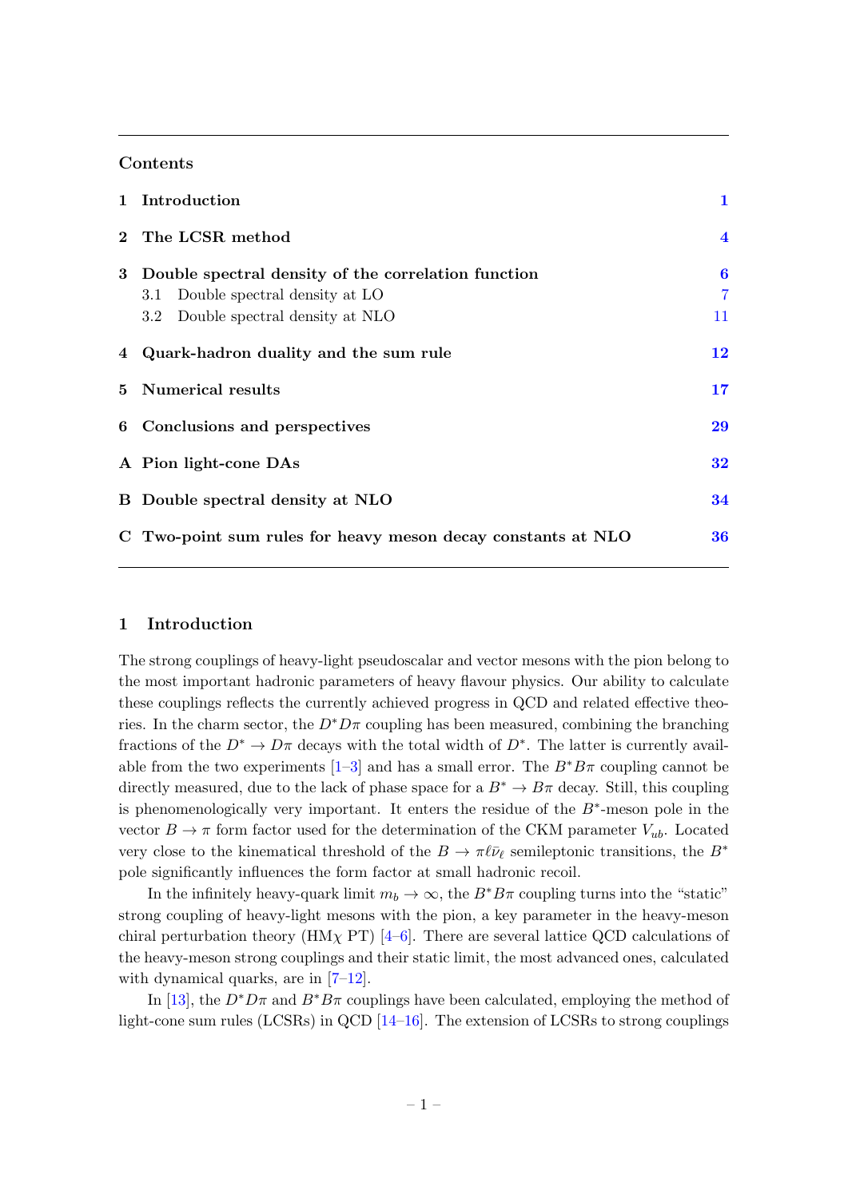## Contents

| | | |
|---|---|---|
| **1** | **Introduction** | **1** |
| **2** | **The LCSR method** | **4** |
| **3** | **Double spectral density of the correlation function** | **6** |
| | 3.1 Double spectral density at LO | 7 |
| | 3.2 Double spectral density at NLO | 11 |
| **4** | **Quark-hadron duality and the sum rule** | **12** |
| **5** | **Numerical results** | **17** |
| **6** | **Conclusions and perspectives** | **29** |
| **A** | **Pion light-cone DAs** | **32** |
| **B** | **Double spectral density at NLO** | **34** |
| **C** | **Two-point sum rules for heavy meson decay constants at NLO** | **36** |

# 1 Introduction

The strong couplings of heavy-light pseudoscalar and vector mesons with the pion belong to the most important hadronic parameters of heavy flavour physics. Our ability to calculate these couplings reflects the currently achieved progress in QCD and related effective theories. In the charm sector, the $D^*D\pi$ coupling has been measured, combining the branching fractions of the $D^* \to D\pi$ decays with the total width of $D^*$. The latter is currently available from the two experiments [1–3] and has a small error. The $B^*B\pi$ coupling cannot be directly measured, due to the lack of phase space for a $B^* \to B\pi$ decay. Still, this coupling is phenomenologically very important. It enters the residue of the $B^*$-meson pole in the vector $B \to \pi$ form factor used for the determination of the CKM parameter $V_{ub}$. Located very close to the kinematical threshold of the $B \to \pi \ell \bar{\nu}_\ell$ semileptonic transitions, the $B^*$ pole significantly influences the form factor at small hadronic recoil.

In the infinitely heavy-quark limit $m_b \to \infty$, the $B^*B\pi$ coupling turns into the "static" strong coupling of heavy-light mesons with the pion, a key parameter in the heavy-meson chiral perturbation theory (HM$\chi$ PT) [4–6]. There are several lattice QCD calculations of the heavy-meson strong couplings and their static limit, the most advanced ones, calculated with dynamical quarks, are in [7–12].

In [13], the $D^*D\pi$ and $B^*B\pi$ couplings have been calculated, employing the method of light-cone sum rules (LCSRs) in QCD [14–16]. The extension of LCSRs to strong couplings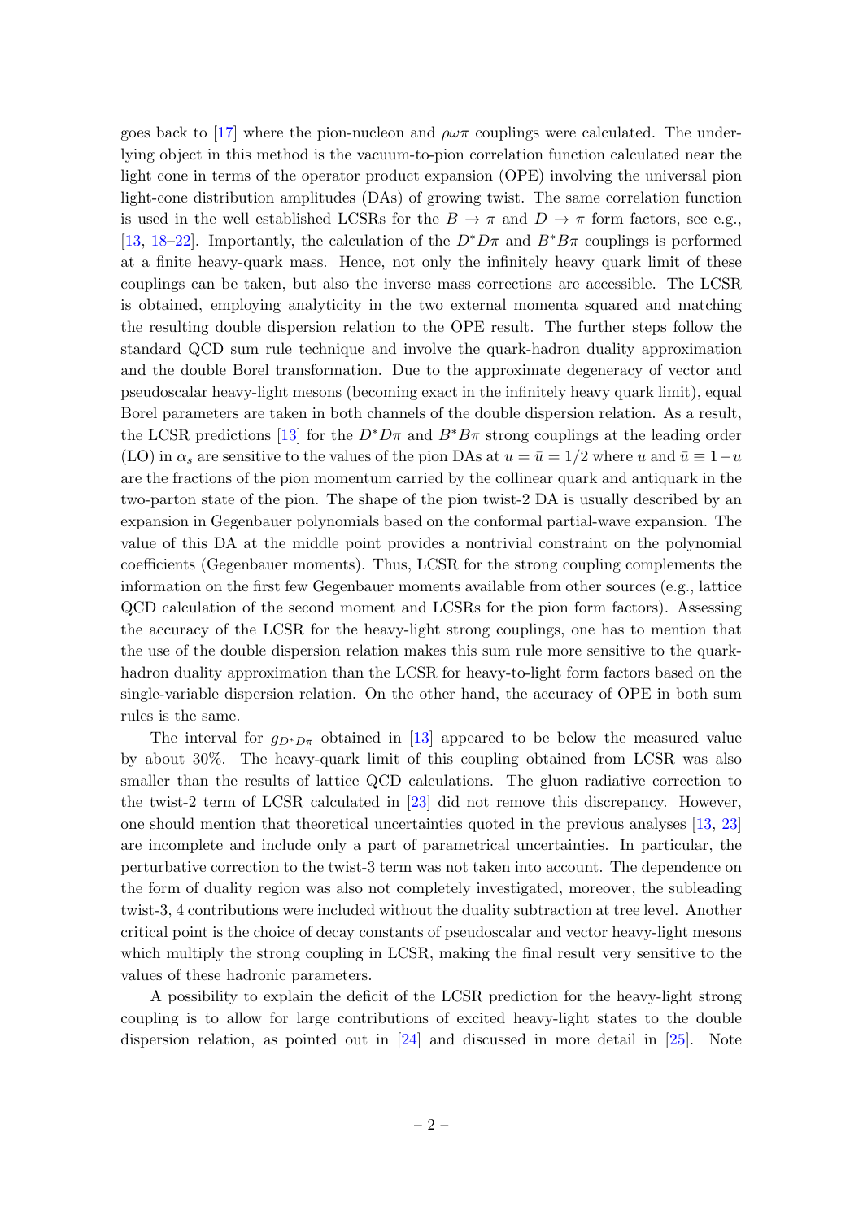goes back to [17] where the pion-nucleon and $\rho\omega\pi$ couplings were calculated. The underlying object in this method is the vacuum-to-pion correlation function calculated near the light cone in terms of the operator product expansion (OPE) involving the universal pion light-cone distribution amplitudes (DAs) of growing twist. The same correlation function is used in the well established LCSRs for the $B \to \pi$ and $D \to \pi$ form factors, see e.g., [13, 18–22]. Importantly, the calculation of the $D^*D\pi$ and $B^*B\pi$ couplings is performed at a finite heavy-quark mass. Hence, not only the infinitely heavy quark limit of these couplings can be taken, but also the inverse mass corrections are accessible. The LCSR is obtained, employing analyticity in the two external momenta squared and matching the resulting double dispersion relation to the OPE result. The further steps follow the standard QCD sum rule technique and involve the quark-hadron duality approximation and the double Borel transformation. Due to the approximate degeneracy of vector and pseudoscalar heavy-light mesons (becoming exact in the infinitely heavy quark limit), equal Borel parameters are taken in both channels of the double dispersion relation. As a result, the LCSR predictions [13] for the $D^*D\pi$ and $B^*B\pi$ strong couplings at the leading order (LO) in $\alpha_s$ are sensitive to the values of the pion DAs at $u = \bar{u} = 1/2$ where $u$ and $\bar{u} \equiv 1-u$ are the fractions of the pion momentum carried by the collinear quark and antiquark in the two-parton state of the pion. The shape of the pion twist-2 DA is usually described by an expansion in Gegenbauer polynomials based on the conformal partial-wave expansion. The value of this DA at the middle point provides a nontrivial constraint on the polynomial coefficients (Gegenbauer moments). Thus, LCSR for the strong coupling complements the information on the first few Gegenbauer moments available from other sources (e.g., lattice QCD calculation of the second moment and LCSRs for the pion form factors). Assessing the accuracy of the LCSR for the heavy-light strong couplings, one has to mention that the use of the double dispersion relation makes this sum rule more sensitive to the quark-hadron duality approximation than the LCSR for heavy-to-light form factors based on the single-variable dispersion relation. On the other hand, the accuracy of OPE in both sum rules is the same.

The interval for $g_{D^*D\pi}$ obtained in [13] appeared to be below the measured value by about 30%. The heavy-quark limit of this coupling obtained from LCSR was also smaller than the results of lattice QCD calculations. The gluon radiative correction to the twist-2 term of LCSR calculated in [23] did not remove this discrepancy. However, one should mention that theoretical uncertainties quoted in the previous analyses [13, 23] are incomplete and include only a part of parametrical uncertainties. In particular, the perturbative correction to the twist-3 term was not taken into account. The dependence on the form of duality region was also not completely investigated, moreover, the subleading twist-3, 4 contributions were included without the duality subtraction at tree level. Another critical point is the choice of decay constants of pseudoscalar and vector heavy-light mesons which multiply the strong coupling in LCSR, making the final result very sensitive to the values of these hadronic parameters.

A possibility to explain the deficit of the LCSR prediction for the heavy-light strong coupling is to allow for large contributions of excited heavy-light states to the double dispersion relation, as pointed out in [24] and discussed in more detail in [25]. Note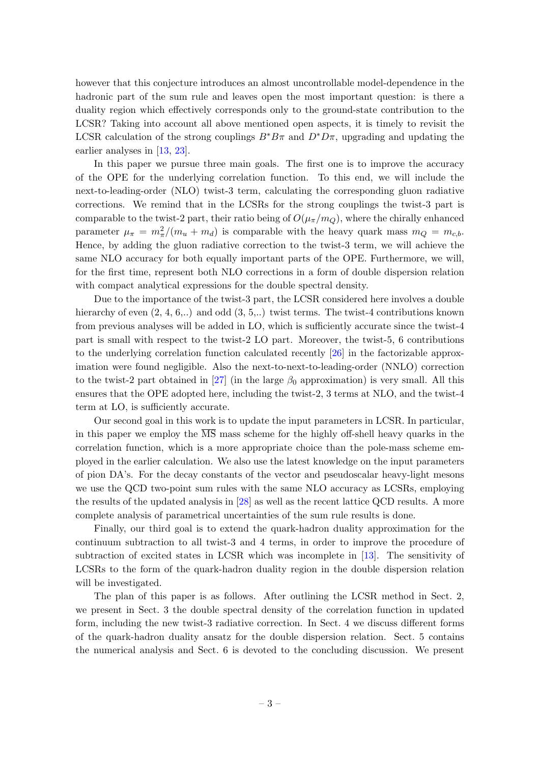however that this conjecture introduces an almost uncontrollable model-dependence in the hadronic part of the sum rule and leaves open the most important question: is there a duality region which effectively corresponds only to the ground-state contribution to the LCSR? Taking into account all above mentioned open aspects, it is timely to revisit the LCSR calculation of the strong couplings $B^*B\pi$ and $D^*D\pi$, upgrading and updating the earlier analyses in [13, 23].

In this paper we pursue three main goals. The first one is to improve the accuracy of the OPE for the underlying correlation function. To this end, we will include the next-to-leading-order (NLO) twist-3 term, calculating the corresponding gluon radiative corrections. We remind that in the LCSRs for the strong couplings the twist-3 part is comparable to the twist-2 part, their ratio being of $O(\mu_\pi/m_Q)$, where the chirally enhanced parameter $\mu_\pi = m_\pi^2/(m_u + m_d)$ is comparable with the heavy quark mass $m_Q = m_{c,b}$. Hence, by adding the gluon radiative correction to the twist-3 term, we will achieve the same NLO accuracy for both equally important parts of the OPE. Furthermore, we will, for the first time, represent both NLO corrections in a form of double dispersion relation with compact analytical expressions for the double spectral density.

Due to the importance of the twist-3 part, the LCSR considered here involves a double hierarchy of even (2, 4, 6,..) and odd (3, 5,..) twist terms. The twist-4 contributions known from previous analyses will be added in LO, which is sufficiently accurate since the twist-4 part is small with respect to the twist-2 LO part. Moreover, the twist-5, 6 contributions to the underlying correlation function calculated recently [26] in the factorizable approximation were found negligible. Also the next-to-next-to-leading-order (NNLO) correction to the twist-2 part obtained in [27] (in the large $\beta_0$ approximation) is very small. All this ensures that the OPE adopted here, including the twist-2, 3 terms at NLO, and the twist-4 term at LO, is sufficiently accurate.

Our second goal in this work is to update the input parameters in LCSR. In particular, in this paper we employ the $\overline{\mathrm{MS}}$ mass scheme for the highly off-shell heavy quarks in the correlation function, which is a more appropriate choice than the pole-mass scheme employed in the earlier calculation. We also use the latest knowledge on the input parameters of pion DA's. For the decay constants of the vector and pseudoscalar heavy-light mesons we use the QCD two-point sum rules with the same NLO accuracy as LCSRs, employing the results of the updated analysis in [28] as well as the recent lattice QCD results. A more complete analysis of parametrical uncertainties of the sum rule results is done.

Finally, our third goal is to extend the quark-hadron duality approximation for the continuum subtraction to all twist-3 and 4 terms, in order to improve the procedure of subtraction of excited states in LCSR which was incomplete in [13]. The sensitivity of LCSRs to the form of the quark-hadron duality region in the double dispersion relation will be investigated.

The plan of this paper is as follows. After outlining the LCSR method in Sect. 2, we present in Sect. 3 the double spectral density of the correlation function in updated form, including the new twist-3 radiative correction. In Sect. 4 we discuss different forms of the quark-hadron duality ansatz for the double dispersion relation. Sect. 5 contains the numerical analysis and Sect. 6 is devoted to the concluding discussion. We present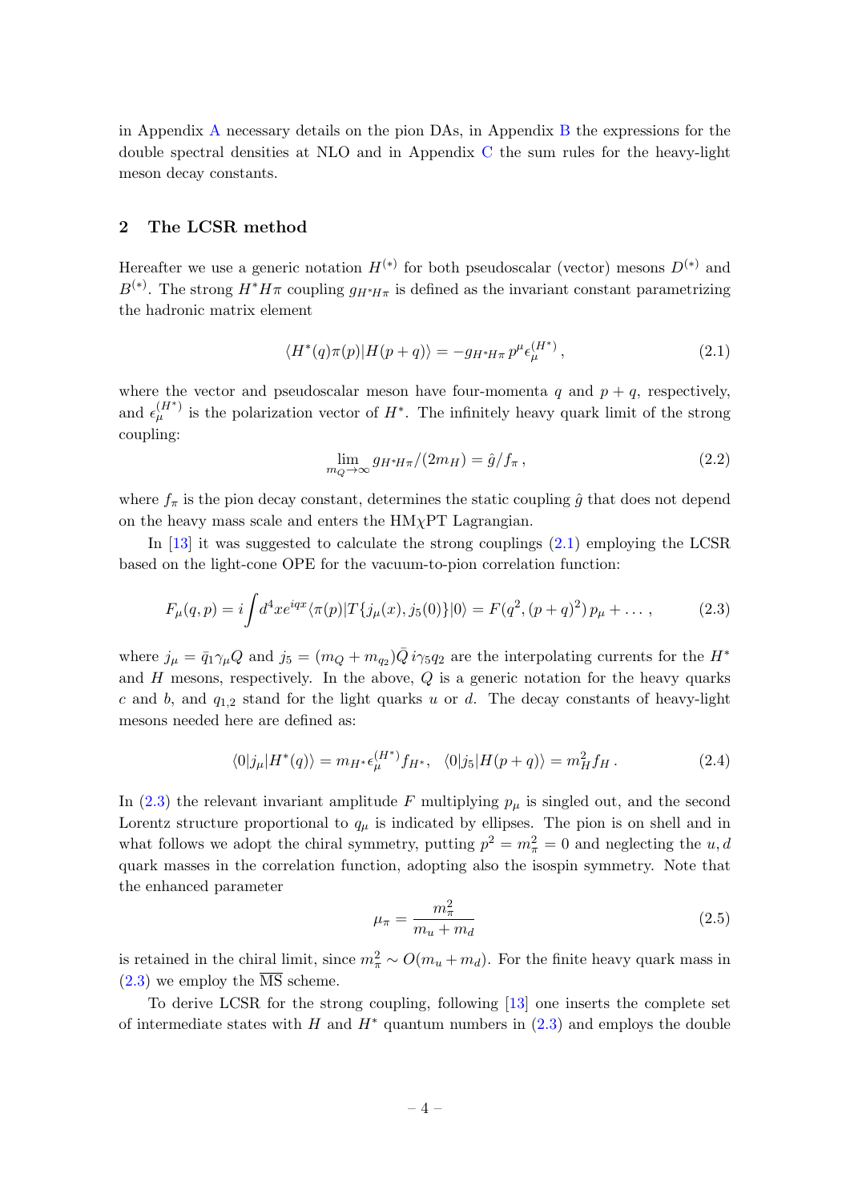in Appendix A necessary details on the pion DAs, in Appendix B the expressions for the double spectral densities at NLO and in Appendix C the sum rules for the heavy-light meson decay constants.

## 2 The LCSR method

Hereafter we use a generic notation $H^{(*)}$ for both pseudoscalar (vector) mesons $D^{(*)}$ and $B^{(*)}$. The strong $H^*H\pi$ coupling $g_{H^*H\pi}$ is defined as the invariant constant parametrizing the hadronic matrix element

$$\langle H^*(q)\pi(p)|H(p+q)\rangle = -g_{H^*H\pi}\, p^\mu \epsilon_\mu^{(H^*)}\,, \tag{2.1}$$

where the vector and pseudoscalar meson have four-momenta $q$ and $p+q$, respectively, and $\epsilon_\mu^{(H^*)}$ is the polarization vector of $H^*$. The infinitely heavy quark limit of the strong coupling:

$$\lim_{m_Q\to\infty} g_{H^*H\pi}/(2m_H) = \hat{g}/f_\pi\,, \tag{2.2}$$

where $f_\pi$ is the pion decay constant, determines the static coupling $\hat{g}$ that does not depend on the heavy mass scale and enters the HM$\chi$PT Lagrangian.

In [13] it was suggested to calculate the strong couplings (2.1) employing the LCSR based on the light-cone OPE for the vacuum-to-pion correlation function:

$$F_\mu(q,p) = i\int d^4x e^{iqx}\langle \pi(p)|T\{j_\mu(x), j_5(0)\}|0\rangle = F(q^2,(p+q)^2)\, p_\mu + \dots\,, \tag{2.3}$$

where $j_\mu = \bar{q}_1\gamma_\mu Q$ and $j_5 = (m_Q + m_{q_2})\bar{Q}\, i\gamma_5 q_2$ are the interpolating currents for the $H^*$ and $H$ mesons, respectively. In the above, $Q$ is a generic notation for the heavy quarks $c$ and $b$, and $q_{1,2}$ stand for the light quarks $u$ or $d$. The decay constants of heavy-light mesons needed here are defined as:

$$\langle 0|j_\mu|H^*(q)\rangle = m_{H^*}\epsilon_\mu^{(H^*)} f_{H^*}, \quad \langle 0|j_5|H(p+q)\rangle = m_H^2 f_H\,. \tag{2.4}$$

In (2.3) the relevant invariant amplitude $F$ multiplying $p_\mu$ is singled out, and the second Lorentz structure proportional to $q_\mu$ is indicated by ellipses. The pion is on shell and in what follows we adopt the chiral symmetry, putting $p^2 = m_\pi^2 = 0$ and neglecting the $u, d$ quark masses in the correlation function, adopting also the isospin symmetry. Note that the enhanced parameter

$$\mu_\pi = \frac{m_\pi^2}{m_u + m_d} \tag{2.5}$$

is retained in the chiral limit, since $m_\pi^2 \sim O(m_u + m_d)$. For the finite heavy quark mass in (2.3) we employ the $\overline{\rm MS}$ scheme.

To derive LCSR for the strong coupling, following [13] one inserts the complete set of intermediate states with $H$ and $H^*$ quantum numbers in (2.3) and employs the double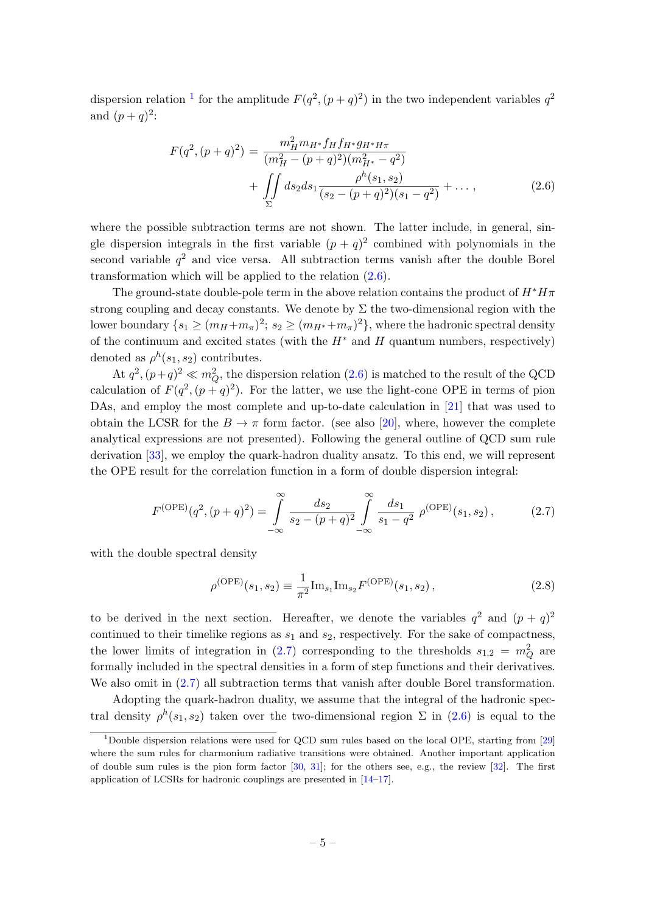dispersion relation [1] for the amplitude $F(q^2,(p+q)^2)$ in the two independent variables $q^2$ and $(p+q)^2$:

$$F(q^2,(p+q)^2) = \frac{m_H^2 m_{H^*} f_H f_{H^*} g_{H^*H\pi}}{(m_H^2-(p+q)^2)(m_{H^*}^2-q^2)} + \iint\limits_{\Sigma} ds_2 ds_1 \frac{\rho^h(s_1,s_2)}{(s_2-(p+q)^2)(s_1-q^2)} + \dots\,, \tag{2.6}$$

where the possible subtraction terms are not shown. The latter include, in general, single dispersion integrals in the first variable $(p+q)^2$ combined with polynomials in the second variable $q^2$ and vice versa. All subtraction terms vanish after the double Borel transformation which will be applied to the relation (2.6).

The ground-state double-pole term in the above relation contains the product of $H^*H\pi$ strong coupling and decay constants. We denote by $\Sigma$ the two-dimensional region with the lower boundary $\{s_1 \geq (m_H+m_\pi)^2;\ s_2 \geq (m_{H^*}+m_\pi)^2\}$, where the hadronic spectral density of the continuum and excited states (with the $H^*$ and $H$ quantum numbers, respectively) denoted as $\rho^h(s_1,s_2)$ contributes.

At $q^2, (p+q)^2 \ll m_Q^2$, the dispersion relation (2.6) is matched to the result of the QCD calculation of $F(q^2,(p+q)^2)$. For the latter, we use the light-cone OPE in terms of pion DAs, and employ the most complete and up-to-date calculation in [21] that was used to obtain the LCSR for the $B\to\pi$ form factor. (see also [20], where, however the complete analytical expressions are not presented). Following the general outline of QCD sum rule derivation [33], we employ the quark-hadron duality ansatz. To this end, we will represent the OPE result for the correlation function in a form of double dispersion integral:

$$F^{(\rm OPE)}(q^2,(p+q)^2) = \int\limits_{-\infty}^{\infty} \frac{ds_2}{s_2-(p+q)^2} \int\limits_{-\infty}^{\infty} \frac{ds_1}{s_1-q^2}\, \rho^{(\rm OPE)}(s_1,s_2)\,, \tag{2.7}$$

with the double spectral density

$$\rho^{(\rm OPE)}(s_1,s_2) \equiv \frac{1}{\pi^2}{\rm Im}_{s_1}{\rm Im}_{s_2}F^{(\rm OPE)}(s_1,s_2)\,, \tag{2.8}$$

to be derived in the next section. Hereafter, we denote the variables $q^2$ and $(p+q)^2$ continued to their timelike regions as $s_1$ and $s_2$, respectively. For the sake of compactness, the lower limits of integration in (2.7) corresponding to the thresholds $s_{1,2}=m_Q^2$ are formally included in the spectral densities in a form of step functions and their derivatives. We also omit in (2.7) all subtraction terms that vanish after double Borel transformation.

Adopting the quark-hadron duality, we assume that the integral of the hadronic spectral density $\rho^h(s_1,s_2)$ taken over the two-dimensional region $\Sigma$ in (2.6) is equal to the

[1] Double dispersion relations were used for QCD sum rules based on the local OPE, starting from [29] where the sum rules for charmonium radiative transitions were obtained. Another important application of double sum rules is the pion form factor [30, 31]; for the others see, e.g., the review [32]. The first application of LCSRs for hadronic couplings are presented in [14–17].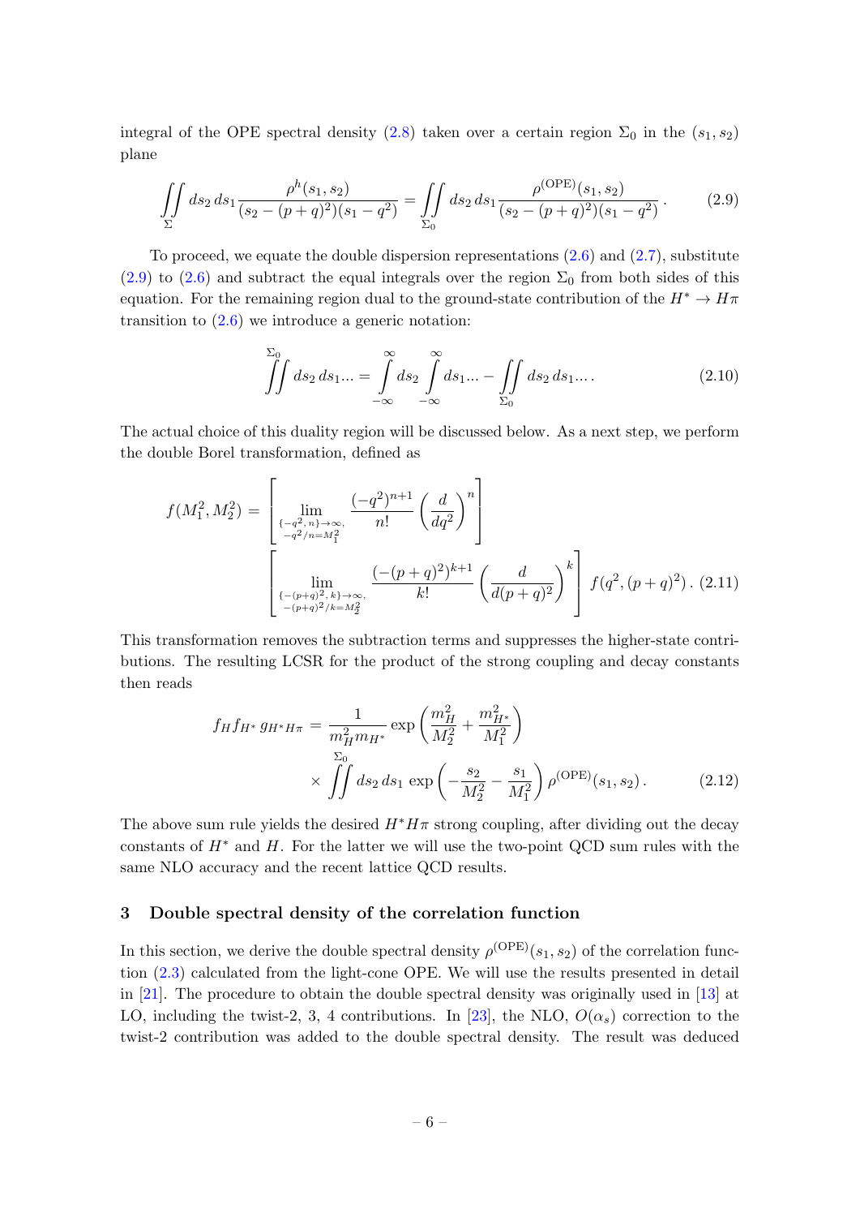integral of the OPE spectral density (2.8) taken over a certain region $\Sigma_0$ in the $(s_1, s_2)$ plane

$$\iint\limits_{\Sigma} ds_2\, ds_1 \frac{\rho^h(s_1,s_2)}{(s_2-(p+q)^2)(s_1-q^2)} = \iint\limits_{\Sigma_0} ds_2\, ds_1 \frac{\rho^{(\mathrm{OPE})}(s_1,s_2)}{(s_2-(p+q)^2)(s_1-q^2)}\,. \tag{2.9}$$

To proceed, we equate the double dispersion representations (2.6) and (2.7), substitute (2.9) to (2.6) and subtract the equal integrals over the region $\Sigma_0$ from both sides of this equation. For the remaining region dual to the ground-state contribution of the $H^* \to H\pi$ transition to (2.6) we introduce a generic notation:

$$\iint^{\Sigma_0} ds_2\, ds_1 ... = \int\limits_{-\infty}^{\infty} ds_2 \int\limits_{-\infty}^{\infty} ds_1 ... - \iint\limits_{\Sigma_0} ds_2\, ds_1 ... \,. \tag{2.10}$$

The actual choice of this duality region will be discussed below. As a next step, we perform the double Borel transformation, defined as

$$f(M_1^2, M_2^2) = \left[ \lim_{\substack{\{-q^2,\, n\}\to\infty,\\ -q^2/n = M_1^2}} \frac{(-q^2)^{n+1}}{n!} \left(\frac{d}{dq^2}\right)^n \right] \left[ \lim_{\substack{\{-(p+q)^2,\, k\}\to\infty,\\ -(p+q)^2/k = M_2^2}} \frac{(-(p+q)^2)^{k+1}}{k!} \left(\frac{d}{d(p+q)^2}\right)^k \right] f(q^2, (p+q)^2)\,. \tag{2.11}$$

This transformation removes the subtraction terms and suppresses the higher-state contributions. The resulting LCSR for the product of the strong coupling and decay constants then reads

$$\begin{aligned} f_H f_{H^*}\, g_{H^*H\pi} = &\frac{1}{m_H^2 m_{H^*}} \exp\left(\frac{m_H^2}{M_2^2} + \frac{m_{H^*}^2}{M_1^2}\right) \\ &\times \iint^{\Sigma_0} ds_2\, ds_1 \, \exp\left(-\frac{s_2}{M_2^2} - \frac{s_1}{M_1^2}\right) \rho^{(\mathrm{OPE})}(s_1, s_2)\,. \end{aligned} \tag{2.12}$$

The above sum rule yields the desired $H^*H\pi$ strong coupling, after dividing out the decay constants of $H^*$ and $H$. For the latter we will use the two-point QCD sum rules with the same NLO accuracy and the recent lattice QCD results.

## 3 Double spectral density of the correlation function

In this section, we derive the double spectral density $\rho^{(\mathrm{OPE})}(s_1, s_2)$ of the correlation function (2.3) calculated from the light-cone OPE. We will use the results presented in detail in [21]. The procedure to obtain the double spectral density was originally used in [13] at LO, including the twist-2, 3, 4 contributions. In [23], the NLO, $O(\alpha_s)$ correction to the twist-2 contribution was added to the double spectral density. The result was deduced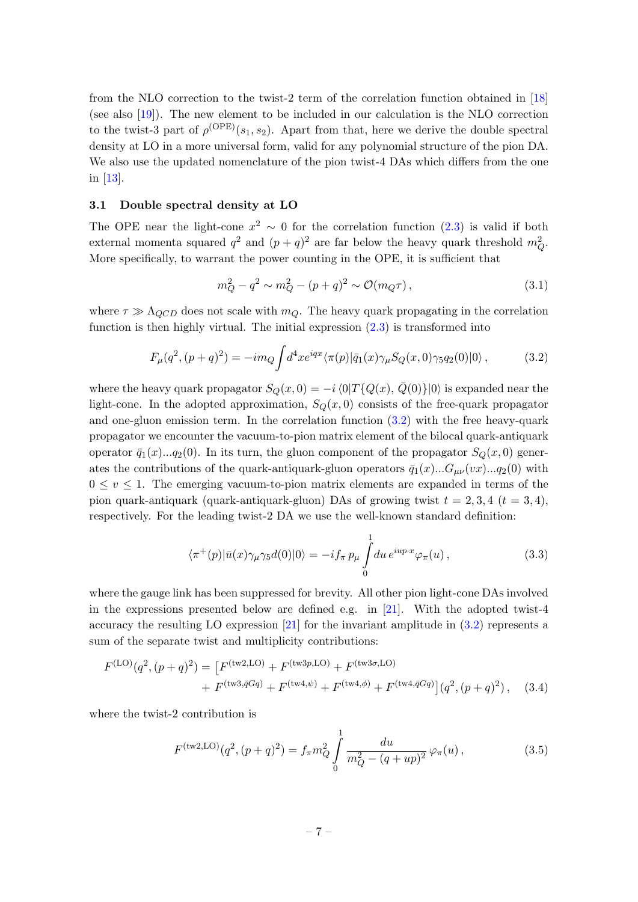from the NLO correction to the twist-2 term of the correlation function obtained in [18] (see also [19]). The new element to be included in our calculation is the NLO correction to the twist-3 part of $\rho^{(\mathrm{OPE})}(s_1, s_2)$. Apart from that, here we derive the double spectral density at LO in a more universal form, valid for any polynomial structure of the pion DA. We also use the updated nomenclature of the pion twist-4 DAs which differs from the one in [13].

### 3.1 Double spectral density at LO

The OPE near the light-cone $x^2 \sim 0$ for the correlation function (2.3) is valid if both external momenta squared $q^2$ and $(p+q)^2$ are far below the heavy quark threshold $m_Q^2$. More specifically, to warrant the power counting in the OPE, it is sufficient that

$$m_Q^2 - q^2 \sim m_Q^2 - (p+q)^2 \sim \mathcal{O}(m_Q \tau)\,, \tag{3.1}$$

where $\tau \gg \Lambda_{QCD}$ does not scale with $m_Q$. The heavy quark propagating in the correlation function is then highly virtual. The initial expression (2.3) is transformed into

$$F_\mu(q^2,(p+q)^2) = -i m_Q \int d^4x e^{iqx} \langle \pi(p)|\bar{q}_1(x)\gamma_\mu S_Q(x,0)\gamma_5 q_2(0)|0\rangle\,, \tag{3.2}$$

where the heavy quark propagator $S_Q(x,0) = -i\,\langle 0|T\{Q(x),\,\bar{Q}(0)\}|0\rangle$ is expanded near the light-cone. In the adopted approximation, $S_Q(x,0)$ consists of the free-quark propagator and one-gluon emission term. In the correlation function (3.2) with the free heavy-quark propagator we encounter the vacuum-to-pion matrix element of the bilocal quark-antiquark operator $\bar{q}_1(x)...q_2(0)$. In its turn, the gluon component of the propagator $S_Q(x,0)$ generates the contributions of the quark-antiquark-gluon operators $\bar{q}_1(x)...G_{\mu\nu}(vx)...q_2(0)$ with $0 \leq v \leq 1$. The emerging vacuum-to-pion matrix elements are expanded in terms of the pion quark-antiquark (quark-antiquark-gluon) DAs of growing twist $t = 2,3,4$ ($t = 3,4$), respectively. For the leading twist-2 DA we use the well-known standard definition:

$$\langle \pi^+(p)|\bar{u}(x)\gamma_\mu\gamma_5 d(0)|0\rangle = -i f_\pi\, p_\mu \int\limits_0^1 du\, e^{iup\cdot x}\varphi_\pi(u)\,, \tag{3.3}$$

where the gauge link has been suppressed for brevity. All other pion light-cone DAs involved in the expressions presented below are defined e.g. in [21]. With the adopted twist-4 accuracy the resulting LO expression [21] for the invariant amplitude in (3.2) represents a sum of the separate twist and multiplicity contributions:

$$\begin{aligned}F^{(\mathrm{LO})}(q^2,(p+q)^2) = \big[&F^{(\mathrm{tw2,LO})} + F^{(\mathrm{tw3}p,\mathrm{LO})} + F^{(\mathrm{tw3}\sigma,\mathrm{LO})}\\ &+ F^{(\mathrm{tw3},\bar{q}Gq)} + F^{(\mathrm{tw4},\psi)} + F^{(\mathrm{tw4},\phi)} + F^{(\mathrm{tw4},\bar{q}Gq)}\big](q^2,(p+q)^2)\,,\end{aligned} \tag{3.4}$$

where the twist-2 contribution is

$$F^{(\mathrm{tw2,LO})}(q^2,(p+q)^2) = f_\pi m_Q^2 \int\limits_0^1 \frac{du}{m_Q^2 - (q+up)^2}\,\varphi_\pi(u)\,, \tag{3.5}$$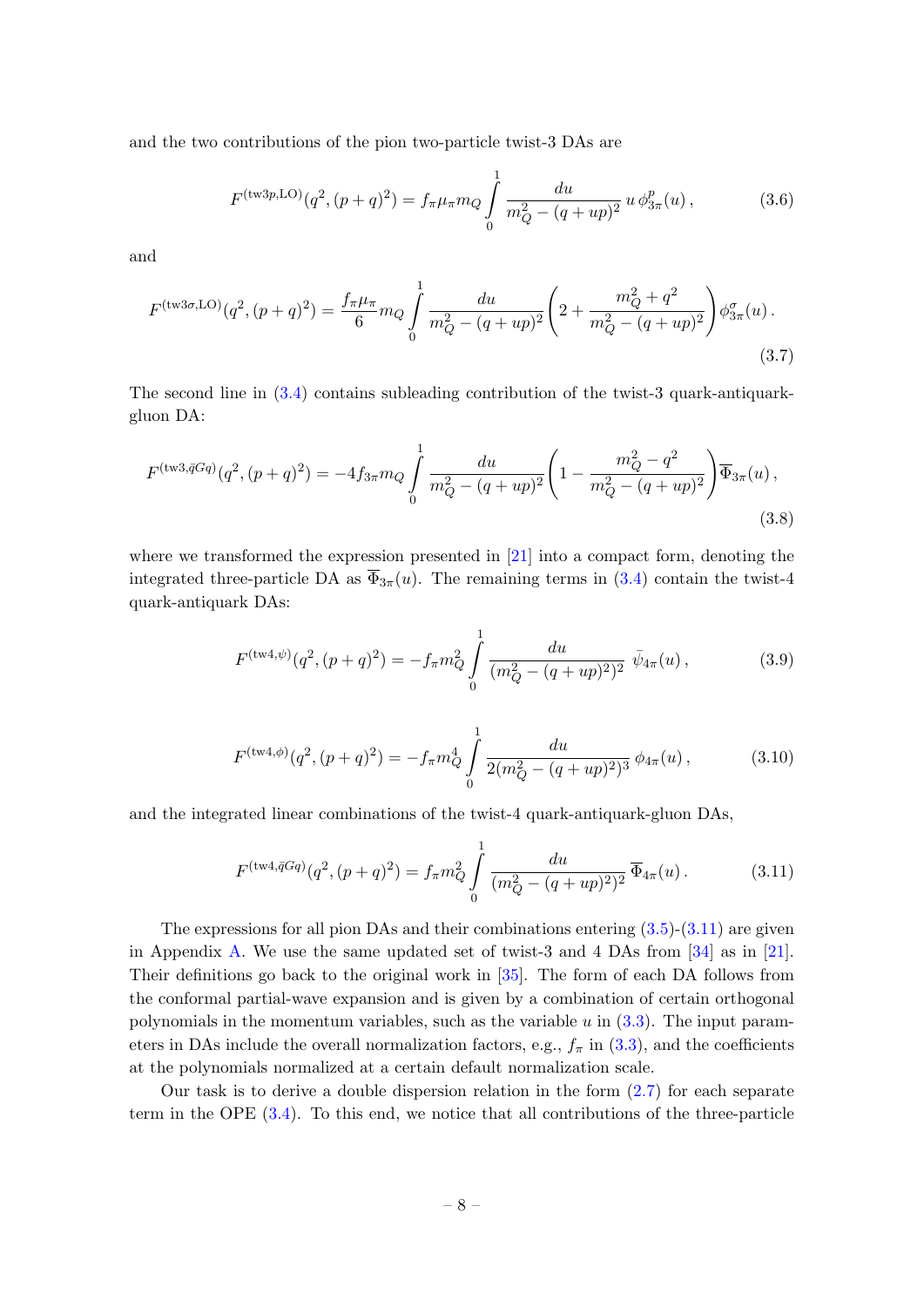and the two contributions of the pion two-particle twist-3 DAs are

$$F^{(\text{tw3}p,\text{LO})}(q^2,(p+q)^2) = f_\pi \mu_\pi m_Q \int\limits_0^1 \frac{du}{m_Q^2-(q+up)^2}\, u\, \phi^p_{3\pi}(u)\,, \tag{3.6}$$

and

$$F^{(\text{tw3}\sigma,\text{LO})}(q^2,(p+q)^2) = \frac{f_\pi \mu_\pi}{6} m_Q \int\limits_0^1 \frac{du}{m_Q^2-(q+up)^2}\left(2+\frac{m_Q^2+q^2}{m_Q^2-(q+up)^2}\right)\phi^\sigma_{3\pi}(u)\,. \tag{3.7}$$

The second line in (3.4) contains subleading contribution of the twist-3 quark-antiquark-gluon DA:

$$F^{(\text{tw3},\bar{q}Gq)}(q^2,(p+q)^2) = -4 f_{3\pi} m_Q \int\limits_0^1 \frac{du}{m_Q^2-(q+up)^2}\left(1-\frac{m_Q^2-q^2}{m_Q^2-(q+up)^2}\right)\overline{\Phi}_{3\pi}(u)\,, \tag{3.8}$$

where we transformed the expression presented in [21] into a compact form, denoting the integrated three-particle DA as $\overline{\Phi}_{3\pi}(u)$. The remaining terms in (3.4) contain the twist-4 quark-antiquark DAs:

$$F^{(\text{tw4},\psi)}(q^2,(p+q)^2) = -f_\pi m_Q^2 \int\limits_0^1 \frac{du}{(m_Q^2-(q+up)^2)^2}\;\bar{\psi}_{4\pi}(u)\,, \tag{3.9}$$

$$F^{(\text{tw4},\phi)}(q^2,(p+q)^2) = -f_\pi m_Q^4 \int\limits_0^1 \frac{du}{2(m_Q^2-(q+up)^2)^3}\;\phi_{4\pi}(u)\,, \tag{3.10}$$

and the integrated linear combinations of the twist-4 quark-antiquark-gluon DAs,

$$F^{(\text{tw4},\bar{q}Gq)}(q^2,(p+q)^2) = f_\pi m_Q^2 \int\limits_0^1 \frac{du}{(m_Q^2-(q+up)^2)^2}\;\overline{\Phi}_{4\pi}(u)\,. \tag{3.11}$$

The expressions for all pion DAs and their combinations entering (3.5)-(3.11) are given in Appendix A. We use the same updated set of twist-3 and 4 DAs from [34] as in [21]. Their definitions go back to the original work in [35]. The form of each DA follows from the conformal partial-wave expansion and is given by a combination of certain orthogonal polynomials in the momentum variables, such as the variable $u$ in (3.3). The input parameters in DAs include the overall normalization factors, e.g., $f_\pi$ in (3.3), and the coefficients at the polynomials normalized at a certain default normalization scale.

Our task is to derive a double dispersion relation in the form (2.7) for each separate term in the OPE (3.4). To this end, we notice that all contributions of the three-particle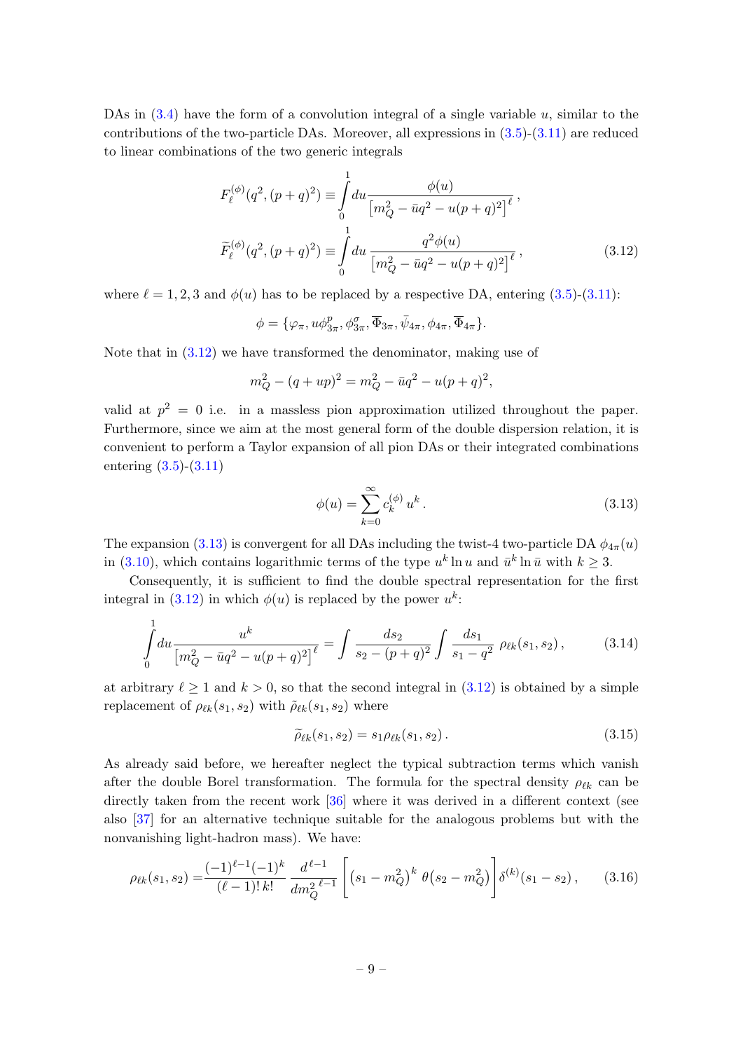DAs in (3.4) have the form of a convolution integral of a single variable $u$, similar to the contributions of the two-particle DAs. Moreover, all expressions in (3.5)-(3.11) are reduced to linear combinations of the two generic integrals

$$
\begin{aligned}
F_\ell^{(\phi)}(q^2,(p+q)^2) &\equiv \int\limits_0^1 du \frac{\phi(u)}{\left[m_Q^2 - \bar{u}q^2 - u(p+q)^2\right]^\ell}\,, \\
\widetilde{F}_\ell^{(\phi)}(q^2,(p+q)^2) &\equiv \int\limits_0^1 du\, \frac{q^2\phi(u)}{\left[m_Q^2 - \bar{u}q^2 - u(p+q)^2\right]^\ell}\,,
\end{aligned}
\tag{3.12}
$$

where $\ell = 1,2,3$ and $\phi(u)$ has to be replaced by a respective DA, entering (3.5)-(3.11):

$$
\phi = \{\varphi_\pi, u\phi^p_{3\pi}, \phi^\sigma_{3\pi}, \overline{\Phi}_{3\pi}, \bar{\psi}_{4\pi}, \phi_{4\pi}, \overline{\Phi}_{4\pi}\}.
$$

Note that in (3.12) we have transformed the denominator, making use of

$$
m_Q^2 - (q+up)^2 = m_Q^2 - \bar{u}q^2 - u(p+q)^2,
$$

valid at $p^2 = 0$ i.e. in a massless pion approximation utilized throughout the paper. Furthermore, since we aim at the most general form of the double dispersion relation, it is convenient to perform a Taylor expansion of all pion DAs or their integrated combinations entering (3.5)-(3.11)

$$
\phi(u) = \sum_{k=0}^{\infty} c_k^{(\phi)}\, u^k\,. \tag{3.13}
$$

The expansion (3.13) is convergent for all DAs including the twist-4 two-particle DA $\phi_{4\pi}(u)$ in (3.10), which contains logarithmic terms of the type $u^k \ln u$ and $\bar{u}^k \ln \bar{u}$ with $k \geq 3$.

Consequently, it is sufficient to find the double spectral representation for the first integral in (3.12) in which $\phi(u)$ is replaced by the power $u^k$:

$$
\int\limits_0^1 du \frac{u^k}{\left[m_Q^2 - \bar{u}q^2 - u(p+q)^2\right]^\ell} = \int \frac{ds_2}{s_2 - (p+q)^2} \int \frac{ds_1}{s_1 - q^2}\, \rho_{\ell k}(s_1, s_2)\,, \tag{3.14}
$$

at arbitrary $\ell \geq 1$ and $k > 0$, so that the second integral in (3.12) is obtained by a simple replacement of $\rho_{\ell k}(s_1,s_2)$ with $\tilde{\rho}_{\ell k}(s_1,s_2)$ where

$$
\widetilde{\rho}_{\ell k}(s_1,s_2) = s_1 \rho_{\ell k}(s_1,s_2)\,. \tag{3.15}
$$

As already said before, we hereafter neglect the typical subtraction terms which vanish after the double Borel transformation. The formula for the spectral density $\rho_{\ell k}$ can be directly taken from the recent work [36] where it was derived in a different context (see also [37] for an alternative technique suitable for the analogous problems but with the nonvanishing light-hadron mass). We have:

$$
\rho_{\ell k}(s_1,s_2) = \frac{(-1)^{\ell-1}(-1)^k}{(\ell-1)!\,k!} \frac{d^{\ell-1}}{d{m_Q^2}^{\ell-1}} \left[ \left(s_1 - m_Q^2\right)^k\, \theta\left(s_2 - m_Q^2\right) \right] \delta^{(k)}(s_1 - s_2)\,, \tag{3.16}
$$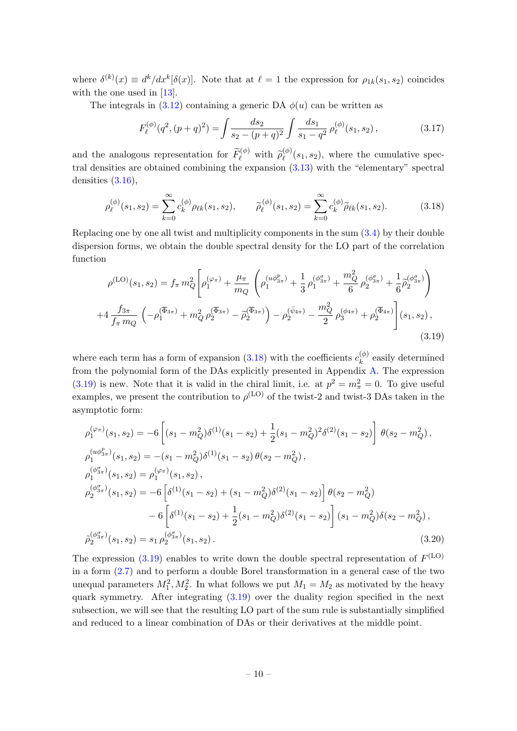where $\delta^{(k)}(x) \equiv d^k/dx^k[\delta(x)]$. Note that at $\ell = 1$ the expression for $\rho_{1k}(s_1, s_2)$ coincides with the one used in [13].

The integrals in (3.12) containing a generic DA $\phi(u)$ can be written as

$$F_\ell^{(\phi)}(q^2, (p+q)^2) = \int \frac{ds_2}{s_2 - (p+q)^2} \int \frac{ds_1}{s_1 - q^2} \, \rho_\ell^{(\phi)}(s_1, s_2) \,, \tag{3.17}$$

and the analogous representation for $\widetilde{F}_\ell^{(\phi)}$ with $\widetilde{\rho}_\ell^{(\phi)}(s_1, s_2)$, where the cumulative spectral densities are obtained combining the expansion (3.13) with the "elementary" spectral densities (3.16),

$$\rho_\ell^{(\phi)}(s_1, s_2) = \sum_{k=0}^{\infty} c_k^{(\phi)} \rho_{\ell k}(s_1, s_2), \qquad \widetilde{\rho}_\ell^{(\phi)}(s_1, s_2) = \sum_{k=0}^{\infty} c_k^{(\phi)} \widetilde{\rho}_{\ell k}(s_1, s_2). \tag{3.18}$$

Replacing one by one all twist and multiplicity components in the sum (3.4) by their double dispersion forms, we obtain the double spectral density for the LO part of the correlation function

$$\begin{aligned}
\rho^{(\rm LO)}(s_1, s_2) = f_\pi \, m_Q^2 \Bigg[ & \rho_1^{(\varphi_\pi)} + \frac{\mu_\pi}{m_Q} \left( \rho_1^{(u\phi_{3\pi}^p)} + \frac{1}{3} \rho_1^{(\phi_{3\pi}^\sigma)} + \frac{m_Q^2}{6} \rho_2^{(\phi_{3\pi}^\sigma)} + \frac{1}{6} \widetilde{\rho}_2^{(\phi_{3\pi}^\sigma)} \right) \\
+ 4 \frac{f_{3\pi}}{f_\pi \, m_Q} & \left( -\rho_1^{(\overline{\Phi}_{3\pi})} + m_Q^2 \, \rho_2^{(\overline{\Phi}_{3\pi})} - \widetilde{\rho}_2^{(\overline{\Phi}_{3\pi})} \right) - \rho_2^{(\bar{\psi}_{4\pi})} - \frac{m_Q^2}{2} \rho_3^{(\phi_{4\pi})} + \rho_2^{(\overline{\Phi}_{4\pi})} \Bigg] (s_1, s_2) \,,
\end{aligned} \tag{3.19}$$

where each term has a form of expansion (3.18) with the coefficients $c_k^{(\phi)}$ easily determined from the polynomial form of the DAs explicitly presented in Appendix A. The expression (3.19) is new. Note that it is valid in the chiral limit, i.e. at $p^2 = m_\pi^2 = 0$. To give useful examples, we present the contribution to $\rho^{(\rm LO)}$ of the twist-2 and twist-3 DAs taken in the asymptotic form:

$$\begin{aligned}
\rho_1^{(\varphi_\pi)}(s_1, s_2) &= -6 \left[ (s_1 - m_Q^2) \delta^{(1)}(s_1 - s_2) + \frac{1}{2} (s_1 - m_Q^2)^2 \delta^{(2)}(s_1 - s_2) \right] \theta(s_2 - m_Q^2) \,, \\
\rho_1^{(u\phi_{3\pi}^p)}(s_1, s_2) &= -(s_1 - m_Q^2) \delta^{(1)}(s_1 - s_2) \, \theta(s_2 - m_Q^2) \,, \\
\rho_1^{(\phi_{3\pi}^\sigma)}(s_1, s_2) &= \rho_1^{(\varphi_\pi)}(s_1, s_2) \,, \\
\rho_2^{(\phi_{3\pi}^\sigma)}(s_1, s_2) &= -6 \left[ \delta^{(1)}(s_1 - s_2) + (s_1 - m_Q^2) \delta^{(2)}(s_1 - s_2) \right] \theta(s_2 - m_Q^2) \\
&\quad - 6 \left[ \delta^{(1)}(s_1 - s_2) + \frac{1}{2} (s_1 - m_Q^2) \delta^{(2)}(s_1 - s_2) \right] (s_1 - m_Q^2) \delta(s_2 - m_Q^2) \,, \\
\tilde{\rho}_2^{(\phi_{3\pi}^\sigma)}(s_1, s_2) &= s_1 \, \rho_2^{(\phi_{3\pi}^\sigma)}(s_1, s_2) \,.
\end{aligned} \tag{3.20}$$

The expression (3.19) enables to write down the double spectral representation of $F^{(\rm LO)}$ in a form (2.7) and to perform a double Borel transformation in a general case of the two unequal parameters $M_1^2, M_2^2$. In what follows we put $M_1 = M_2$ as motivated by the heavy quark symmetry. After integrating (3.19) over the duality region specified in the next subsection, we will see that the resulting LO part of the sum rule is substantially simplified and reduced to a linear combination of DAs or their derivatives at the middle point.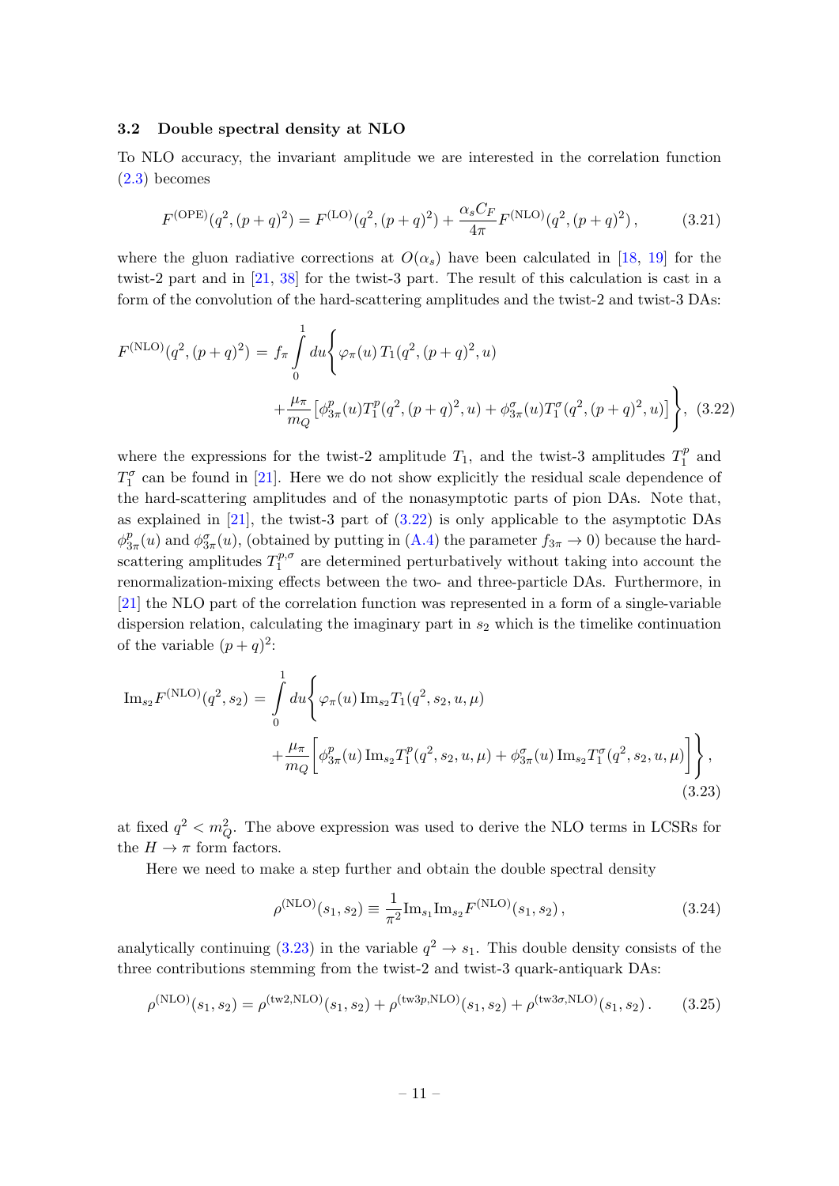### 3.2 Double spectral density at NLO

To NLO accuracy, the invariant amplitude we are interested in the correlation function (2.3) becomes

$$F^{(\mathrm{OPE})}(q^2,(p+q)^2) = F^{(\mathrm{LO})}(q^2,(p+q)^2) + \frac{\alpha_s C_F}{4\pi} F^{(\mathrm{NLO})}(q^2,(p+q)^2)\,, \tag{3.21}$$

where the gluon radiative corrections at $O(\alpha_s)$ have been calculated in [18, 19] for the twist-2 part and in [21, 38] for the twist-3 part. The result of this calculation is cast in a form of the convolution of the hard-scattering amplitudes and the twist-2 and twist-3 DAs:

$$F^{(\mathrm{NLO})}(q^2,(p+q)^2) = f_\pi \int\limits_0^1 du \Bigg\{ \varphi_\pi(u)\, T_1(q^2,(p+q)^2,u) + \frac{\mu_\pi}{m_Q}\left[\phi^p_{3\pi}(u) T_1^p(q^2,(p+q)^2,u) + \phi^\sigma_{3\pi}(u) T_1^\sigma(q^2,(p+q)^2,u)\right] \Bigg\}, \tag{3.22}$$

where the expressions for the twist-2 amplitude $T_1$, and the twist-3 amplitudes $T_1^p$ and $T_1^\sigma$ can be found in [21]. Here we do not show explicitly the residual scale dependence of the hard-scattering amplitudes and of the nonasymptotic parts of pion DAs. Note that, as explained in [21], the twist-3 part of (3.22) is only applicable to the asymptotic DAs $\phi^p_{3\pi}(u)$ and $\phi^\sigma_{3\pi}(u)$, (obtained by putting in (A.4) the parameter $f_{3\pi} \to 0$) because the hard-scattering amplitudes $T_1^{p,\sigma}$ are determined perturbatively without taking into account the renormalization-mixing effects between the two- and three-particle DAs. Furthermore, in [21] the NLO part of the correlation function was represented in a form of a single-variable dispersion relation, calculating the imaginary part in $s_2$ which is the timelike continuation of the variable $(p+q)^2$:

$$\mathrm{Im}_{s_2} F^{(\mathrm{NLO})}(q^2,s_2) = \int\limits_0^1 du \Bigg\{ \varphi_\pi(u)\, \mathrm{Im}_{s_2} T_1(q^2,s_2,u,\mu) + \frac{\mu_\pi}{m_Q}\Big[\phi^p_{3\pi}(u)\, \mathrm{Im}_{s_2} T_1^p(q^2,s_2,u,\mu) + \phi^\sigma_{3\pi}(u)\, \mathrm{Im}_{s_2} T_1^\sigma(q^2,s_2,u,\mu)\Big] \Bigg\}, \tag{3.23}$$

at fixed $q^2 < m_Q^2$. The above expression was used to derive the NLO terms in LCSRs for the $H \to \pi$ form factors.

Here we need to make a step further and obtain the double spectral density

$$\rho^{(\mathrm{NLO})}(s_1,s_2) \equiv \frac{1}{\pi^2} \mathrm{Im}_{s_1} \mathrm{Im}_{s_2} F^{(\mathrm{NLO})}(s_1,s_2)\,, \tag{3.24}$$

analytically continuing (3.23) in the variable $q^2 \to s_1$. This double density consists of the three contributions stemming from the twist-2 and twist-3 quark-antiquark DAs:

$$\rho^{(\mathrm{NLO})}(s_1,s_2) = \rho^{(\mathrm{tw2,NLO})}(s_1,s_2) + \rho^{(\mathrm{tw3}p,\mathrm{NLO})}(s_1,s_2) + \rho^{(\mathrm{tw3}\sigma,\mathrm{NLO})}(s_1,s_2)\,. \tag{3.25}$$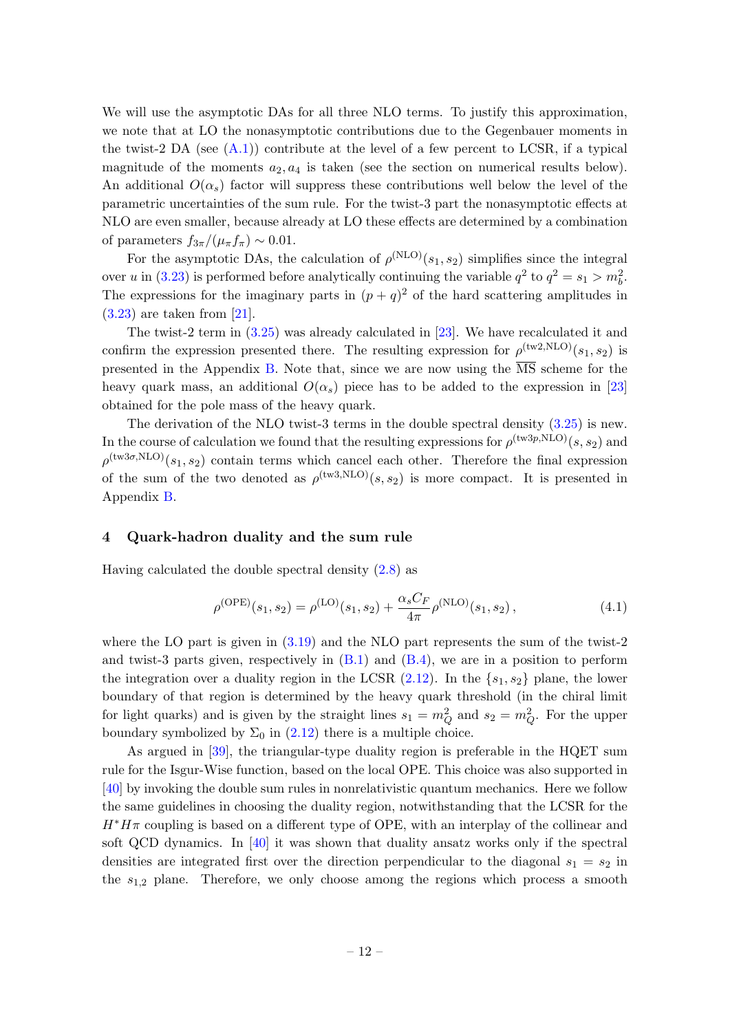We will use the asymptotic DAs for all three NLO terms. To justify this approximation, we note that at LO the nonasymptotic contributions due to the Gegenbauer moments in the twist-2 DA (see (A.1)) contribute at the level of a few percent to LCSR, if a typical magnitude of the moments $a_2, a_4$ is taken (see the section on numerical results below). An additional $O(\alpha_s)$ factor will suppress these contributions well below the level of the parametric uncertainties of the sum rule. For the twist-3 part the nonasymptotic effects at NLO are even smaller, because already at LO these effects are determined by a combination of parameters $f_{3\pi}/(\mu_\pi f_\pi) \sim 0.01$.

For the asymptotic DAs, the calculation of $\rho^{(\rm NLO)}(s_1, s_2)$ simplifies since the integral over $u$ in (3.23) is performed before analytically continuing the variable $q^2$ to $q^2 = s_1 > m_b^2$. The expressions for the imaginary parts in $(p + q)^2$ of the hard scattering amplitudes in (3.23) are taken from [21].

The twist-2 term in (3.25) was already calculated in [23]. We have recalculated it and confirm the expression presented there. The resulting expression for $\rho^{(\rm tw2,NLO)}(s_1, s_2)$ is presented in the Appendix B. Note that, since we are now using the $\overline{\rm MS}$ scheme for the heavy quark mass, an additional $O(\alpha_s)$ piece has to be added to the expression in [23] obtained for the pole mass of the heavy quark.

The derivation of the NLO twist-3 terms in the double spectral density (3.25) is new. In the course of calculation we found that the resulting expressions for $\rho^{(\rm tw3p,NLO)}(s, s_2)$ and $\rho^{(\rm tw3\sigma,NLO)}(s_1, s_2)$ contain terms which cancel each other. Therefore the final expression of the sum of the two denoted as $\rho^{(\rm tw3,NLO)}(s, s_2)$ is more compact. It is presented in Appendix B.

## 4 Quark-hadron duality and the sum rule

Having calculated the double spectral density (2.8) as

$$\rho^{(\rm OPE)}(s_1, s_2) = \rho^{(\rm LO)}(s_1, s_2) + \frac{\alpha_s C_F}{4\pi} \rho^{(\rm NLO)}(s_1, s_2)\,, \tag{4.1}$$

where the LO part is given in (3.19) and the NLO part represents the sum of the twist-2 and twist-3 parts given, respectively in (B.1) and (B.4), we are in a position to perform the integration over a duality region in the LCSR (2.12). In the $\{s_1, s_2\}$ plane, the lower boundary of that region is determined by the heavy quark threshold (in the chiral limit for light quarks) and is given by the straight lines $s_1 = m_Q^2$ and $s_2 = m_Q^2$. For the upper boundary symbolized by $\Sigma_0$ in (2.12) there is a multiple choice.

As argued in [39], the triangular-type duality region is preferable in the HQET sum rule for the Isgur-Wise function, based on the local OPE. This choice was also supported in [40] by invoking the double sum rules in nonrelativistic quantum mechanics. Here we follow the same guidelines in choosing the duality region, notwithstanding that the LCSR for the $H^* H\pi$ coupling is based on a different type of OPE, with an interplay of the collinear and soft QCD dynamics. In [40] it was shown that duality ansatz works only if the spectral densities are integrated first over the direction perpendicular to the diagonal $s_1 = s_2$ in the $s_{1,2}$ plane. Therefore, we only choose among the regions which process a smooth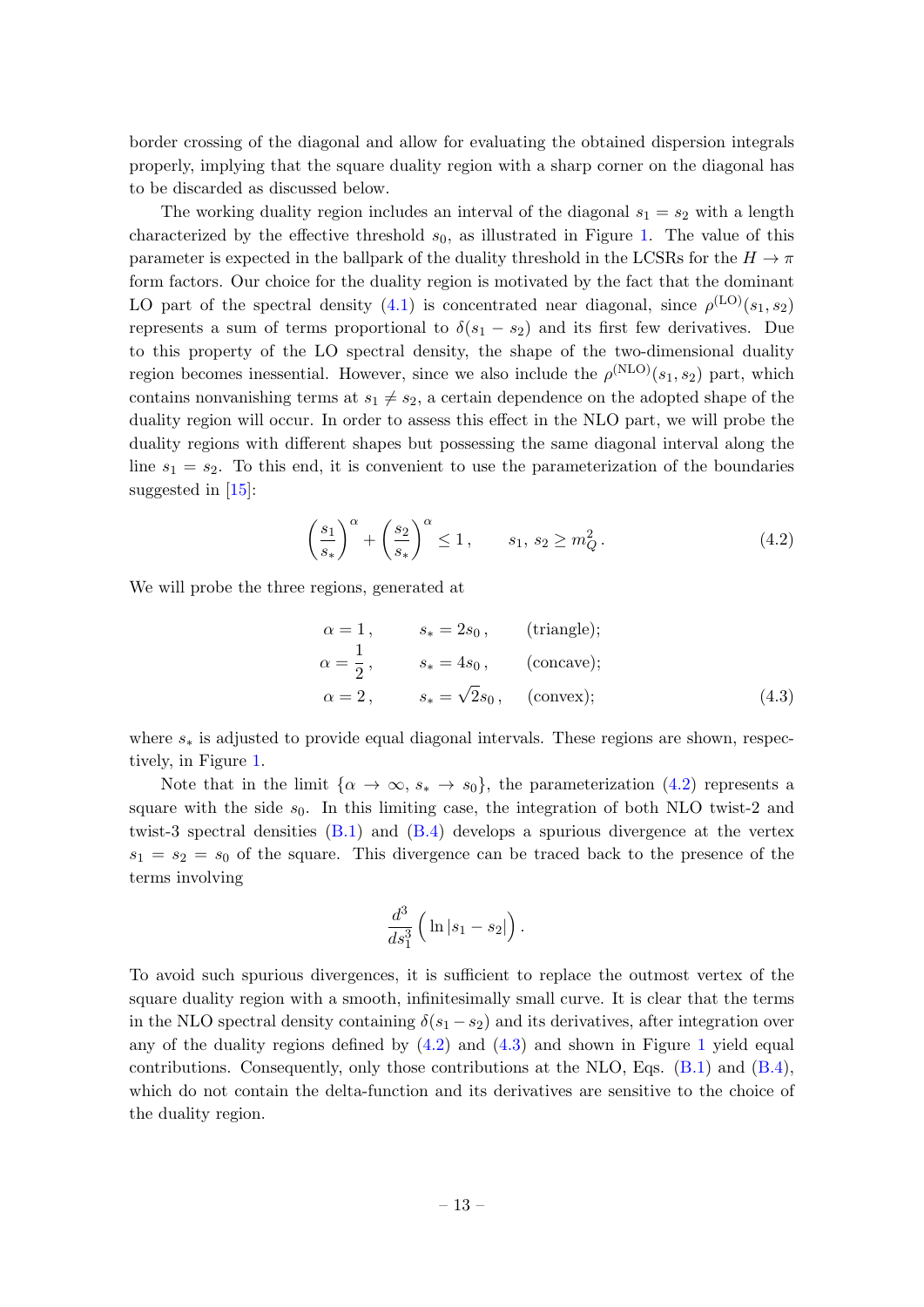border crossing of the diagonal and allow for evaluating the obtained dispersion integrals properly, implying that the square duality region with a sharp corner on the diagonal has to be discarded as discussed below.

The working duality region includes an interval of the diagonal $s_1 = s_2$ with a length characterized by the effective threshold $s_0$, as illustrated in Figure 1. The value of this parameter is expected in the ballpark of the duality threshold in the LCSRs for the $H \to \pi$ form factors. Our choice for the duality region is motivated by the fact that the dominant LO part of the spectral density (4.1) is concentrated near diagonal, since $\rho^{(\mathrm{LO})}(s_1, s_2)$ represents a sum of terms proportional to $\delta(s_1 - s_2)$ and its first few derivatives. Due to this property of the LO spectral density, the shape of the two-dimensional duality region becomes inessential. However, since we also include the $\rho^{(\mathrm{NLO})}(s_1, s_2)$ part, which contains nonvanishing terms at $s_1 \neq s_2$, a certain dependence on the adopted shape of the duality region will occur. In order to assess this effect in the NLO part, we will probe the duality regions with different shapes but possessing the same diagonal interval along the line $s_1 = s_2$. To this end, it is convenient to use the parameterization of the boundaries suggested in [15]:

$$
\left(\frac{s_1}{s_*}\right)^{\alpha} + \left(\frac{s_2}{s_*}\right)^{\alpha} \leq 1 \,, \qquad s_1,\, s_2 \geq m_Q^2 \,. \tag{4.2}
$$

We will probe the three regions, generated at

$$
\begin{aligned}
&\alpha = 1 \,, && s_* = 2s_0 \,, && \text{(triangle);} \\
&\alpha = \frac{1}{2} \,, && s_* = 4s_0 \,, && \text{(concave);} \\
&\alpha = 2 \,, && s_* = \sqrt{2}s_0 \,, && \text{(convex);}
\end{aligned} \tag{4.3}
$$

where $s_*$ is adjusted to provide equal diagonal intervals. These regions are shown, respectively, in Figure 1.

Note that in the limit $\{\alpha \to \infty,\, s_* \to s_0\}$, the parameterization (4.2) represents a square with the side $s_0$. In this limiting case, the integration of both NLO twist-2 and twist-3 spectral densities (B.1) and (B.4) develops a spurious divergence at the vertex $s_1 = s_2 = s_0$ of the square. This divergence can be traced back to the presence of the terms involving

$$
\frac{d^3}{ds_1^3}\Big(\ln|s_1 - s_2|\Big) \,.
$$

To avoid such spurious divergences, it is sufficient to replace the outmost vertex of the square duality region with a smooth, infinitesimally small curve. It is clear that the terms in the NLO spectral density containing $\delta(s_1 - s_2)$ and its derivatives, after integration over any of the duality regions defined by (4.2) and (4.3) and shown in Figure 1 yield equal contributions. Consequently, only those contributions at the NLO, Eqs. (B.1) and (B.4), which do not contain the delta-function and its derivatives are sensitive to the choice of the duality region.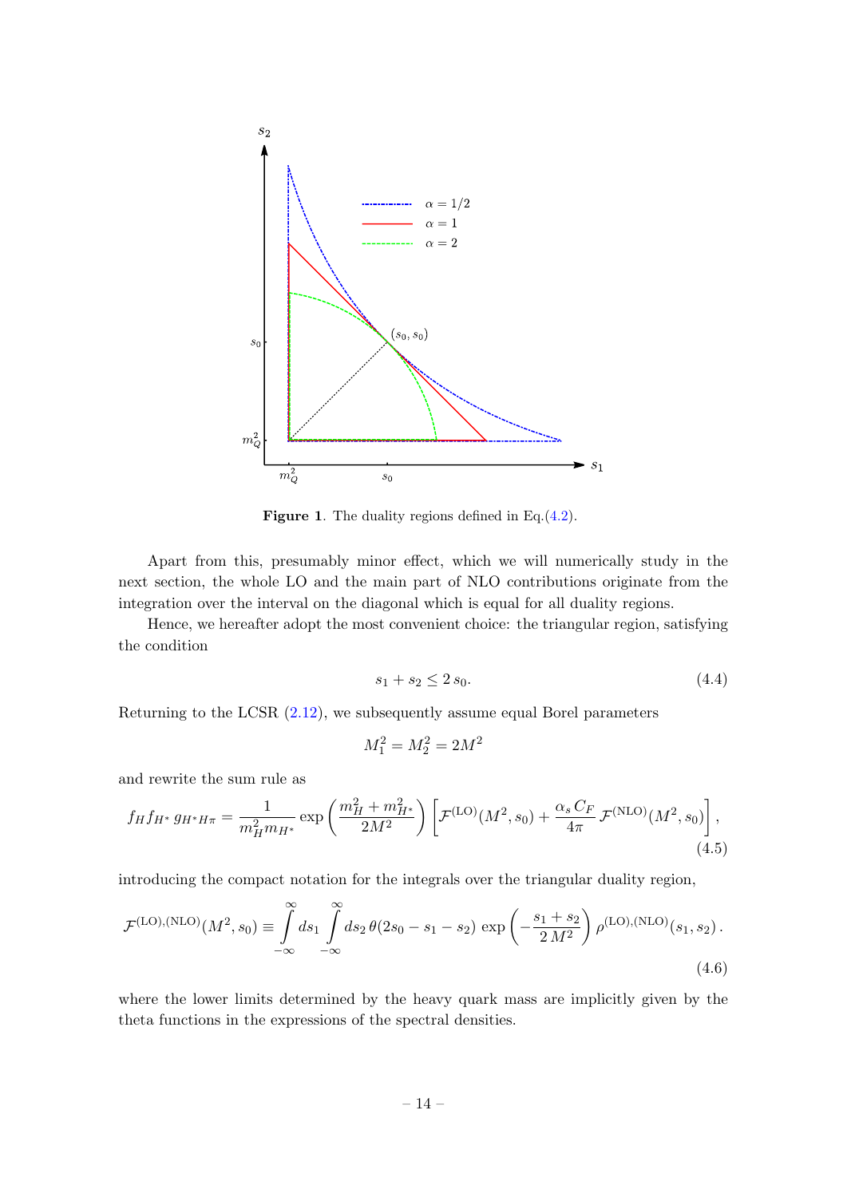**Figure 1**. The duality regions defined in Eq.(4.2).

Apart from this, presumably minor effect, which we will numerically study in the next section, the whole LO and the main part of NLO contributions originate from the integration over the interval on the diagonal which is equal for all duality regions.

Hence, we hereafter adopt the most convenient choice: the triangular region, satisfying the condition

$$s_1 + s_2 \leq 2\, s_0. \tag{4.4}$$

Returning to the LCSR (2.12), we subsequently assume equal Borel parameters

$$M_1^2 = M_2^2 = 2M^2$$

and rewrite the sum rule as

$$f_H f_{H^*}\, g_{H^*H\pi} = \frac{1}{m_H^2 m_{H^*}} \exp\left(\frac{m_H^2 + m_{H^*}^2}{2M^2}\right) \left[\mathcal{F}^{(\rm LO)}(M^2, s_0) + \frac{\alpha_s\, C_F}{4\pi}\, \mathcal{F}^{(\rm NLO)}(M^2, s_0)\right], \tag{4.5}$$

introducing the compact notation for the integrals over the triangular duality region,

$$\mathcal{F}^{(\rm LO),(\rm NLO)}(M^2, s_0) \equiv \int\limits_{-\infty}^{\infty} ds_1 \int\limits_{-\infty}^{\infty} ds_2\, \theta(2s_0 - s_1 - s_2)\, \exp\left(-\frac{s_1 + s_2}{2\, M^2}\right) \rho^{(\rm LO),(\rm NLO)}(s_1, s_2)\,. \tag{4.6}$$

where the lower limits determined by the heavy quark mass are implicitly given by the theta functions in the expressions of the spectral densities.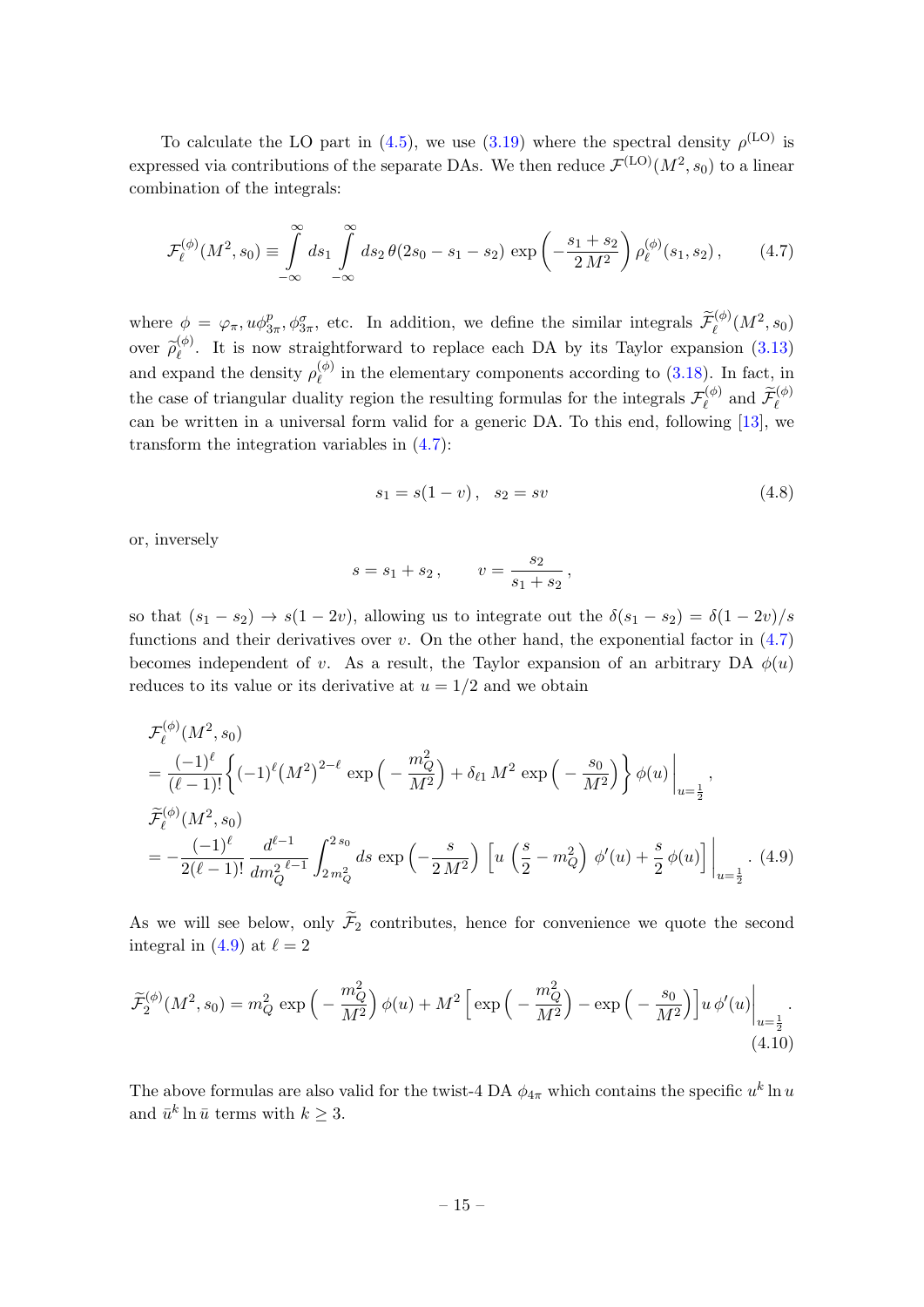To calculate the LO part in (4.5), we use (3.19) where the spectral density $\rho^{(\mathrm{LO})}$ is expressed via contributions of the separate DAs. We then reduce $\mathcal{F}^{(\mathrm{LO})}(M^2, s_0)$ to a linear combination of the integrals:

$$
\mathcal{F}^{(\phi)}_\ell(M^2, s_0) \equiv \int\limits_{-\infty}^{\infty} ds_1 \int\limits_{-\infty}^{\infty} ds_2\, \theta(2s_0 - s_1 - s_2)\, \exp\left(-\frac{s_1 + s_2}{2\,M^2}\right) \rho^{(\phi)}_\ell(s_1, s_2)\,, \tag{4.7}
$$

where $\phi = \varphi_\pi, u\phi^p_{3\pi}, \phi^\sigma_{3\pi}$, etc. In addition, we define the similar integrals $\widetilde{\mathcal{F}}^{(\phi)}_\ell(M^2, s_0)$ over $\widetilde{\rho}^{(\phi)}_\ell$. It is now straightforward to replace each DA by its Taylor expansion (3.13) and expand the density $\rho^{(\phi)}_\ell$ in the elementary components according to (3.18). In fact, in the case of triangular duality region the resulting formulas for the integrals $\mathcal{F}^{(\phi)}_\ell$ and $\widetilde{\mathcal{F}}^{(\phi)}_\ell$ can be written in a universal form valid for a generic DA. To this end, following [13], we transform the integration variables in (4.7):

$$
s_1 = s(1 - v)\,, \quad s_2 = sv \tag{4.8}
$$

or, inversely

$$
s = s_1 + s_2\,, \qquad v = \frac{s_2}{s_1 + s_2}\,,
$$

so that $(s_1 - s_2) \to s(1 - 2v)$, allowing us to integrate out the $\delta(s_1 - s_2) = \delta(1 - 2v)/s$ functions and their derivatives over $v$. On the other hand, the exponential factor in (4.7) becomes independent of $v$. As a result, the Taylor expansion of an arbitrary DA $\phi(u)$ reduces to its value or its derivative at $u = 1/2$ and we obtain

$$
\begin{aligned}
&\mathcal{F}^{(\phi)}_\ell(M^2, s_0) \\
&= \frac{(-1)^\ell}{(\ell-1)!}\left\{(-1)^\ell \big(M^2\big)^{2-\ell} \exp\Big(-\frac{m_Q^2}{M^2}\Big) + \delta_{\ell 1}\, M^2 \exp\Big(-\frac{s_0}{M^2}\Big)\right\} \phi(u)\Big|_{u=\frac{1}{2}}\,, \\
&\widetilde{\mathcal{F}}^{(\phi)}_\ell(M^2, s_0) \\
&= -\frac{(-1)^\ell}{2(\ell-1)!}\, \frac{d^{\ell-1}}{dm_Q^{2\;\ell-1}} \int_{2\,m_Q^2}^{2\,s_0} ds\, \exp\Big(-\frac{s}{2\,M^2}\Big) \left[u\,\Big(\frac{s}{2} - m_Q^2\Big)\,\phi'(u) + \frac{s}{2}\,\phi(u)\right]\Big|_{u=\frac{1}{2}}\,.
\end{aligned} \tag{4.9}
$$

As we will see below, only $\widetilde{\mathcal{F}}_2$ contributes, hence for convenience we quote the second integral in (4.9) at $\ell = 2$

$$
\widetilde{\mathcal{F}}^{(\phi)}_2(M^2, s_0) = m_Q^2 \exp\Big(-\frac{m_Q^2}{M^2}\Big)\,\phi(u) + M^2\left[\exp\Big(-\frac{m_Q^2}{M^2}\Big) - \exp\Big(-\frac{s_0}{M^2}\Big)\right] u\,\phi'(u)\Big|_{u=\frac{1}{2}}\,. \tag{4.10}
$$

The above formulas are also valid for the twist-4 DA $\phi_{4\pi}$ which contains the specific $u^k \ln u$ and $\bar{u}^k \ln \bar{u}$ terms with $k \geq 3$.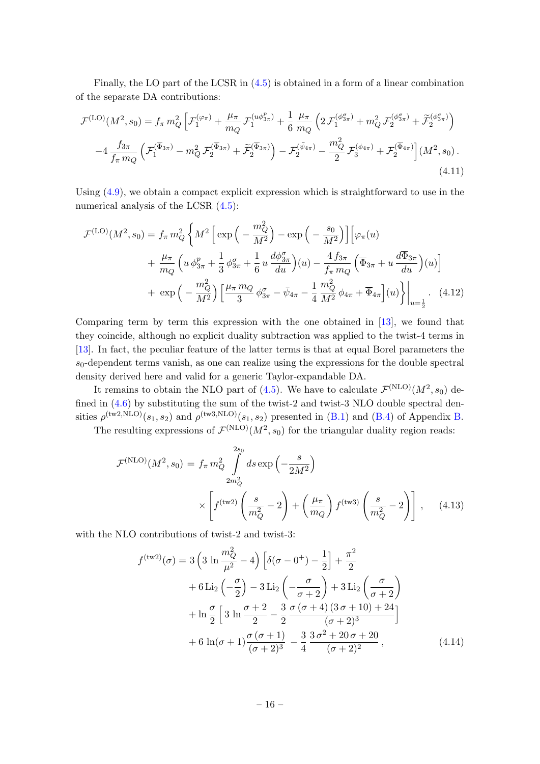Finally, the LO part of the LCSR in (4.5) is obtained in a form of a linear combination of the separate DA contributions:

$$
\begin{aligned}
\mathcal{F}^{(\mathrm{LO})}(M^2,s_0) = f_\pi\, m_Q^2 \Big[ & \mathcal{F}_1^{(\varphi_\pi)} + \frac{\mu_\pi}{m_Q}\,\mathcal{F}_1^{(u\phi^p_{3\pi})} + \frac{1}{6}\,\frac{\mu_\pi}{m_Q}\Big(2\,\mathcal{F}_1^{(\phi^\sigma_{3\pi})} + m_Q^2\,\mathcal{F}_2^{(\phi^\sigma_{3\pi})} + \widetilde{\mathcal{F}}_2^{(\phi^\sigma_{3\pi})}\Big) \\
& -4\,\frac{f_{3\pi}}{f_\pi\, m_Q}\Big(\mathcal{F}_1^{(\overline{\Phi}_{3\pi})} - m_Q^2\,\mathcal{F}_2^{(\overline{\Phi}_{3\pi})} + \widetilde{\mathcal{F}}_2^{(\overline{\Phi}_{3\pi})}\Big) - \mathcal{F}_2^{(\bar\psi_{4\pi})} - \frac{m_Q^2}{2}\,\mathcal{F}_3^{(\phi_{4\pi})} + \mathcal{F}_2^{(\overline{\Phi}_{4\pi})}\Big](M^2,s_0)\,.
\end{aligned}
\tag{4.11}
$$

Using (4.9), we obtain a compact explicit expression which is straightforward to use in the numerical analysis of the LCSR (4.5):

$$
\begin{aligned}
\mathcal{F}^{(\mathrm{LO})}(M^2,s_0) = f_\pi\, m_Q^2 \Big\{ & M^2\Big[\exp\Big(-\frac{m_Q^2}{M^2}\Big) - \exp\Big(-\frac{s_0}{M^2}\Big)\Big]\Big[\varphi_\pi(u) \\
& + \frac{\mu_\pi}{m_Q}\Big(u\,\phi^p_{3\pi} + \frac{1}{3}\,\phi^\sigma_{3\pi} + \frac{1}{6}\,u\,\frac{d\phi^\sigma_{3\pi}}{du}\Big)(u) - \frac{4\,f_{3\pi}}{f_\pi\, m_Q}\Big(\overline{\Phi}_{3\pi} + u\,\frac{d\overline{\Phi}_{3\pi}}{du}\Big)(u)\Big] \\
& + \exp\Big(-\frac{m_Q^2}{M^2}\Big)\Big[\frac{\mu_\pi\, m_Q}{3}\,\phi^\sigma_{3\pi} - \bar\psi_{4\pi} - \frac{1}{4}\,\frac{m_Q^2}{M^2}\,\phi_{4\pi} + \overline{\Phi}_{4\pi}\Big](u)\Big\}\Big|_{u=\frac{1}{2}}\,.
\end{aligned}
\tag{4.12}
$$

Comparing term by term this expression with the one obtained in [13], we found that they coincide, although no explicit duality subtraction was applied to the twist-4 terms in [13]. In fact, the peculiar feature of the latter terms is that at equal Borel parameters the $s_0$-dependent terms vanish, as one can realize using the expressions for the double spectral density derived here and valid for a generic Taylor-expandable DA.

It remains to obtain the NLO part of (4.5). We have to calculate $\mathcal{F}^{(\mathrm{NLO})}(M^2,s_0)$ defined in (4.6) by substituting the sum of the twist-2 and twist-3 NLO double spectral densities $\rho^{(\mathrm{tw2,NLO})}(s_1,s_2)$ and $\rho^{(\mathrm{tw3,NLO})}(s_1,s_2)$ presented in (B.1) and (B.4) of Appendix B.

The resulting expressions of $\mathcal{F}^{(\mathrm{NLO})}(M^2,s_0)$ for the triangular duality region reads:

$$
\mathcal{F}^{(\mathrm{NLO})}(M^2,s_0) = f_\pi\, m_Q^2 \int\limits_{2m_Q^2}^{2s_0} ds\, \exp\Big(-\frac{s}{2M^2}\Big) \times\Big[f^{(\mathrm{tw2})}\Big(\frac{s}{m_Q^2}-2\Big) + \Big(\frac{\mu_\pi}{m_Q}\Big) f^{(\mathrm{tw3})}\Big(\frac{s}{m_Q^2}-2\Big)\Big]\,, \tag{4.13}
$$

with the NLO contributions of twist-2 and twist-3:

$$
\begin{aligned}
f^{(\mathrm{tw2})}(\sigma) = {} & 3\Big(3\,\ln\frac{m_Q^2}{\mu^2} - 4\Big)\Big[\delta(\sigma-0^+) - \frac{1}{2}\Big] + \frac{\pi^2}{2} \\
& + 6\,\mathrm{Li}_2\Big(-\frac{\sigma}{2}\Big) - 3\,\mathrm{Li}_2\Big(-\frac{\sigma}{\sigma+2}\Big) + 3\,\mathrm{Li}_2\Big(\frac{\sigma}{\sigma+2}\Big) \\
& + \ln\frac{\sigma}{2}\Big[3\,\ln\frac{\sigma+2}{2} - \frac{3}{2}\,\frac{\sigma\,(\sigma+4)\,(3\,\sigma+10)+24}{(\sigma+2)^3}\Big] \\
& + 6\,\ln(\sigma+1)\frac{\sigma\,(\sigma+1)}{(\sigma+2)^3} - \frac{3}{4}\,\frac{3\,\sigma^2+20\,\sigma+20}{(\sigma+2)^2}\,,
\end{aligned}
\tag{4.14}
$$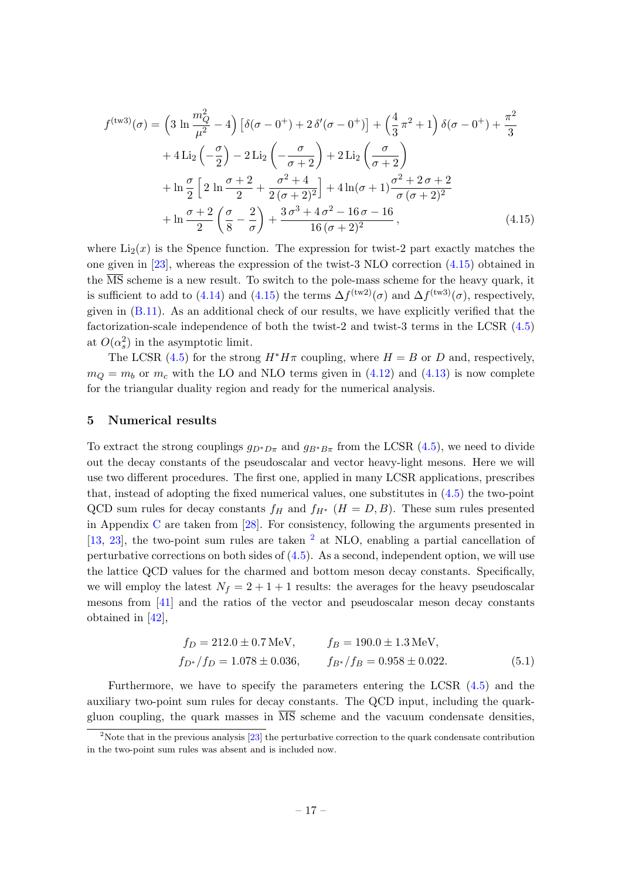$$
\begin{aligned}
f^{(\mathrm{tw3})}(\sigma) = & \Big(3\,\ln\frac{m_Q^2}{\mu^2} - 4\Big)\left[\delta(\sigma - 0^+) + 2\,\delta'(\sigma - 0^+)\right] + \Big(\frac{4}{3}\,\pi^2 + 1\Big)\,\delta(\sigma - 0^+) + \frac{\pi^2}{3} \\
& + 4\,\mathrm{Li}_2\left(-\frac{\sigma}{2}\right) - 2\,\mathrm{Li}_2\left(-\frac{\sigma}{\sigma+2}\right) + 2\,\mathrm{Li}_2\left(\frac{\sigma}{\sigma+2}\right) \\
& + \ln\frac{\sigma}{2}\Big[\,2\,\ln\frac{\sigma+2}{2} + \frac{\sigma^2+4}{2\,(\sigma+2)^2}\Big] + 4\ln(\sigma+1)\frac{\sigma^2+2\,\sigma+2}{\sigma\,(\sigma+2)^2} \\
& + \ln\frac{\sigma+2}{2}\left(\frac{\sigma}{8} - \frac{2}{\sigma}\right) + \frac{3\,\sigma^3 + 4\,\sigma^2 - 16\,\sigma - 16}{16\,(\sigma+2)^2}\,,
\end{aligned}
\tag{4.15}
$$

where $\mathrm{Li}_2(x)$ is the Spence function. The expression for twist-2 part exactly matches the one given in [23], whereas the expression of the twist-3 NLO correction (4.15) obtained in the $\overline{\mathrm{MS}}$ scheme is a new result. To switch to the pole-mass scheme for the heavy quark, it is sufficient to add to (4.14) and (4.15) the terms $\Delta f^{(\mathrm{tw2})}(\sigma)$ and $\Delta f^{(\mathrm{tw3})}(\sigma)$, respectively, given in (B.11). As an additional check of our results, we have explicitly verified that the factorization-scale independence of both the twist-2 and twist-3 terms in the LCSR (4.5) at $O(\alpha_s^2)$ in the asymptotic limit.

The LCSR (4.5) for the strong $H^*H\pi$ coupling, where $H = B$ or $D$ and, respectively, $m_Q = m_b$ or $m_c$ with the LO and NLO terms given in (4.12) and (4.13) is now complete for the triangular duality region and ready for the numerical analysis.

## 5 Numerical results

To extract the strong couplings $g_{D^*D\pi}$ and $g_{B^*B\pi}$ from the LCSR (4.5), we need to divide out the decay constants of the pseudoscalar and vector heavy-light mesons. Here we will use two different procedures. The first one, applied in many LCSR applications, prescribes that, instead of adopting the fixed numerical values, one substitutes in (4.5) the two-point QCD sum rules for decay constants $f_H$ and $f_{H^*}$ ($H = D, B$). These sum rules presented in Appendix C are taken from [28]. For consistency, following the arguments presented in [13, 23], the two-point sum rules are taken [2] at NLO, enabling a partial cancellation of perturbative corrections on both sides of (4.5). As a second, independent option, we will use the lattice QCD values for the charmed and bottom meson decay constants. Specifically, we will employ the latest $N_f = 2+1+1$ results: the averages for the heavy pseudoscalar mesons from [41] and the ratios of the vector and pseudoscalar meson decay constants obtained in [42],

$$
\begin{aligned}
f_D &= 212.0 \pm 0.7\,\mathrm{MeV}, & f_B &= 190.0 \pm 1.3\,\mathrm{MeV}, \\
f_{D^*}/f_D &= 1.078 \pm 0.036, & f_{B^*}/f_B &= 0.958 \pm 0.022.
\end{aligned}
\tag{5.1}
$$

Furthermore, we have to specify the parameters entering the LCSR (4.5) and the auxiliary two-point sum rules for decay constants. The QCD input, including the quark-gluon coupling, the quark masses in $\overline{\mathrm{MS}}$ scheme and the vacuum condensate densities,

[2] Note that in the previous analysis [23] the perturbative correction to the quark condensate contribution in the two-point sum rules was absent and is included now.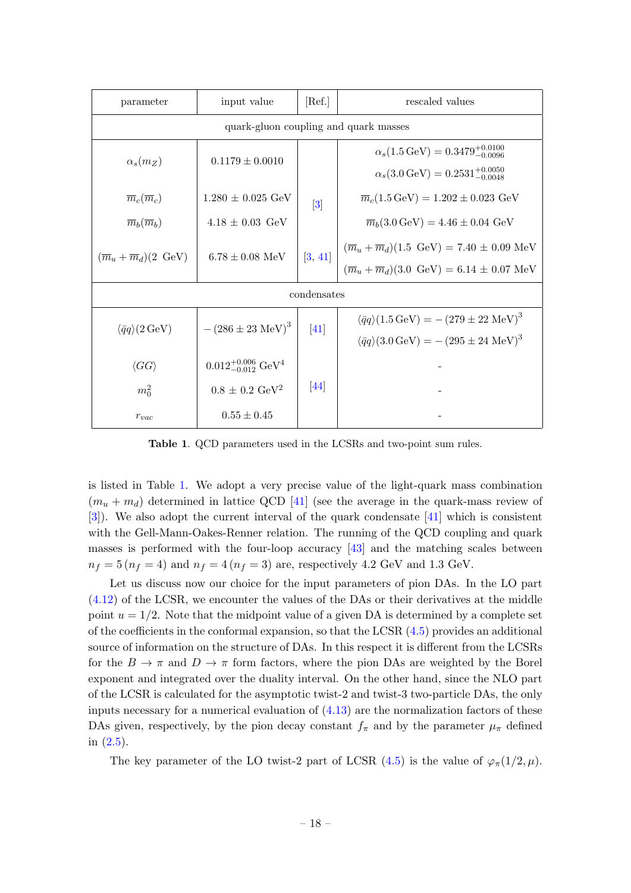| parameter | input value | [Ref.] | rescaled values |
|---|---|---|---|
| quark-gluon coupling and quark masses | | | |
| $\alpha_s(m_Z)$ | $0.1179 \pm 0.0010$ | [3] | $\alpha_s(1.5\,\text{GeV}) = 0.3479^{+0.0100}_{-0.0096}$ <br> $\alpha_s(3.0\,\text{GeV}) = 0.2531^{+0.0050}_{-0.0048}$ |
| $\overline{m}_c(\overline{m}_c)$ | $1.280 \pm 0.025$ GeV | [3] | $\overline{m}_c(1.5\,\text{GeV}) = 1.202 \pm 0.023$ GeV |
| $\overline{m}_b(\overline{m}_b)$ | $4.18 \pm 0.03$ GeV | [3] | $\overline{m}_b(3.0\,\text{GeV}) = 4.46 \pm 0.04$ GeV |
| $(\overline{m}_u + \overline{m}_d)(2\ \text{GeV})$ | $6.78 \pm 0.08$ MeV | [3, 41] | $(\overline{m}_u + \overline{m}_d)(1.5\ \text{GeV}) = 7.40 \pm 0.09$ MeV <br> $(\overline{m}_u + \overline{m}_d)(3.0\ \text{GeV}) = 6.14 \pm 0.07$ MeV |
| condensates | | | |
| $\langle \bar{q}q \rangle(2\,\text{GeV})$ | $-\,(286 \pm 23\ \text{MeV})^3$ | [41] | $\langle \bar{q}q \rangle(1.5\,\text{GeV}) = -\,(279 \pm 22\ \text{MeV})^3$ <br> $\langle \bar{q}q \rangle(3.0\,\text{GeV}) = -\,(295 \pm 24\ \text{MeV})^3$ |
| $\langle GG \rangle$ | $0.012^{+0.006}_{-0.012}$ GeV$^4$ | [44] | - |
| $m_0^2$ | $0.8 \pm 0.2$ GeV$^2$ | [44] | - |
| $r_{vac}$ | $0.55 \pm 0.45$ | [44] | - |

**Table 1**. QCD parameters used in the LCSRs and two-point sum rules.

is listed in Table 1. We adopt a very precise value of the light-quark mass combination $(m_u + m_d)$ determined in lattice QCD [41] (see the average in the quark-mass review of [3]). We also adopt the current interval of the quark condensate [41] which is consistent with the Gell-Mann-Oakes-Renner relation. The running of the QCD coupling and quark masses is performed with the four-loop accuracy [43] and the matching scales between $n_f = 5\,(n_f = 4)$ and $n_f = 4\,(n_f = 3)$ are, respectively 4.2 GeV and 1.3 GeV.

Let us discuss now our choice for the input parameters of pion DAs. In the LO part (4.12) of the LCSR, we encounter the values of the DAs or their derivatives at the middle point $u = 1/2$. Note that the midpoint value of a given DA is determined by a complete set of the coefficients in the conformal expansion, so that the LCSR (4.5) provides an additional source of information on the structure of DAs. In this respect it is different from the LCSRs for the $B \to \pi$ and $D \to \pi$ form factors, where the pion DAs are weighted by the Borel exponent and integrated over the duality interval. On the other hand, since the NLO part of the LCSR is calculated for the asymptotic twist-2 and twist-3 two-particle DAs, the only inputs necessary for a numerical evaluation of (4.13) are the normalization factors of these DAs given, respectively, by the pion decay constant $f_\pi$ and by the parameter $\mu_\pi$ defined in (2.5).

The key parameter of the LO twist-2 part of LCSR (4.5) is the value of $\varphi_\pi(1/2, \mu)$.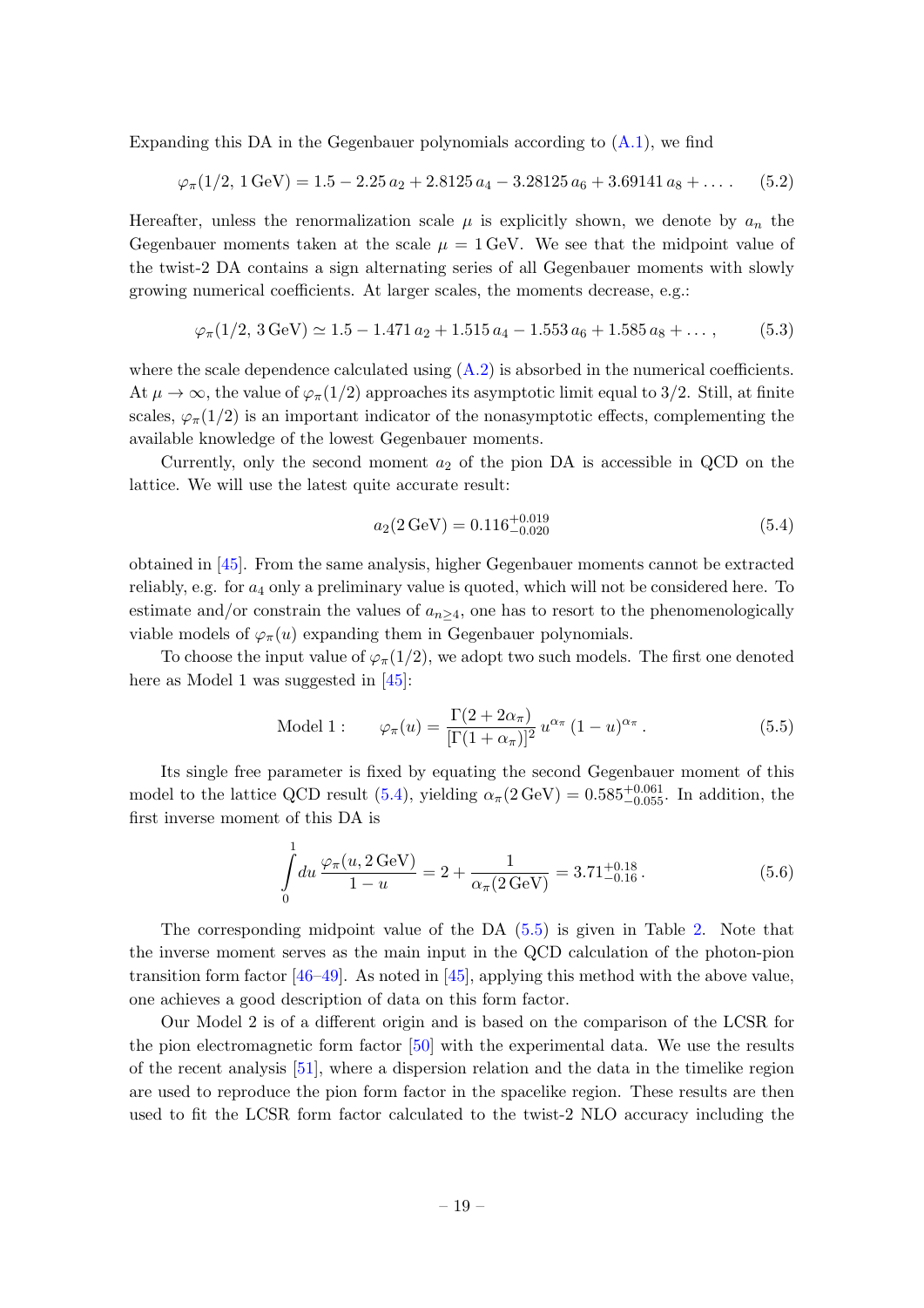Expanding this DA in the Gegenbauer polynomials according to (A.1), we find

$$\varphi_\pi(1/2,\, 1\,\text{GeV}) = 1.5 - 2.25\, a_2 + 2.8125\, a_4 - 3.28125\, a_6 + 3.69141\, a_8 + \dots \,. \tag{5.2}$$

Hereafter, unless the renormalization scale $\mu$ is explicitly shown, we denote by $a_n$ the Gegenbauer moments taken at the scale $\mu = 1\,\text{GeV}$. We see that the midpoint value of the twist-2 DA contains a sign alternating series of all Gegenbauer moments with slowly growing numerical coefficients. At larger scales, the moments decrease, e.g.:

$$\varphi_\pi(1/2,\, 3\,\text{GeV}) \simeq 1.5 - 1.471\, a_2 + 1.515\, a_4 - 1.553\, a_6 + 1.585\, a_8 + \dots \,, \tag{5.3}$$

where the scale dependence calculated using (A.2) is absorbed in the numerical coefficients. At $\mu \to \infty$, the value of $\varphi_\pi(1/2)$ approaches its asymptotic limit equal to $3/2$. Still, at finite scales, $\varphi_\pi(1/2)$ is an important indicator of the nonasymptotic effects, complementing the available knowledge of the lowest Gegenbauer moments.

Currently, only the second moment $a_2$ of the pion DA is accessible in QCD on the lattice. We will use the latest quite accurate result:

$$a_2(2\,\text{GeV}) = 0.116^{+0.019}_{-0.020} \tag{5.4}$$

obtained in [45]. From the same analysis, higher Gegenbauer moments cannot be extracted reliably, e.g. for $a_4$ only a preliminary value is quoted, which will not be considered here. To estimate and/or constrain the values of $a_{n\geq 4}$, one has to resort to the phenomenologically viable models of $\varphi_\pi(u)$ expanding them in Gegenbauer polynomials.

To choose the input value of $\varphi_\pi(1/2)$, we adopt two such models. The first one denoted here as Model 1 was suggested in [45]:

$$\text{Model 1}: \qquad \varphi_\pi(u) = \frac{\Gamma(2+2\alpha_\pi)}{[\Gamma(1+\alpha_\pi)]^2}\, u^{\alpha_\pi}\, (1-u)^{\alpha_\pi}\,. \tag{5.5}$$

Its single free parameter is fixed by equating the second Gegenbauer moment of this model to the lattice QCD result (5.4), yielding $\alpha_\pi(2\,\text{GeV}) = 0.585^{+0.061}_{-0.055}$. In addition, the first inverse moment of this DA is

$$\int\limits_0^1 du\, \frac{\varphi_\pi(u, 2\,\text{GeV})}{1-u} = 2 + \frac{1}{\alpha_\pi(2\,\text{GeV})} = 3.71^{+0.18}_{-0.16}\,. \tag{5.6}$$

The corresponding midpoint value of the DA (5.5) is given in Table 2. Note that the inverse moment serves as the main input in the QCD calculation of the photon-pion transition form factor [46–49]. As noted in [45], applying this method with the above value, one achieves a good description of data on this form factor.

Our Model 2 is of a different origin and is based on the comparison of the LCSR for the pion electromagnetic form factor [50] with the experimental data. We use the results of the recent analysis [51], where a dispersion relation and the data in the timelike region are used to reproduce the pion form factor in the spacelike region. These results are then used to fit the LCSR form factor calculated to the twist-2 NLO accuracy including the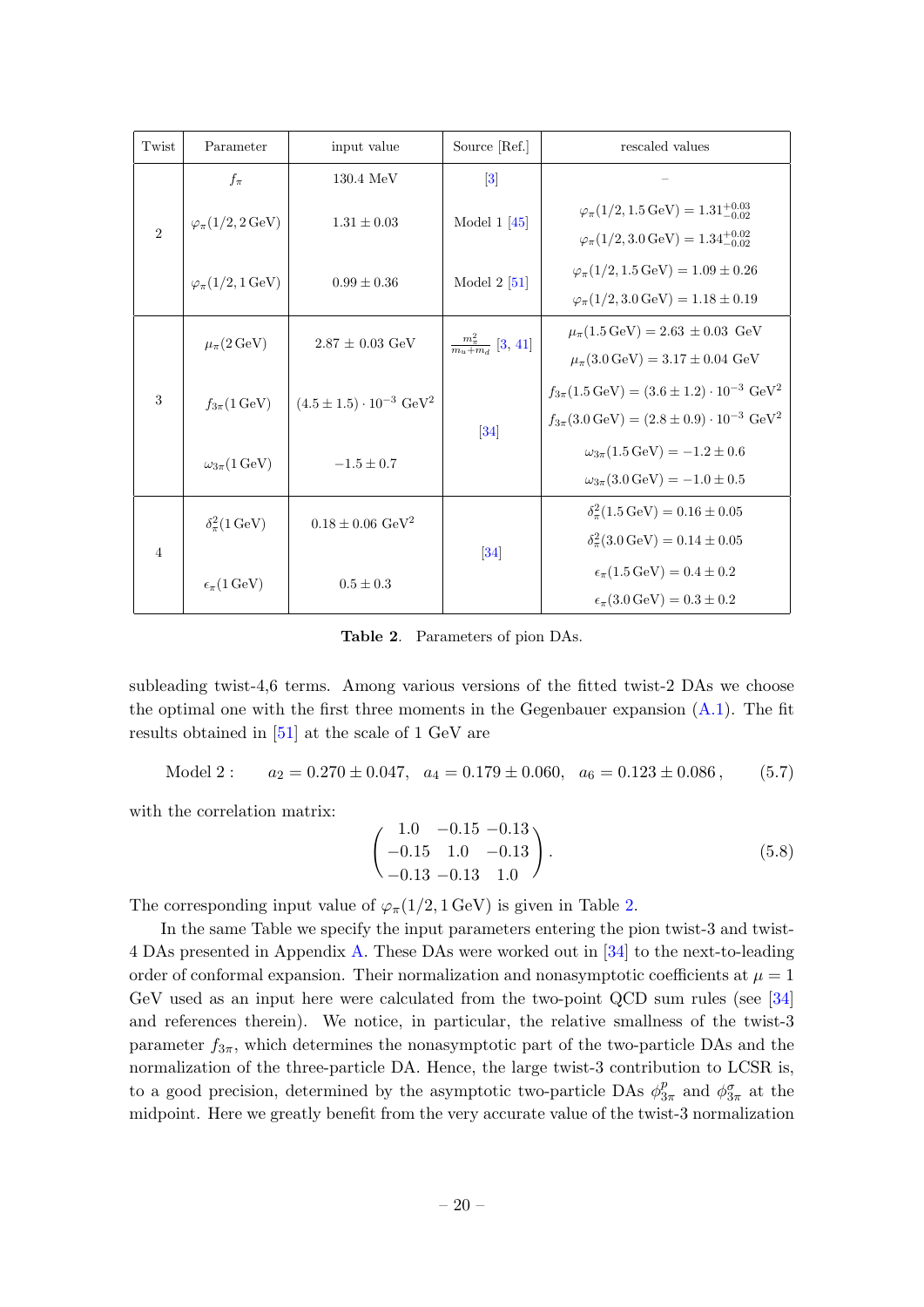| Twist | Parameter | input value | Source [Ref.] | rescaled values |
|---|---|---|---|---|
| 2 | $f_\pi$ | 130.4 MeV | [3] | – |
| | $\varphi_\pi(1/2, 2\,\text{GeV})$ | $1.31 \pm 0.03$ | Model 1 [45] | $\varphi_\pi(1/2, 1.5\,\text{GeV}) = 1.31^{+0.03}_{-0.02}$ <br> $\varphi_\pi(1/2, 3.0\,\text{GeV}) = 1.34^{+0.02}_{-0.02}$ |
| | $\varphi_\pi(1/2, 1\,\text{GeV})$ | $0.99 \pm 0.36$ | Model 2 [51] | $\varphi_\pi(1/2, 1.5\,\text{GeV}) = 1.09 \pm 0.26$ <br> $\varphi_\pi(1/2, 3.0\,\text{GeV}) = 1.18 \pm 0.19$ |
| 3 | $\mu_\pi(2\,\text{GeV})$ | $2.87 \pm 0.03$ GeV | $\frac{m_\pi^2}{m_u+m_d}$ [3, 41] | $\mu_\pi(1.5\,\text{GeV}) = 2.63 \pm 0.03$ GeV <br> $\mu_\pi(3.0\,\text{GeV}) = 3.17 \pm 0.04$ GeV |
| | $f_{3\pi}(1\,\text{GeV})$ | $(4.5 \pm 1.5) \cdot 10^{-3}$ GeV$^2$ | [34] | $f_{3\pi}(1.5\,\text{GeV}) = (3.6 \pm 1.2) \cdot 10^{-3}$ GeV$^2$ <br> $f_{3\pi}(3.0\,\text{GeV}) = (2.8 \pm 0.9) \cdot 10^{-3}$ GeV$^2$ |
| | $\omega_{3\pi}(1\,\text{GeV})$ | $-1.5 \pm 0.7$ | | $\omega_{3\pi}(1.5\,\text{GeV}) = -1.2 \pm 0.6$ <br> $\omega_{3\pi}(3.0\,\text{GeV}) = -1.0 \pm 0.5$ |
| 4 | $\delta_\pi^2(1\,\text{GeV})$ | $0.18 \pm 0.06$ GeV$^2$ | [34] | $\delta_\pi^2(1.5\,\text{GeV}) = 0.16 \pm 0.05$ <br> $\delta_\pi^2(3.0\,\text{GeV}) = 0.14 \pm 0.05$ |
| | $\epsilon_\pi(1\,\text{GeV})$ | $0.5 \pm 0.3$ | | $\epsilon_\pi(1.5\,\text{GeV}) = 0.4 \pm 0.2$ <br> $\epsilon_\pi(3.0\,\text{GeV}) = 0.3 \pm 0.2$ |

**Table 2**. Parameters of pion DAs.

subleading twist-4,6 terms. Among various versions of the fitted twist-2 DAs we choose the optimal one with the first three moments in the Gegenbauer expansion (A.1). The fit results obtained in [51] at the scale of 1 GeV are

$$\text{Model 2}: \qquad a_2 = 0.270 \pm 0.047, \quad a_4 = 0.179 \pm 0.060, \quad a_6 = 0.123 \pm 0.086\,, \tag{5.7}$$

with the correlation matrix:

$$\begin{pmatrix} 1.0 & -0.15 & -0.13 \\ -0.15 & 1.0 & -0.13 \\ -0.13 & -0.13 & 1.0 \end{pmatrix}. \tag{5.8}$$

The corresponding input value of $\varphi_\pi(1/2, 1\,\text{GeV})$ is given in Table 2.

In the same Table we specify the input parameters entering the pion twist-3 and twist-4 DAs presented in Appendix A. These DAs were worked out in [34] to the next-to-leading order of conformal expansion. Their normalization and nonasymptotic coefficients at $\mu = 1$ GeV used as an input here were calculated from the two-point QCD sum rules (see [34] and references therein). We notice, in particular, the relative smallness of the twist-3 parameter $f_{3\pi}$, which determines the nonasymptotic part of the two-particle DAs and the normalization of the three-particle DA. Hence, the large twist-3 contribution to LCSR is, to a good precision, determined by the asymptotic two-particle DAs $\phi^p_{3\pi}$ and $\phi^\sigma_{3\pi}$ at the midpoint. Here we greatly benefit from the very accurate value of the twist-3 normalization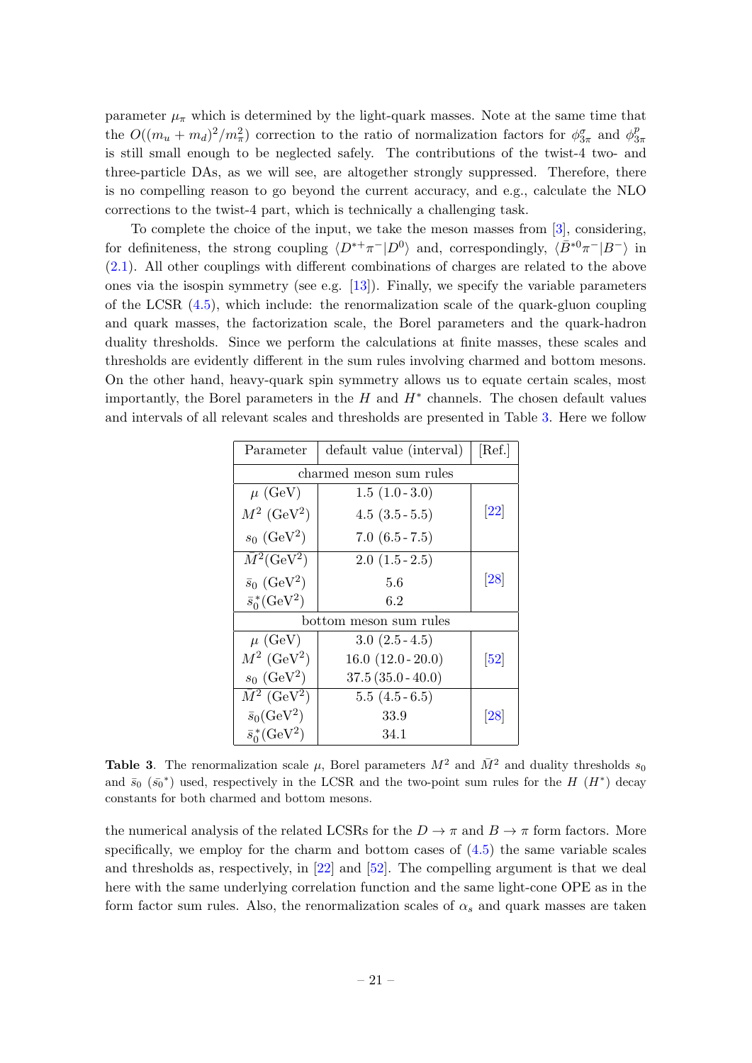parameter $\mu_\pi$ which is determined by the light-quark masses. Note at the same time that the $O((m_u + m_d)^2/m_\pi^2)$ correction to the ratio of normalization factors for $\phi_{3\pi}^\sigma$ and $\phi_{3\pi}^p$ is still small enough to be neglected safely. The contributions of the twist-4 two- and three-particle DAs, as we will see, are altogether strongly suppressed. Therefore, there is no compelling reason to go beyond the current accuracy, and e.g., calculate the NLO corrections to the twist-4 part, which is technically a challenging task.

To complete the choice of the input, we take the meson masses from [3], considering, for definiteness, the strong coupling $\langle D^{*+}\pi^-|D^0\rangle$ and, correspondingly, $\langle \bar{B}^{*0}\pi^-|B^-\rangle$ in (2.1). All other couplings with different combinations of charges are related to the above ones via the isospin symmetry (see e.g. [13]). Finally, we specify the variable parameters of the LCSR (4.5), which include: the renormalization scale of the quark-gluon coupling and quark masses, the factorization scale, the Borel parameters and the quark-hadron duality thresholds. Since we perform the calculations at finite masses, these scales and thresholds are evidently different in the sum rules involving charmed and bottom mesons. On the other hand, heavy-quark spin symmetry allows us to equate certain scales, most importantly, the Borel parameters in the $H$ and $H^*$ channels. The chosen default values and intervals of all relevant scales and thresholds are presented in Table 3. Here we follow

| Parameter | default value (interval) | [Ref.] |
|---|---|---|
| charmed meson sum rules | | |
| $\mu$ (GeV) | 1.5 (1.0 - 3.0) | [22] |
| $M^2$ (GeV$^2$) | 4.5 (3.5 - 5.5) | |
| $s_0$ (GeV$^2$) | 7.0 (6.5 - 7.5) | |
| $\bar{M}^2$(GeV$^2$) | 2.0 (1.5 - 2.5) | [28] |
| $\bar{s}_0$ (GeV$^2$) | 5.6 | |
| $\bar{s}_0^*$(GeV$^2$) | 6.2 | |
| bottom meson sum rules | | |
| $\mu$ (GeV) | 3.0 (2.5 - 4.5) | [52] |
| $M^2$ (GeV$^2$) | 16.0 (12.0 - 20.0) | |
| $s_0$ (GeV$^2$) | 37.5 (35.0 - 40.0) | |
| $\bar{M}^2$ (GeV$^2$) | 5.5 (4.5 - 6.5) | [28] |
| $\bar{s}_0$(GeV$^2$) | 33.9 | |
| $\bar{s}_0^*$(GeV$^2$) | 34.1 | |

**Table 3**. The renormalization scale $\mu$, Borel parameters $M^2$ and $\bar{M}^2$ and duality thresholds $s_0$ and $\bar{s}_0$ ($\bar{s}_0{}^*$) used, respectively in the LCSR and the two-point sum rules for the $H$ ($H^*$) decay constants for both charmed and bottom mesons.

the numerical analysis of the related LCSRs for the $D \to \pi$ and $B \to \pi$ form factors. More specifically, we employ for the charm and bottom cases of (4.5) the same variable scales and thresholds as, respectively, in [22] and [52]. The compelling argument is that we deal here with the same underlying correlation function and the same light-cone OPE as in the form factor sum rules. Also, the renormalization scales of $\alpha_s$ and quark masses are taken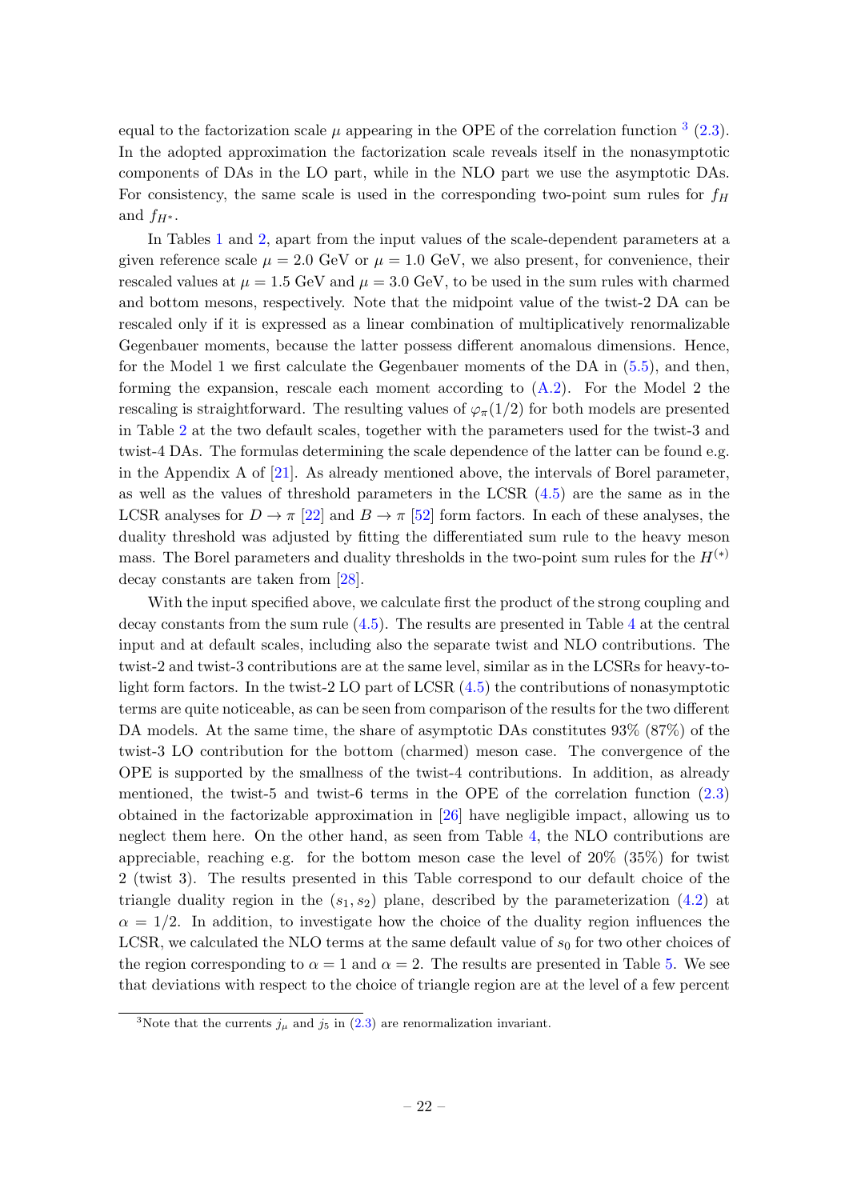equal to the factorization scale $\mu$ appearing in the OPE of the correlation function [3] (2.3). In the adopted approximation the factorization scale reveals itself in the nonasymptotic components of DAs in the LO part, while in the NLO part we use the asymptotic DAs. For consistency, the same scale is used in the corresponding two-point sum rules for $f_H$ and $f_{H^*}$.

In Tables 1 and 2, apart from the input values of the scale-dependent parameters at a given reference scale $\mu = 2.0$ GeV or $\mu = 1.0$ GeV, we also present, for convenience, their rescaled values at $\mu = 1.5$ GeV and $\mu = 3.0$ GeV, to be used in the sum rules with charmed and bottom mesons, respectively. Note that the midpoint value of the twist-2 DA can be rescaled only if it is expressed as a linear combination of multiplicatively renormalizable Gegenbauer moments, because the latter possess different anomalous dimensions. Hence, for the Model 1 we first calculate the Gegenbauer moments of the DA in (5.5), and then, forming the expansion, rescale each moment according to (A.2). For the Model 2 the rescaling is straightforward. The resulting values of $\varphi_\pi(1/2)$ for both models are presented in Table 2 at the two default scales, together with the parameters used for the twist-3 and twist-4 DAs. The formulas determining the scale dependence of the latter can be found e.g. in the Appendix A of [21]. As already mentioned above, the intervals of Borel parameter, as well as the values of threshold parameters in the LCSR (4.5) are the same as in the LCSR analyses for $D \to \pi$ [22] and $B \to \pi$ [52] form factors. In each of these analyses, the duality threshold was adjusted by fitting the differentiated sum rule to the heavy meson mass. The Borel parameters and duality thresholds in the two-point sum rules for the $H^{(*)}$ decay constants are taken from [28].

With the input specified above, we calculate first the product of the strong coupling and decay constants from the sum rule (4.5). The results are presented in Table 4 at the central input and at default scales, including also the separate twist and NLO contributions. The twist-2 and twist-3 contributions are at the same level, similar as in the LCSRs for heavy-to-light form factors. In the twist-2 LO part of LCSR (4.5) the contributions of nonasymptotic terms are quite noticeable, as can be seen from comparison of the results for the two different DA models. At the same time, the share of asymptotic DAs constitutes 93% (87%) of the twist-3 LO contribution for the bottom (charmed) meson case. The convergence of the OPE is supported by the smallness of the twist-4 contributions. In addition, as already mentioned, the twist-5 and twist-6 terms in the OPE of the correlation function (2.3) obtained in the factorizable approximation in [26] have negligible impact, allowing us to neglect them here. On the other hand, as seen from Table 4, the NLO contributions are appreciable, reaching e.g. for the bottom meson case the level of 20% (35%) for twist 2 (twist 3). The results presented in this Table correspond to our default choice of the triangle duality region in the $(s_1, s_2)$ plane, described by the parameterization (4.2) at $\alpha = 1/2$. In addition, to investigate how the choice of the duality region influences the LCSR, we calculated the NLO terms at the same default value of $s_0$ for two other choices of the region corresponding to $\alpha = 1$ and $\alpha = 2$. The results are presented in Table 5. We see that deviations with respect to the choice of triangle region are at the level of a few percent

[3] Note that the currents $j_\mu$ and $j_5$ in (2.3) are renormalization invariant.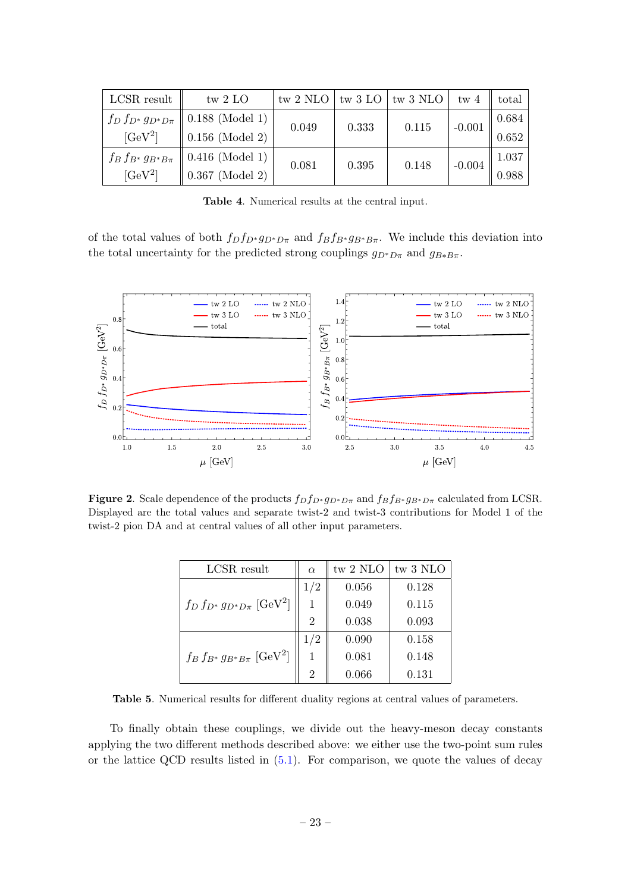| LCSR result | tw 2 LO | tw 2 NLO | tw 3 LO | tw 3 NLO | tw 4 | total |
|---|---|---|---|---|---|---|
| $f_D\, f_{D^*}\, g_{D^*D\pi}$ [GeV$^2$] | 0.188 (Model 1) | 0.049 | 0.333 | 0.115 | -0.001 | 0.684 |
| | 0.156 (Model 2) | | | | | 0.652 |
| $f_B\, f_{B^*}\, g_{B^*B\pi}$ [GeV$^2$] | 0.416 (Model 1) | 0.081 | 0.395 | 0.148 | -0.004 | 1.037 |
| | 0.367 (Model 2) | | | | | 0.988 |

**Table 4**. Numerical results at the central input.

of the total values of both $f_D f_{D^*} g_{D^*D\pi}$ and $f_B f_{B^*} g_{B^*B\pi}$. We include this deviation into the total uncertainty for the predicted strong couplings $g_{D^*D\pi}$ and $g_{B*B\pi}$.

**Figure 2**. Scale dependence of the products $f_D f_{D^*} g_{D^*D\pi}$ and $f_B f_{B^*} g_{B^*D\pi}$ calculated from LCSR. Displayed are the total values and separate twist-2 and twist-3 contributions for Model 1 of the twist-2 pion DA and at central values of all other input parameters.

| LCSR result | $\alpha$ | tw 2 NLO | tw 3 NLO |
|---|---|---|---|
| $f_D\, f_{D^*}\, g_{D^*D\pi}$ [GeV$^2$] | 1/2 | 0.056 | 0.128 |
| | 1 | 0.049 | 0.115 |
| | 2 | 0.038 | 0.093 |
| $f_B\, f_{B^*}\, g_{B^*B\pi}$ [GeV$^2$] | 1/2 | 0.090 | 0.158 |
| | 1 | 0.081 | 0.148 |
| | 2 | 0.066 | 0.131 |

**Table 5**. Numerical results for different duality regions at central values of parameters.

To finally obtain these couplings, we divide out the heavy-meson decay constants applying the two different methods described above: we either use the two-point sum rules or the lattice QCD results listed in (5.1). For comparison, we quote the values of decay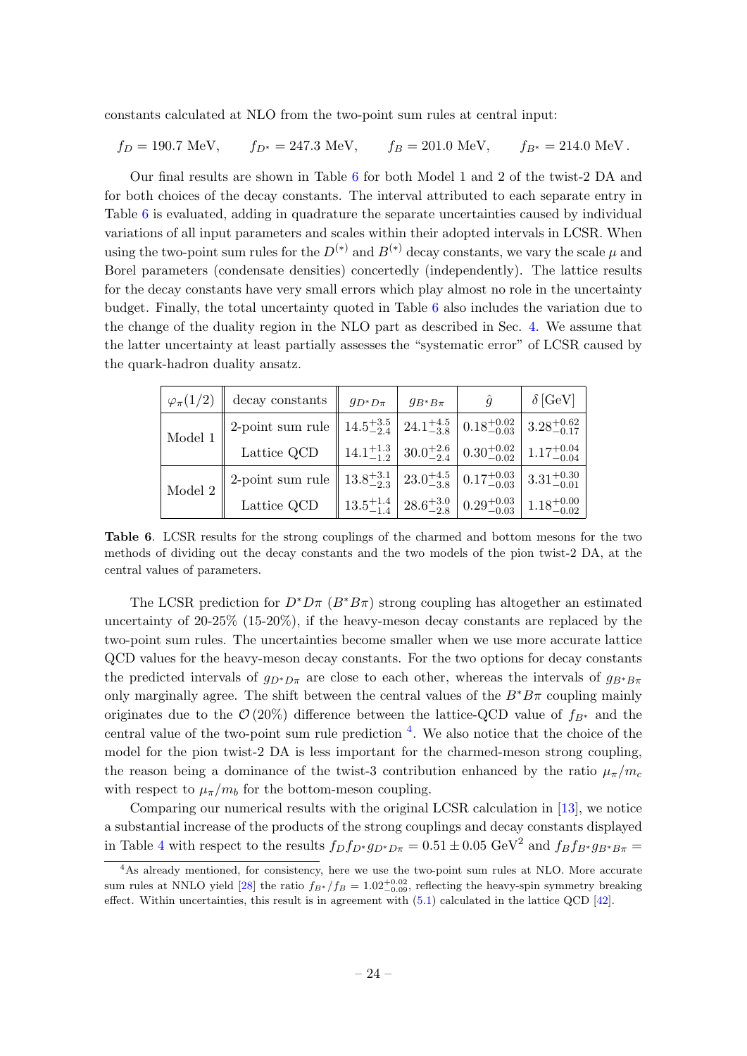constants calculated at NLO from the two-point sum rules at central input:

$$f_D = 190.7 \text{ MeV}, \qquad f_{D^*} = 247.3 \text{ MeV}, \qquad f_B = 201.0 \text{ MeV}, \qquad f_{B^*} = 214.0 \text{ MeV}.$$

Our final results are shown in Table 6 for both Model 1 and 2 of the twist-2 DA and for both choices of the decay constants. The interval attributed to each separate entry in Table 6 is evaluated, adding in quadrature the separate uncertainties caused by individual variations of all input parameters and scales within their adopted intervals in LCSR. When using the two-point sum rules for the $D^{(*)}$ and $B^{(*)}$ decay constants, we vary the scale $\mu$ and Borel parameters (condensate densities) concertedly (independently). The lattice results for the decay constants have very small errors which play almost no role in the uncertainty budget. Finally, the total uncertainty quoted in Table 6 also includes the variation due to the change of the duality region in the NLO part as described in Sec. 4. We assume that the latter uncertainty at least partially assesses the "systematic error" of LCSR caused by the quark-hadron duality ansatz.

| $\varphi_\pi(1/2)$ | decay constants | $g_{D^*D\pi}$ | $g_{B^*B\pi}$ | $\hat{g}$ | $\delta\,[\text{GeV}]$ |
|---|---|---|---|---|---|
| Model 1 | 2-point sum rule | $14.5^{+3.5}_{-2.4}$ | $24.1^{+4.5}_{-3.8}$ | $0.18^{+0.02}_{-0.03}$ | $3.28^{+0.62}_{-0.17}$ |
| | Lattice QCD | $14.1^{+1.3}_{-1.2}$ | $30.0^{+2.6}_{-2.4}$ | $0.30^{+0.02}_{-0.02}$ | $1.17^{+0.04}_{-0.04}$ |
| Model 2 | 2-point sum rule | $13.8^{+3.1}_{-2.3}$ | $23.0^{+4.5}_{-3.8}$ | $0.17^{+0.03}_{-0.03}$ | $3.31^{+0.30}_{-0.01}$ |
| | Lattice QCD | $13.5^{+1.4}_{-1.4}$ | $28.6^{+3.0}_{-2.8}$ | $0.29^{+0.03}_{-0.03}$ | $1.18^{+0.00}_{-0.02}$ |

**Table 6**. LCSR results for the strong couplings of the charmed and bottom mesons for the two methods of dividing out the decay constants and the two models of the pion twist-2 DA, at the central values of parameters.

The LCSR prediction for $D^*D\pi$ ($B^*B\pi$) strong coupling has altogether an estimated uncertainty of 20-25% (15-20%), if the heavy-meson decay constants are replaced by the two-point sum rules. The uncertainties become smaller when we use more accurate lattice QCD values for the heavy-meson decay constants. For the two options for decay constants the predicted intervals of $g_{D^*D\pi}$ are close to each other, whereas the intervals of $g_{B^*B\pi}$ only marginally agree. The shift between the central values of the $B^*B\pi$ coupling mainly originates due to the $\mathcal{O}(20\%)$ difference between the lattice-QCD value of $f_{B^*}$ and the central value of the two-point sum rule prediction [4]. We also notice that the choice of the model for the pion twist-2 DA is less important for the charmed-meson strong coupling, the reason being a dominance of the twist-3 contribution enhanced by the ratio $\mu_\pi/m_c$ with respect to $\mu_\pi/m_b$ for the bottom-meson coupling.

Comparing our numerical results with the original LCSR calculation in [13], we notice a substantial increase of the products of the strong couplings and decay constants displayed in Table 4 with respect to the results $f_D f_{D^*} g_{D^*D\pi} = 0.51 \pm 0.05$ GeV$^2$ and $f_B f_{B^*} g_{B^*B\pi} =$

[4] As already mentioned, for consistency, here we use the two-point sum rules at NLO. More accurate sum rules at NNLO yield [28] the ratio $f_{B^*}/f_B = 1.02^{+0.02}_{-0.09}$, reflecting the heavy-spin symmetry breaking effect. Within uncertainties, this result is in agreement with (5.1) calculated in the lattice QCD [42].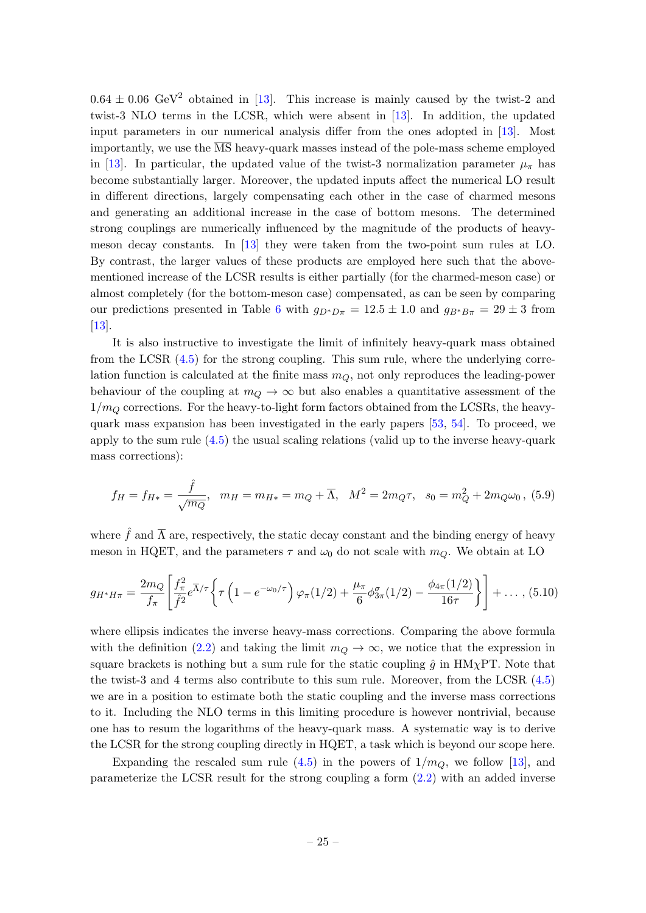$0.64 \pm 0.06$ GeV$^2$ obtained in [13]. This increase is mainly caused by the twist-2 and twist-3 NLO terms in the LCSR, which were absent in [13]. In addition, the updated input parameters in our numerical analysis differ from the ones adopted in [13]. Most importantly, we use the $\overline{\rm MS}$ heavy-quark masses instead of the pole-mass scheme employed in [13]. In particular, the updated value of the twist-3 normalization parameter $\mu_\pi$ has become substantially larger. Moreover, the updated inputs affect the numerical LO result in different directions, largely compensating each other in the case of charmed mesons and generating an additional increase in the case of bottom mesons. The determined strong couplings are numerically influenced by the magnitude of the products of heavy-meson decay constants. In [13] they were taken from the two-point sum rules at LO. By contrast, the larger values of these products are employed here such that the above-mentioned increase of the LCSR results is either partially (for the charmed-meson case) or almost completely (for the bottom-meson case) compensated, as can be seen by comparing our predictions presented in Table 6 with $g_{D^*D\pi} = 12.5 \pm 1.0$ and $g_{B^*B\pi} = 29 \pm 3$ from [13].

It is also instructive to investigate the limit of infinitely heavy-quark mass obtained from the LCSR (4.5) for the strong coupling. This sum rule, where the underlying correlation function is calculated at the finite mass $m_Q$, not only reproduces the leading-power behaviour of the coupling at $m_Q \to \infty$ but also enables a quantitative assessment of the $1/m_Q$ corrections. For the heavy-to-light form factors obtained from the LCSRs, the heavy-quark mass expansion has been investigated in the early papers [53, 54]. To proceed, we apply to the sum rule (4.5) the usual scaling relations (valid up to the inverse heavy-quark mass corrections):

$$f_H = f_{H*} = \frac{\hat{f}}{\sqrt{m_Q}}, \quad m_H = m_{H*} = m_Q + \overline{\Lambda}, \quad M^2 = 2m_Q\tau, \quad s_0 = m_Q^2 + 2m_Q\omega_0\,, \tag{5.9}$$

where $\hat{f}$ and $\overline{\Lambda}$ are, respectively, the static decay constant and the binding energy of heavy meson in HQET, and the parameters $\tau$ and $\omega_0$ do not scale with $m_Q$. We obtain at LO

$$g_{H^*H\pi} = \frac{2m_Q}{f_\pi}\left[\frac{f_\pi^2}{\hat{f}^2}e^{\overline{\Lambda}/\tau}\left\{\tau\left(1-e^{-\omega_0/\tau}\right)\varphi_\pi(1/2) + \frac{\mu_\pi}{6}\phi_{3\pi}^\sigma(1/2) - \frac{\phi_{4\pi}(1/2)}{16\tau}\right\}\right] + \ldots\,, \tag{5.10}$$

where ellipsis indicates the inverse heavy-mass corrections. Comparing the above formula with the definition (2.2) and taking the limit $m_Q \to \infty$, we notice that the expression in square brackets is nothing but a sum rule for the static coupling $\hat{g}$ in HM$\chi$PT. Note that the twist-3 and 4 terms also contribute to this sum rule. Moreover, from the LCSR (4.5) we are in a position to estimate both the static coupling and the inverse mass corrections to it. Including the NLO terms in this limiting procedure is however nontrivial, because one has to resum the logarithms of the heavy-quark mass. A systematic way is to derive the LCSR for the strong coupling directly in HQET, a task which is beyond our scope here.

Expanding the rescaled sum rule (4.5) in the powers of $1/m_Q$, we follow [13], and parameterize the LCSR result for the strong coupling a form (2.2) with an added inverse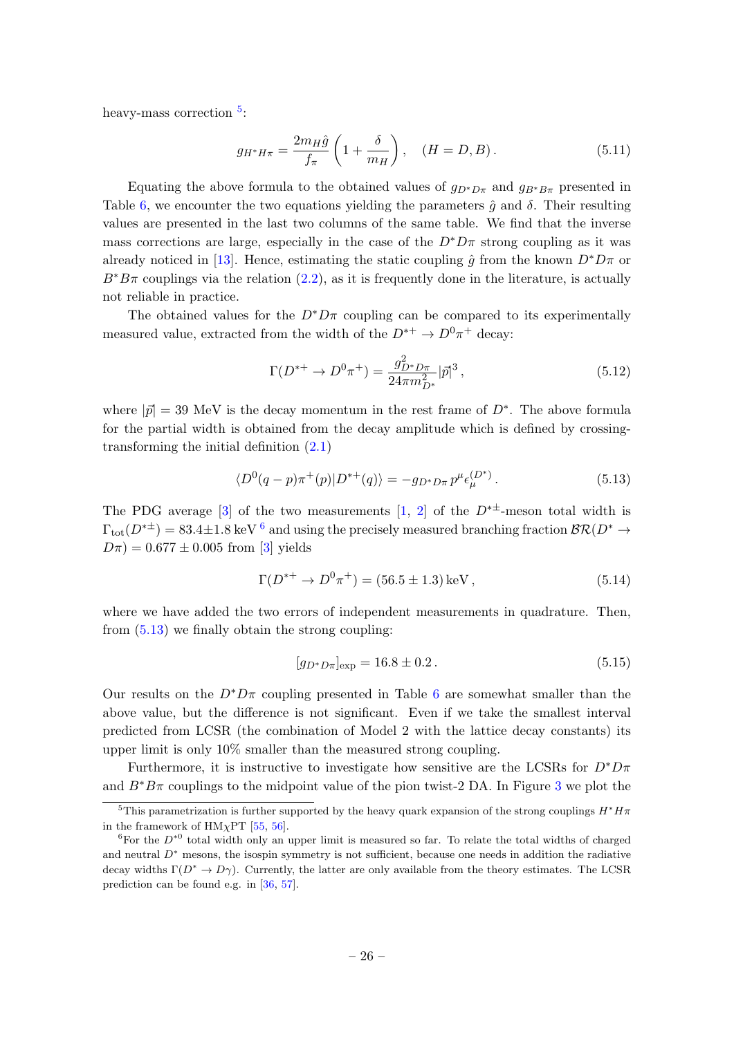heavy-mass correction [5]:

$$g_{H^*H\pi} = \frac{2m_H \hat{g}}{f_\pi}\left(1 + \frac{\delta}{m_H}\right), \quad (H = D, B)\,. \tag{5.11}$$

Equating the above formula to the obtained values of $g_{D^*D\pi}$ and $g_{B^*B\pi}$ presented in Table 6, we encounter the two equations yielding the parameters $\hat{g}$ and $\delta$. Their resulting values are presented in the last two columns of the same table. We find that the inverse mass corrections are large, especially in the case of the $D^*D\pi$ strong coupling as it was already noticed in [13]. Hence, estimating the static coupling $\hat{g}$ from the known $D^*D\pi$ or $B^*B\pi$ couplings via the relation (2.2), as it is frequently done in the literature, is actually not reliable in practice.

The obtained values for the $D^*D\pi$ coupling can be compared to its experimentally measured value, extracted from the width of the $D^{*+} \to D^0\pi^+$ decay:

$$\Gamma(D^{*+} \to D^0\pi^+) = \frac{g^2_{D^*D\pi}}{24\pi m^2_{D^*}} |\vec{p}|^3\,, \tag{5.12}$$

where $|\vec{p}| = 39$ MeV is the decay momentum in the rest frame of $D^*$. The above formula for the partial width is obtained from the decay amplitude which is defined by crossing-transforming the initial definition (2.1)

$$\langle D^0(q-p)\pi^+(p)|D^{*+}(q)\rangle = -g_{D^*D\pi}\, p^\mu \epsilon^{(D^*)}_\mu\,. \tag{5.13}$$

The PDG average [3] of the two measurements [1, 2] of the $D^{*\pm}$-meson total width is $\Gamma_{\rm tot}(D^{*\pm}) = 83.4 \pm 1.8$ keV [6] and using the precisely measured branching fraction $\mathcal{BR}(D^* \to D\pi) = 0.677 \pm 0.005$ from [3] yields

$$\Gamma(D^{*+} \to D^0\pi^+) = (56.5 \pm 1.3)\,\text{keV}\,, \tag{5.14}$$

where we have added the two errors of independent measurements in quadrature. Then, from (5.13) we finally obtain the strong coupling:

$$[g_{D^*D\pi}]_{\rm exp} = 16.8 \pm 0.2\,. \tag{5.15}$$

Our results on the $D^*D\pi$ coupling presented in Table 6 are somewhat smaller than the above value, but the difference is not significant. Even if we take the smallest interval predicted from LCSR (the combination of Model 2 with the lattice decay constants) its upper limit is only 10% smaller than the measured strong coupling.

Furthermore, it is instructive to investigate how sensitive are the LCSRs for $D^*D\pi$ and $B^*B\pi$ couplings to the midpoint value of the pion twist-2 DA. In Figure 3 we plot the

---

[5] This parametrization is further supported by the heavy quark expansion of the strong couplings $H^*H\pi$ in the framework of HM$\chi$PT [55, 56].

[6] For the $D^{*0}$ total width only an upper limit is measured so far. To relate the total widths of charged and neutral $D^*$ mesons, the isospin symmetry is not sufficient, because one needs in addition the radiative decay widths $\Gamma(D^* \to D\gamma)$. Currently, the latter are only available from the theory estimates. The LCSR prediction can be found e.g. in [36, 57].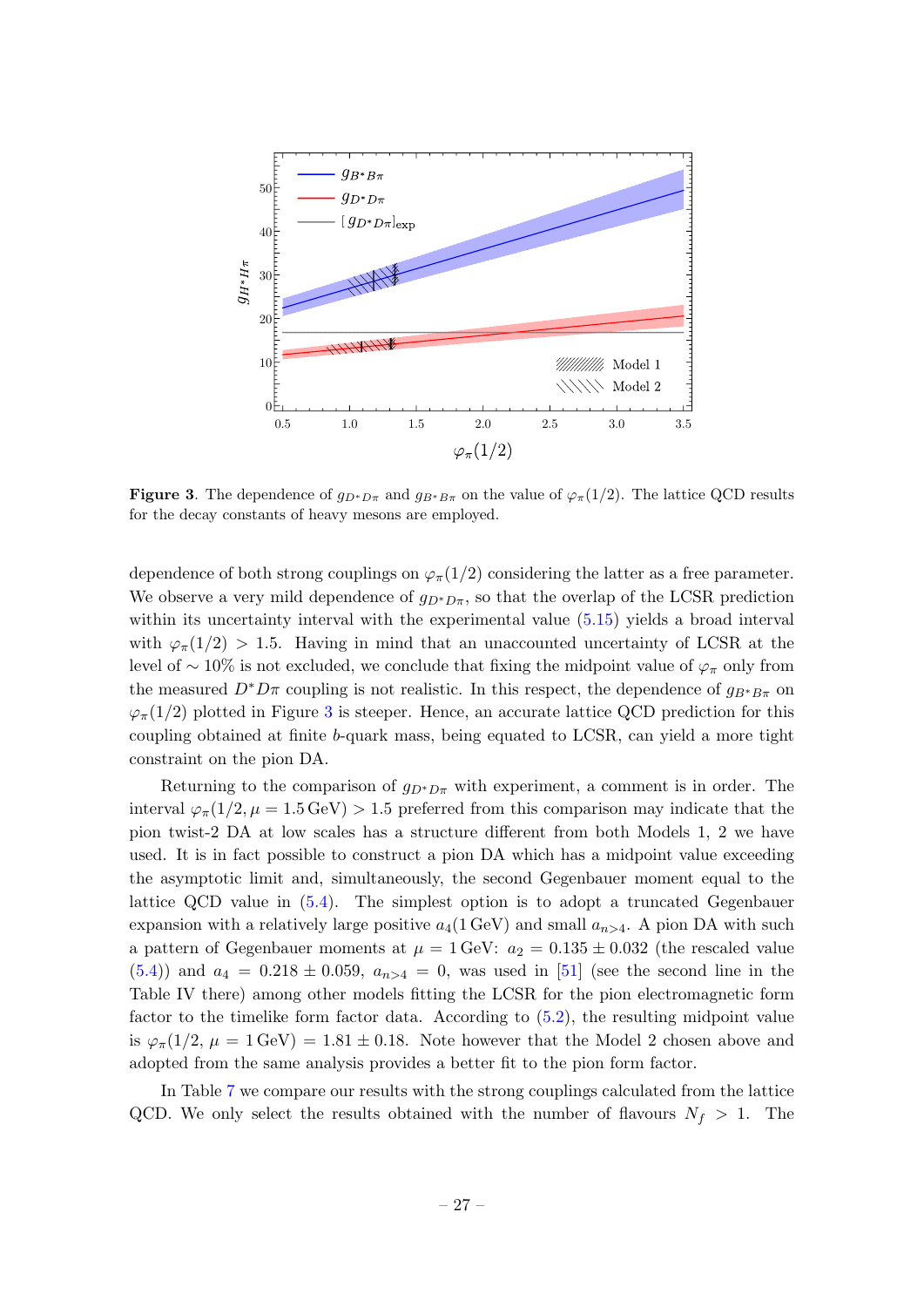**Figure 3**. The dependence of $g_{D^*D\pi}$ and $g_{B^*B\pi}$ on the value of $\varphi_\pi(1/2)$. The lattice QCD results for the decay constants of heavy mesons are employed.

dependence of both strong couplings on $\varphi_\pi(1/2)$ considering the latter as a free parameter. We observe a very mild dependence of $g_{D^*D\pi}$, so that the overlap of the LCSR prediction within its uncertainty interval with the experimental value (5.15) yields a broad interval with $\varphi_\pi(1/2) > 1.5$. Having in mind that an unaccounted uncertainty of LCSR at the level of $\sim 10\%$ is not excluded, we conclude that fixing the midpoint value of $\varphi_\pi$ only from the measured $D^*D\pi$ coupling is not realistic. In this respect, the dependence of $g_{B^*B\pi}$ on $\varphi_\pi(1/2)$ plotted in Figure 3 is steeper. Hence, an accurate lattice QCD prediction for this coupling obtained at finite $b$-quark mass, being equated to LCSR, can yield a more tight constraint on the pion DA.

Returning to the comparison of $g_{D^*D\pi}$ with experiment, a comment is in order. The interval $\varphi_\pi(1/2, \mu = 1.5\,\text{GeV}) > 1.5$ preferred from this comparison may indicate that the pion twist-2 DA at low scales has a structure different from both Models 1, 2 we have used. It is in fact possible to construct a pion DA which has a midpoint value exceeding the asymptotic limit and, simultaneously, the second Gegenbauer moment equal to the lattice QCD value in (5.4). The simplest option is to adopt a truncated Gegenbauer expansion with a relatively large positive $a_4(1\,\text{GeV})$ and small $a_{n>4}$. A pion DA with such a pattern of Gegenbauer moments at $\mu = 1\,\text{GeV}$: $a_2 = 0.135 \pm 0.032$ (the rescaled value (5.4)) and $a_4 = 0.218 \pm 0.059$, $a_{n>4} = 0$, was used in [51] (see the second line in the Table IV there) among other models fitting the LCSR for the pion electromagnetic form factor to the timelike form factor data. According to (5.2), the resulting midpoint value is $\varphi_\pi(1/2, \mu = 1\,\text{GeV}) = 1.81 \pm 0.18$. Note however that the Model 2 chosen above and adopted from the same analysis provides a better fit to the pion form factor.

In Table 7 we compare our results with the strong couplings calculated from the lattice QCD. We only select the results obtained with the number of flavours $N_f > 1$. The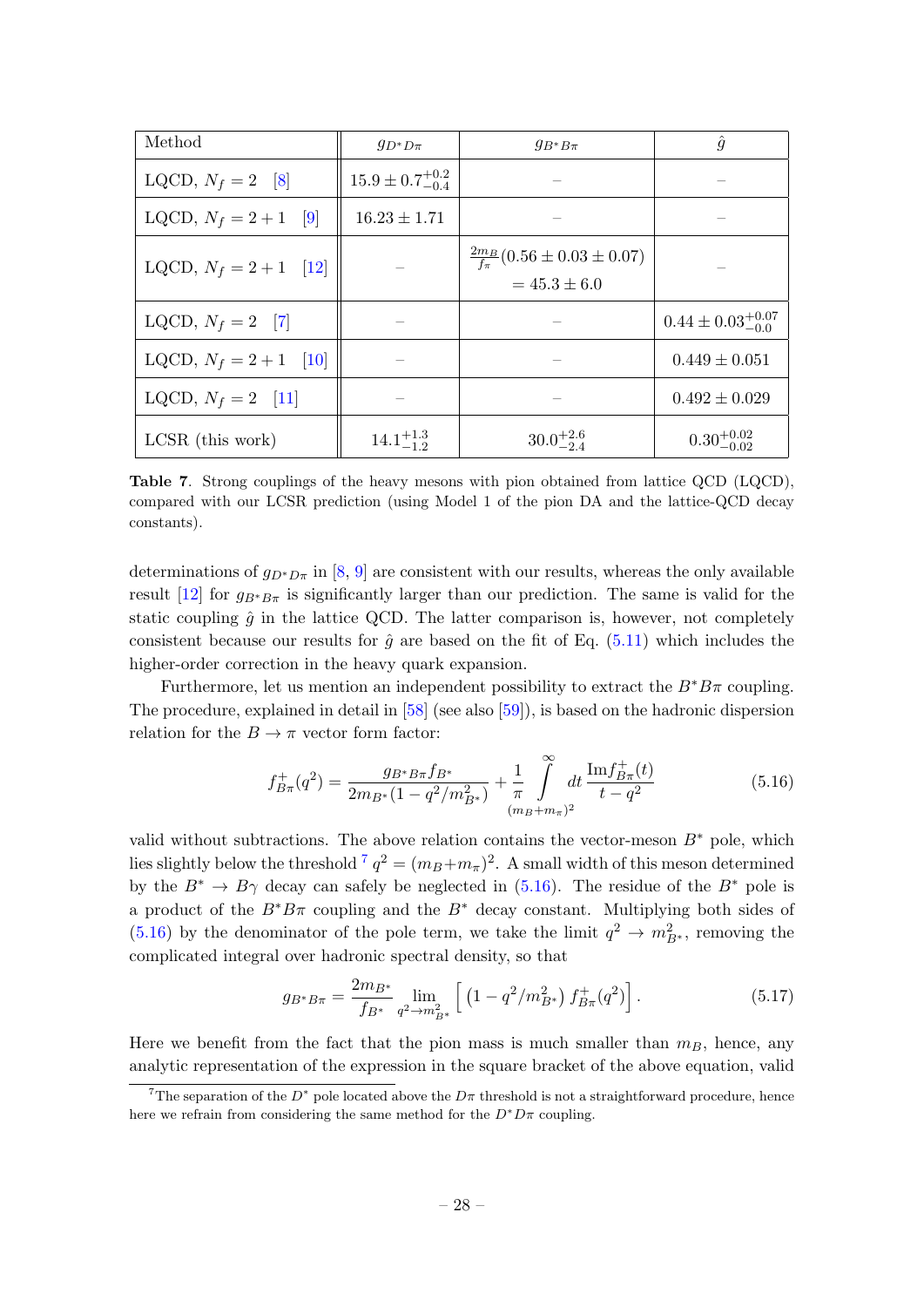| Method | $g_{D^*D\pi}$ | $g_{B^*B\pi}$ | $\hat{g}$ |
|---|---|---|---|
| LQCD, $N_f = 2$ [8] | $15.9 \pm 0.7^{+0.2}_{-0.4}$ | – | – |
| LQCD, $N_f = 2+1$ [9] | $16.23 \pm 1.71$ | – | – |
| LQCD, $N_f = 2+1$ [12] | – | $\frac{2m_B}{f_\pi}(0.56 \pm 0.03 \pm 0.07)$ $= 45.3 \pm 6.0$ | – |
| LQCD, $N_f = 2$ [7] | – | – | $0.44 \pm 0.03^{+0.07}_{-0.0}$ |
| LQCD, $N_f = 2+1$ [10] | – | – | $0.449 \pm 0.051$ |
| LQCD, $N_f = 2$ [11] | – | – | $0.492 \pm 0.029$ |
| LCSR (this work) | $14.1^{+1.3}_{-1.2}$ | $30.0^{+2.6}_{-2.4}$ | $0.30^{+0.02}_{-0.02}$ |

**Table 7**. Strong couplings of the heavy mesons with pion obtained from lattice QCD (LQCD), compared with our LCSR prediction (using Model 1 of the pion DA and the lattice-QCD decay constants).

determinations of $g_{D^*D\pi}$ in [8, 9] are consistent with our results, whereas the only available result [12] for $g_{B^*B\pi}$ is significantly larger than our prediction. The same is valid for the static coupling $\hat{g}$ in the lattice QCD. The latter comparison is, however, not completely consistent because our results for $\hat{g}$ are based on the fit of Eq. (5.11) which includes the higher-order correction in the heavy quark expansion.

Furthermore, let us mention an independent possibility to extract the $B^*B\pi$ coupling. The procedure, explained in detail in [58] (see also [59]), is based on the hadronic dispersion relation for the $B \to \pi$ vector form factor:

$$f^+_{B\pi}(q^2) = \frac{g_{B^*B\pi} f_{B^*}}{2m_{B^*}(1 - q^2/m^2_{B^*})} + \frac{1}{\pi} \int\limits_{(m_B+m_\pi)^2}^{\infty} dt \, \frac{\text{Im} f^+_{B\pi}(t)}{t - q^2} \tag{5.16}$$

valid without subtractions. The above relation contains the vector-meson $B^*$ pole, which lies slightly below the threshold [7] $q^2 = (m_B + m_\pi)^2$. A small width of this meson determined by the $B^* \to B\gamma$ decay can safely be neglected in (5.16). The residue of the $B^*$ pole is a product of the $B^*B\pi$ coupling and the $B^*$ decay constant. Multiplying both sides of (5.16) by the denominator of the pole term, we take the limit $q^2 \to m^2_{B^*}$, removing the complicated integral over hadronic spectral density, so that

$$g_{B^*B\pi} = \frac{2m_{B^*}}{f_{B^*}} \lim_{q^2 \to m^2_{B^*}} \Big[ \left(1 - q^2/m^2_{B^*}\right) f^+_{B\pi}(q^2) \Big]. \tag{5.17}$$

Here we benefit from the fact that the pion mass is much smaller than $m_B$, hence, any analytic representation of the expression in the square bracket of the above equation, valid

[7] The separation of the $D^*$ pole located above the $D\pi$ threshold is not a straightforward procedure, hence here we refrain from considering the same method for the $D^*D\pi$ coupling.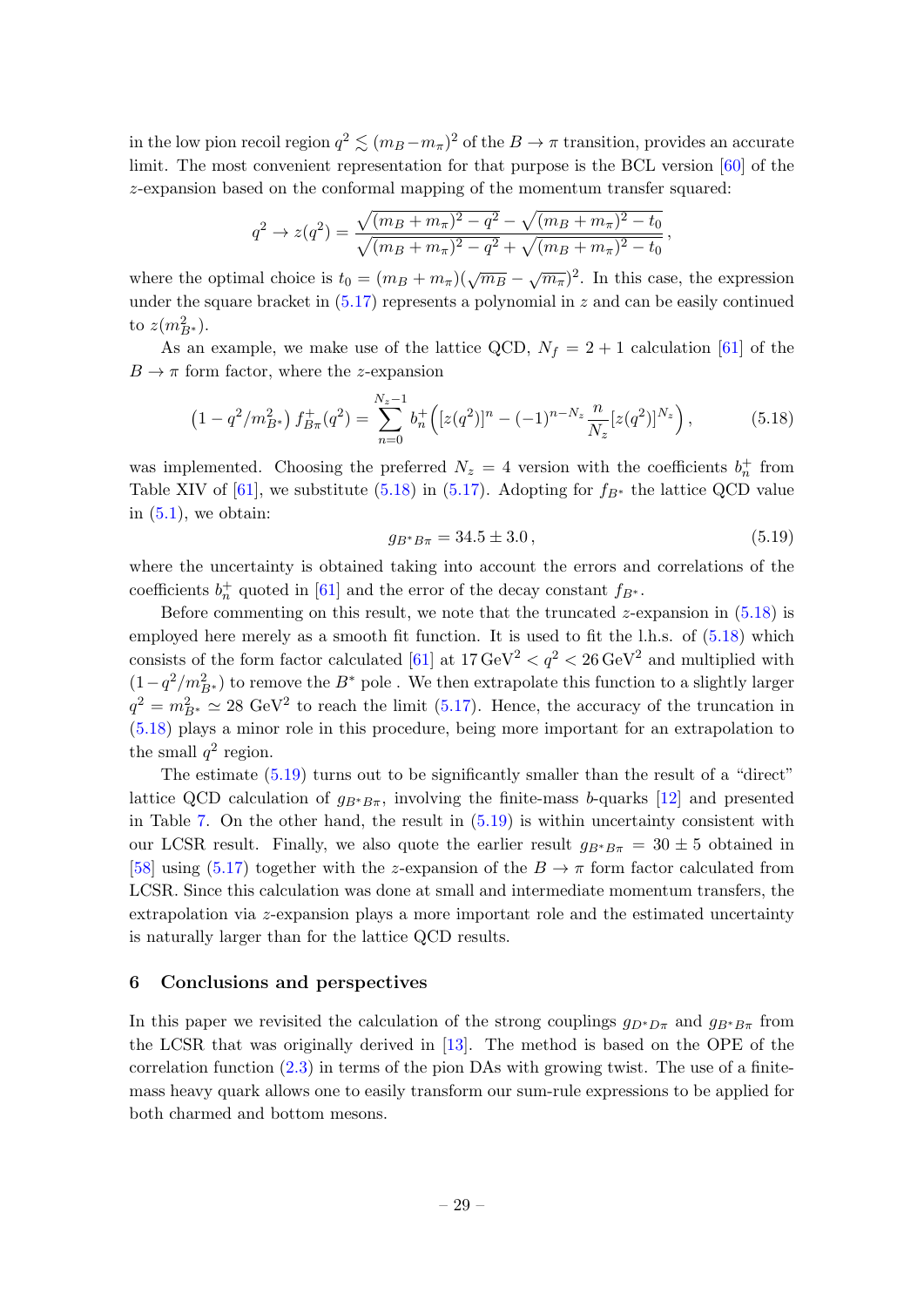in the low pion recoil region $q^2 \lesssim (m_B - m_\pi)^2$ of the $B \to \pi$ transition, provides an accurate limit. The most convenient representation for that purpose is the BCL version [60] of the $z$-expansion based on the conformal mapping of the momentum transfer squared:

$$
q^2 \to z(q^2) = \frac{\sqrt{(m_B + m_\pi)^2 - q^2} - \sqrt{(m_B + m_\pi)^2 - t_0}}{\sqrt{(m_B + m_\pi)^2 - q^2} + \sqrt{(m_B + m_\pi)^2 - t_0}},
$$

where the optimal choice is $t_0 = (m_B + m_\pi)(\sqrt{m_B} - \sqrt{m_\pi})^2$. In this case, the expression under the square bracket in (5.17) represents a polynomial in $z$ and can be easily continued to $z(m_{B^*}^2)$.

As an example, we make use of the lattice QCD, $N_f = 2 + 1$ calculation [61] of the $B \to \pi$ form factor, where the $z$-expansion

$$
\left(1 - q^2/m_{B^*}^2\right) f^+_{B\pi}(q^2) = \sum_{n=0}^{N_z - 1} b_n^+ \left( [z(q^2)]^n - (-1)^{n - N_z} \frac{n}{N_z} [z(q^2)]^{N_z} \right), \tag{5.18}
$$

was implemented. Choosing the preferred $N_z = 4$ version with the coefficients $b_n^+$ from Table XIV of [61], we substitute (5.18) in (5.17). Adopting for $f_{B^*}$ the lattice QCD value in (5.1), we obtain:

$$
g_{B^* B\pi} = 34.5 \pm 3.0\,, \tag{5.19}
$$

where the uncertainty is obtained taking into account the errors and correlations of the coefficients $b_n^+$ quoted in [61] and the error of the decay constant $f_{B^*}$.

Before commenting on this result, we note that the truncated $z$-expansion in (5.18) is employed here merely as a smooth fit function. It is used to fit the l.h.s. of (5.18) which consists of the form factor calculated [61] at $17\,\text{GeV}^2 < q^2 < 26\,\text{GeV}^2$ and multiplied with $(1 - q^2/m_{B^*}^2)$ to remove the $B^*$ pole . We then extrapolate this function to a slightly larger $q^2 = m_{B^*}^2 \simeq 28$ GeV$^2$ to reach the limit (5.17). Hence, the accuracy of the truncation in (5.18) plays a minor role in this procedure, being more important for an extrapolation to the small $q^2$ region.

The estimate (5.19) turns out to be significantly smaller than the result of a "direct" lattice QCD calculation of $g_{B^*B\pi}$, involving the finite-mass $b$-quarks [12] and presented in Table 7. On the other hand, the result in (5.19) is within uncertainty consistent with our LCSR result. Finally, we also quote the earlier result $g_{B^*B\pi} = 30 \pm 5$ obtained in [58] using (5.17) together with the $z$-expansion of the $B \to \pi$ form factor calculated from LCSR. Since this calculation was done at small and intermediate momentum transfers, the extrapolation via $z$-expansion plays a more important role and the estimated uncertainty is naturally larger than for the lattice QCD results.

## 6 Conclusions and perspectives

In this paper we revisited the calculation of the strong couplings $g_{D^*D\pi}$ and $g_{B^*B\pi}$ from the LCSR that was originally derived in [13]. The method is based on the OPE of the correlation function (2.3) in terms of the pion DAs with growing twist. The use of a finite-mass heavy quark allows one to easily transform our sum-rule expressions to be applied for both charmed and bottom mesons.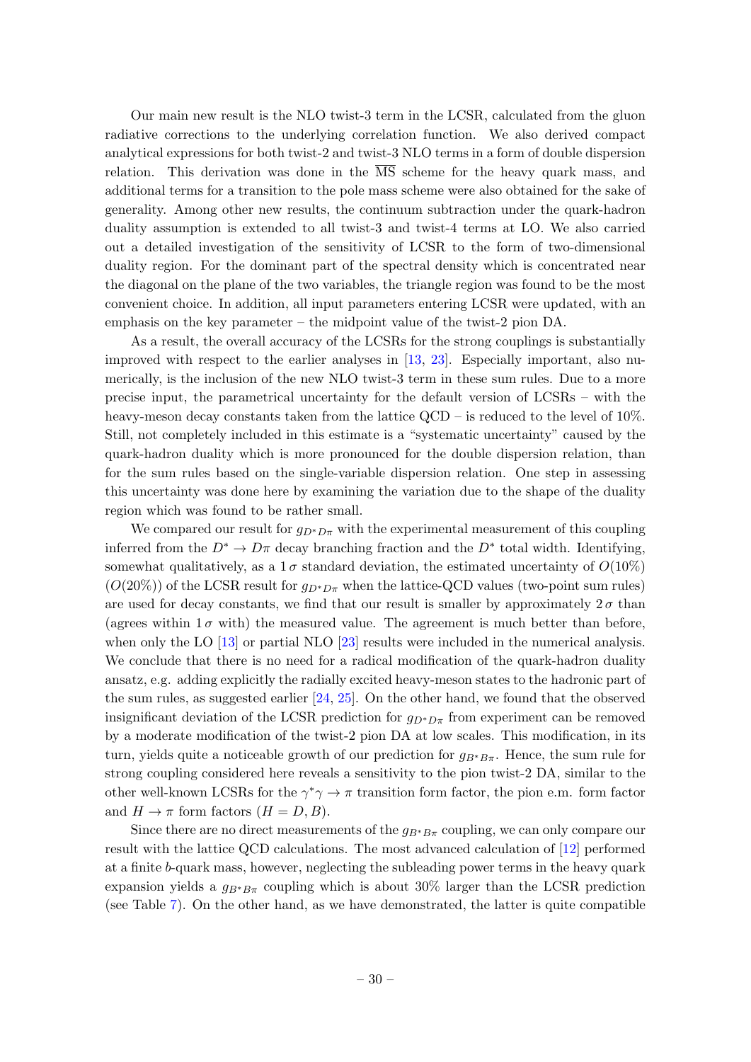Our main new result is the NLO twist-3 term in the LCSR, calculated from the gluon radiative corrections to the underlying correlation function. We also derived compact analytical expressions for both twist-2 and twist-3 NLO terms in a form of double dispersion relation. This derivation was done in the $\overline{\rm MS}$ scheme for the heavy quark mass, and additional terms for a transition to the pole mass scheme were also obtained for the sake of generality. Among other new results, the continuum subtraction under the quark-hadron duality assumption is extended to all twist-3 and twist-4 terms at LO. We also carried out a detailed investigation of the sensitivity of LCSR to the form of two-dimensional duality region. For the dominant part of the spectral density which is concentrated near the diagonal on the plane of the two variables, the triangle region was found to be the most convenient choice. In addition, all input parameters entering LCSR were updated, with an emphasis on the key parameter – the midpoint value of the twist-2 pion DA.

As a result, the overall accuracy of the LCSRs for the strong couplings is substantially improved with respect to the earlier analyses in [13, 23]. Especially important, also numerically, is the inclusion of the new NLO twist-3 term in these sum rules. Due to a more precise input, the parametrical uncertainty for the default version of LCSRs – with the heavy-meson decay constants taken from the lattice QCD – is reduced to the level of 10%. Still, not completely included in this estimate is a "systematic uncertainty" caused by the quark-hadron duality which is more pronounced for the double dispersion relation, than for the sum rules based on the single-variable dispersion relation. One step in assessing this uncertainty was done here by examining the variation due to the shape of the duality region which was found to be rather small.

We compared our result for $g_{D^*D\pi}$ with the experimental measurement of this coupling inferred from the $D^* \to D\pi$ decay branching fraction and the $D^*$ total width. Identifying, somewhat qualitatively, as a $1\,\sigma$ standard deviation, the estimated uncertainty of $O(10\%)$ ($O(20\%)$) of the LCSR result for $g_{D^*D\pi}$ when the lattice-QCD values (two-point sum rules) are used for decay constants, we find that our result is smaller by approximately $2\,\sigma$ than (agrees within $1\,\sigma$ with) the measured value. The agreement is much better than before, when only the LO [13] or partial NLO [23] results were included in the numerical analysis. We conclude that there is no need for a radical modification of the quark-hadron duality ansatz, e.g. adding explicitly the radially excited heavy-meson states to the hadronic part of the sum rules, as suggested earlier [24, 25]. On the other hand, we found that the observed insignificant deviation of the LCSR prediction for $g_{D^*D\pi}$ from experiment can be removed by a moderate modification of the twist-2 pion DA at low scales. This modification, in its turn, yields quite a noticeable growth of our prediction for $g_{B^*B\pi}$. Hence, the sum rule for strong coupling considered here reveals a sensitivity to the pion twist-2 DA, similar to the other well-known LCSRs for the $\gamma^*\gamma \to \pi$ transition form factor, the pion e.m. form factor and $H \to \pi$ form factors ($H = D, B$).

Since there are no direct measurements of the $g_{B^*B\pi}$ coupling, we can only compare our result with the lattice QCD calculations. The most advanced calculation of [12] performed at a finite $b$-quark mass, however, neglecting the subleading power terms in the heavy quark expansion yields a $g_{B^*B\pi}$ coupling which is about 30% larger than the LCSR prediction (see Table 7). On the other hand, as we have demonstrated, the latter is quite compatible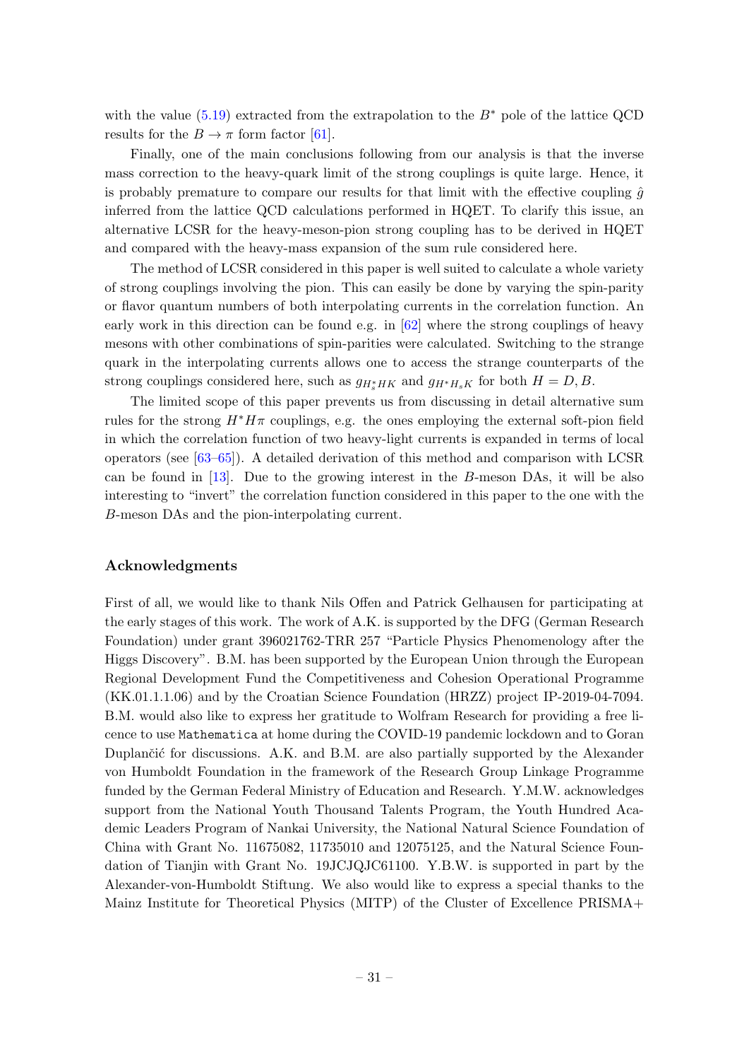with the value (5.19) extracted from the extrapolation to the $B^*$ pole of the lattice QCD results for the $B \to \pi$ form factor [61].

Finally, one of the main conclusions following from our analysis is that the inverse mass correction to the heavy-quark limit of the strong couplings is quite large. Hence, it is probably premature to compare our results for that limit with the effective coupling $\hat{g}$ inferred from the lattice QCD calculations performed in HQET. To clarify this issue, an alternative LCSR for the heavy-meson-pion strong coupling has to be derived in HQET and compared with the heavy-mass expansion of the sum rule considered here.

The method of LCSR considered in this paper is well suited to calculate a whole variety of strong couplings involving the pion. This can easily be done by varying the spin-parity or flavor quantum numbers of both interpolating currents in the correlation function. An early work in this direction can be found e.g. in [62] where the strong couplings of heavy mesons with other combinations of spin-parities were calculated. Switching to the strange quark in the interpolating currents allows one to access the strange counterparts of the strong couplings considered here, such as $g_{H_s^* HK}$ and $g_{H^* H_s K}$ for both $H = D, B$.

The limited scope of this paper prevents us from discussing in detail alternative sum rules for the strong $H^* H\pi$ couplings, e.g. the ones employing the external soft-pion field in which the correlation function of two heavy-light currents is expanded in terms of local operators (see [63–65]). A detailed derivation of this method and comparison with LCSR can be found in [13]. Due to the growing interest in the $B$-meson DAs, it will be also interesting to "invert" the correlation function considered in this paper to the one with the $B$-meson DAs and the pion-interpolating current.

## Acknowledgments

First of all, we would like to thank Nils Offen and Patrick Gelhausen for participating at the early stages of this work. The work of A.K. is supported by the DFG (German Research Foundation) under grant 396021762-TRR 257 "Particle Physics Phenomenology after the Higgs Discovery". B.M. has been supported by the European Union through the European Regional Development Fund the Competitiveness and Cohesion Operational Programme (KK.01.1.1.06) and by the Croatian Science Foundation (HRZZ) project IP-2019-04-7094. B.M. would also like to express her gratitude to Wolfram Research for providing a free licence to use `Mathematica` at home during the COVID-19 pandemic lockdown and to Goran Duplančić for discussions. A.K. and B.M. are also partially supported by the Alexander von Humboldt Foundation in the framework of the Research Group Linkage Programme funded by the German Federal Ministry of Education and Research. Y.M.W. acknowledges support from the National Youth Thousand Talents Program, the Youth Hundred Academic Leaders Program of Nankai University, the National Natural Science Foundation of China with Grant No. 11675082, 11735010 and 12075125, and the Natural Science Foundation of Tianjin with Grant No. 19JCJQJC61100. Y.B.W. is supported in part by the Alexander-von-Humboldt Stiftung. We also would like to express a special thanks to the Mainz Institute for Theoretical Physics (MITP) of the Cluster of Excellence PRISMA+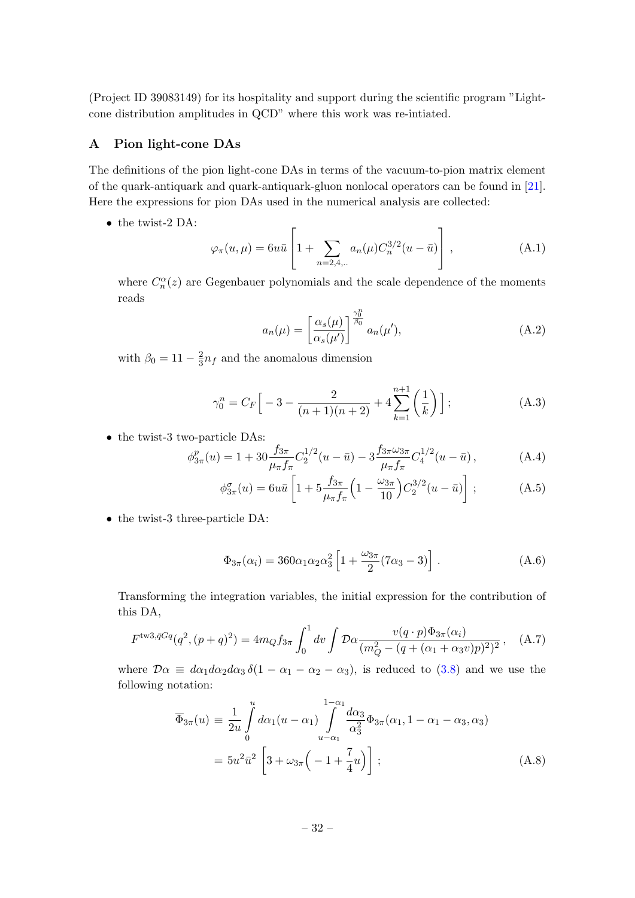(Project ID 39083149) for its hospitality and support during the scientific program "Light-cone distribution amplitudes in QCD" where this work was re-intiated.

## A Pion light-cone DAs

The definitions of the pion light-cone DAs in terms of the vacuum-to-pion matrix element of the quark-antiquark and quark-antiquark-gluon nonlocal operators can be found in [21]. Here the expressions for pion DAs used in the numerical analysis are collected:

- the twist-2 DA:

$$\varphi_\pi(u,\mu) = 6u\bar{u}\left[1 + \sum_{n=2,4,..} a_n(\mu) C_n^{3/2}(u-\bar{u})\right], \tag{A.1}$$

where $C_n^\alpha(z)$ are Gegenbauer polynomials and the scale dependence of the moments reads

$$a_n(\mu) = \left[\frac{\alpha_s(\mu)}{\alpha_s(\mu')}\right]^{\frac{\gamma_0^n}{\beta_0}} a_n(\mu'), \tag{A.2}$$

with $\beta_0 = 11 - \frac{2}{3}n_f$ and the anomalous dimension

$$\gamma_0^n = C_F\Big[-3 - \frac{2}{(n+1)(n+2)} + 4\sum_{k=1}^{n+1}\left(\frac{1}{k}\right)\Big]; \tag{A.3}$$

- the twist-3 two-particle DAs:

$$\phi_{3\pi}^p(u) = 1 + 30\frac{f_{3\pi}}{\mu_\pi f_\pi} C_2^{1/2}(u-\bar{u}) - 3\frac{f_{3\pi}\omega_{3\pi}}{\mu_\pi f_\pi} C_4^{1/2}(u-\bar{u}), \tag{A.4}$$

$$\phi_{3\pi}^\sigma(u) = 6u\bar{u}\left[1 + 5\frac{f_{3\pi}}{\mu_\pi f_\pi}\Big(1 - \frac{\omega_{3\pi}}{10}\Big) C_2^{3/2}(u-\bar{u})\right]; \tag{A.5}$$

- the twist-3 three-particle DA:

$$\Phi_{3\pi}(\alpha_i) = 360\alpha_1\alpha_2\alpha_3^2\left[1 + \frac{\omega_{3\pi}}{2}(7\alpha_3 - 3)\right]. \tag{A.6}$$

Transforming the integration variables, the initial expression for the contribution of this DA,

$$F^{\text{tw3},\bar{q}Gq}(q^2,(p+q)^2) = 4m_Q f_{3\pi}\int_0^1 dv \int \mathcal{D}\alpha \frac{v(q\cdot p)\Phi_{3\pi}(\alpha_i)}{(m_Q^2 - (q + (\alpha_1 + \alpha_3 v)p)^2)^2}, \tag{A.7}$$

where $\mathcal{D}\alpha \equiv d\alpha_1 d\alpha_2 d\alpha_3\,\delta(1-\alpha_1-\alpha_2-\alpha_3)$, is reduced to (3.8) and we use the following notation:

$$\begin{aligned}\overline{\Phi}_{3\pi}(u) &\equiv \frac{1}{2u}\int_0^u d\alpha_1(u-\alpha_1)\int_{u-\alpha_1}^{1-\alpha_1}\frac{d\alpha_3}{\alpha_3^2}\Phi_{3\pi}(\alpha_1, 1-\alpha_1-\alpha_3, \alpha_3) \\ &= 5u^2\bar{u}^2\left[3 + \omega_{3\pi}\Big(-1 + \frac{7}{4}u\Big)\right];\end{aligned} \tag{A.8}$$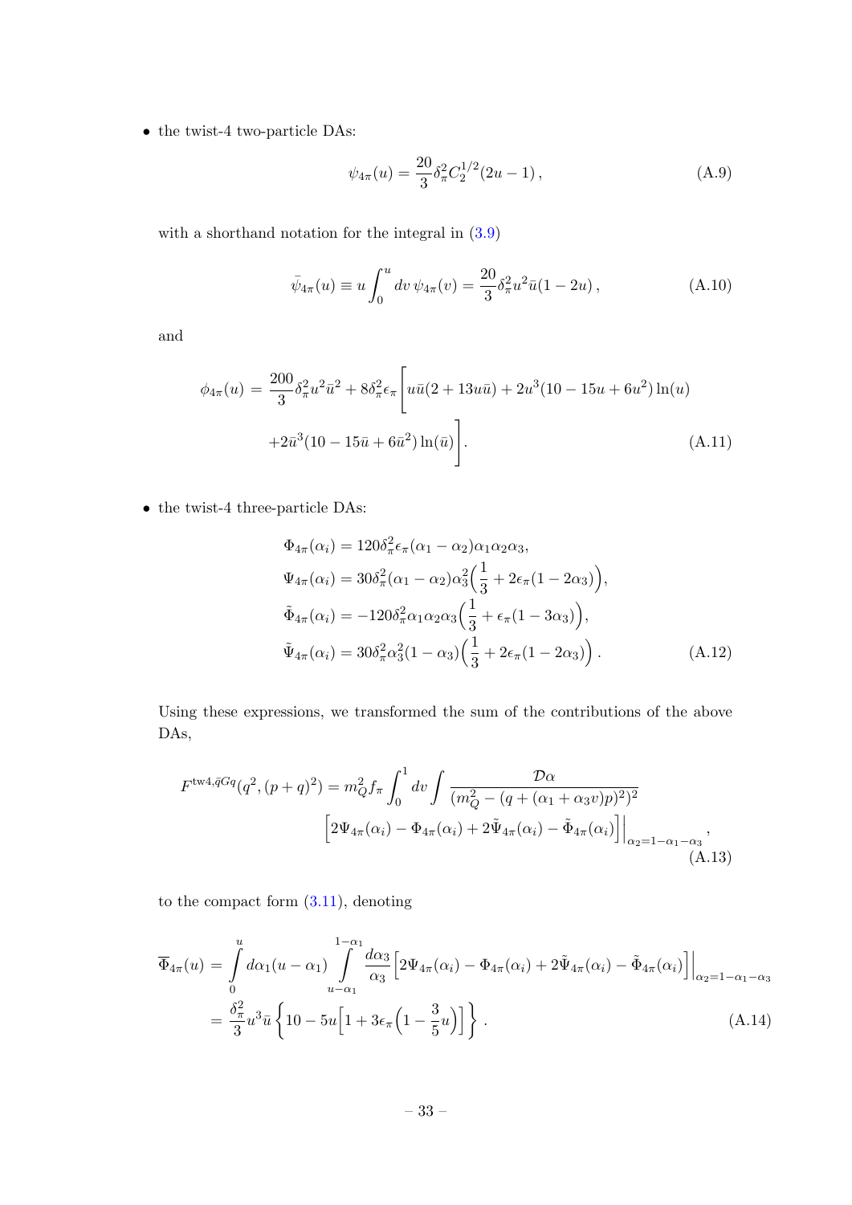- the twist-4 two-particle DAs:

$$\psi_{4\pi}(u) = \frac{20}{3}\delta_\pi^2 C_2^{1/2}(2u-1)\,, \tag{A.9}$$

with a shorthand notation for the integral in (3.9)

$$\bar{\psi}_{4\pi}(u) \equiv u\int_0^u dv\,\psi_{4\pi}(v) = \frac{20}{3}\delta_\pi^2 u^2\bar{u}(1-2u)\,, \tag{A.10}$$

and

$$\begin{aligned}\phi_{4\pi}(u) = \;& \frac{200}{3}\delta_\pi^2 u^2\bar{u}^2 + 8\delta_\pi^2\epsilon_\pi\bigg[u\bar{u}(2+13u\bar{u}) + 2u^3(10-15u+6u^2)\ln(u) \\ & + 2\bar{u}^3(10-15\bar{u}+6\bar{u}^2)\ln(\bar{u})\bigg].\end{aligned} \tag{A.11}$$

- the twist-4 three-particle DAs:

$$\begin{aligned}
\Phi_{4\pi}(\alpha_i) &= 120\delta_\pi^2\epsilon_\pi(\alpha_1-\alpha_2)\alpha_1\alpha_2\alpha_3, \\
\Psi_{4\pi}(\alpha_i) &= 30\delta_\pi^2(\alpha_1-\alpha_2)\alpha_3^2\Big(\frac{1}{3}+2\epsilon_\pi(1-2\alpha_3)\Big), \\
\tilde{\Phi}_{4\pi}(\alpha_i) &= -120\delta_\pi^2\alpha_1\alpha_2\alpha_3\Big(\frac{1}{3}+\epsilon_\pi(1-3\alpha_3)\Big), \\
\tilde{\Psi}_{4\pi}(\alpha_i) &= 30\delta_\pi^2\alpha_3^2(1-\alpha_3)\Big(\frac{1}{3}+2\epsilon_\pi(1-2\alpha_3)\Big)\,.
\end{aligned} \tag{A.12}$$

Using these expressions, we transformed the sum of the contributions of the above DAs,

$$\begin{aligned}F^{\mathrm{tw4},\bar{q}Gq}(q^2,(p+q)^2) = m_Q^2 f_\pi\int_0^1 dv\int\frac{\mathcal{D}\alpha}{(m_Q^2-(q+(\alpha_1+\alpha_3 v)p)^2)^2} \\ \Big[2\Psi_{4\pi}(\alpha_i)-\Phi_{4\pi}(\alpha_i)+2\tilde{\Psi}_{4\pi}(\alpha_i)-\tilde{\Phi}_{4\pi}(\alpha_i)\Big]\Big|_{\alpha_2=1-\alpha_1-\alpha_3}\,,\end{aligned} \tag{A.13}$$

to the compact form (3.11), denoting

$$\begin{aligned}\overline{\Phi}_{4\pi}(u) &= \int_0^u d\alpha_1(u-\alpha_1)\int_{u-\alpha_1}^{1-\alpha_1}\frac{d\alpha_3}{\alpha_3}\Big[2\Psi_{4\pi}(\alpha_i)-\Phi_{4\pi}(\alpha_i)+2\tilde{\Psi}_{4\pi}(\alpha_i)-\tilde{\Phi}_{4\pi}(\alpha_i)\Big]\Big|_{\alpha_2=1-\alpha_1-\alpha_3} \\ &= \frac{\delta_\pi^2}{3}u^3\bar{u}\left\{10-5u\Big[1+3\epsilon_\pi\Big(1-\frac{3}{5}u\Big)\Big]\right\}\,.\end{aligned} \tag{A.14}$$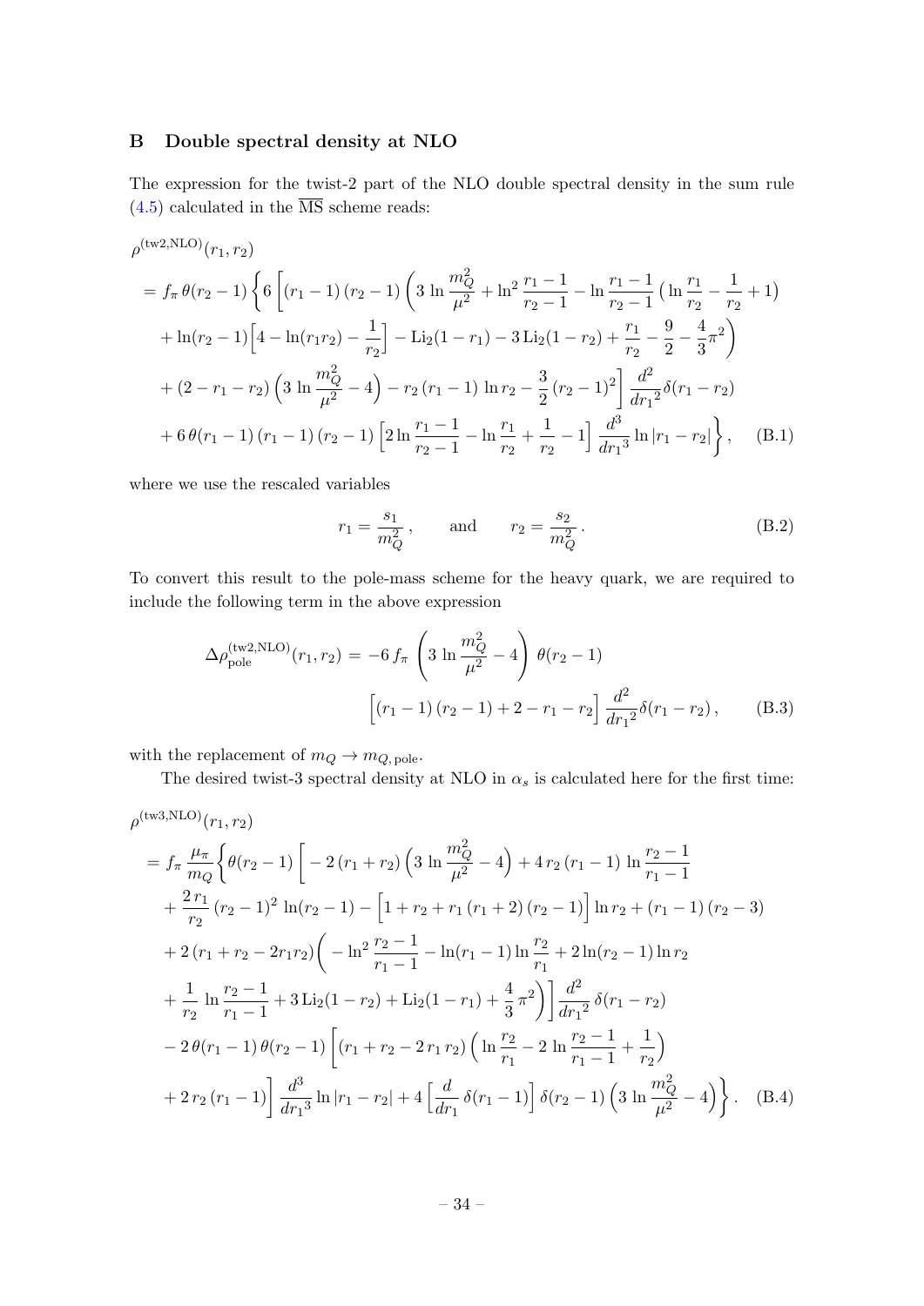## B Double spectral density at NLO

The expression for the twist-2 part of the NLO double spectral density in the sum rule (4.5) calculated in the $\overline{\text{MS}}$ scheme reads:

$$
\begin{aligned}
&\rho^{(\text{tw2,NLO})}(r_1, r_2) \\
&= f_\pi\, \theta(r_2-1) \Bigg\{ 6 \bigg[ (r_1-1)\,(r_2-1) \bigg( 3 \ln \frac{m_Q^2}{\mu^2} + \ln^2 \frac{r_1-1}{r_2-1} - \ln \frac{r_1-1}{r_2-1} \Big( \ln \frac{r_1}{r_2} - \frac{1}{r_2} + 1 \Big) \\
&\quad + \ln(r_2-1) \Big[ 4 - \ln(r_1 r_2) - \frac{1}{r_2} \Big] - \text{Li}_2(1-r_1) - 3\,\text{Li}_2(1-r_2) + \frac{r_1}{r_2} - \frac{9}{2} - \frac{4}{3}\pi^2 \bigg) \\
&\quad + (2-r_1-r_2) \Big( 3 \ln \frac{m_Q^2}{\mu^2} - 4 \Big) - r_2\,(r_1-1)\, \ln r_2 - \frac{3}{2}\,(r_2-1)^2 \bigg] \frac{d^2}{d{r_1}^2} \delta(r_1-r_2) \\
&\quad + 6\,\theta(r_1-1)\,(r_1-1)\,(r_2-1) \Big[ 2 \ln \frac{r_1-1}{r_2-1} - \ln \frac{r_1}{r_2} + \frac{1}{r_2} - 1 \Big] \frac{d^3}{d{r_1}^3} \ln |r_1-r_2| \Bigg\}, \qquad \text{(B.1)}
\end{aligned}
$$

where we use the rescaled variables

$$
r_1 = \frac{s_1}{m_Q^2}\,, \qquad \text{and} \qquad r_2 = \frac{s_2}{m_Q^2}\,. \qquad \text{(B.2)}
$$

To convert this result to the pole-mass scheme for the heavy quark, we are required to include the following term in the above expression

$$
\begin{aligned}
\Delta\rho^{(\text{tw2,NLO})}_{\text{pole}}(r_1, r_2) &= -6\, f_\pi \left( 3 \ln \frac{m_Q^2}{\mu^2} - 4 \right) \theta(r_2-1) \\
&\qquad \Big[ (r_1-1)\,(r_2-1) + 2 - r_1 - r_2 \Big] \frac{d^2}{d{r_1}^2} \delta(r_1-r_2)\,, \qquad \text{(B.3)}
\end{aligned}
$$

with the replacement of $m_Q \to m_{Q,\,\text{pole}}$.

The desired twist-3 spectral density at NLO in $\alpha_s$ is calculated here for the first time:

$$
\begin{aligned}
&\rho^{(\text{tw3,NLO})}(r_1, r_2) \\
&= f_\pi \frac{\mu_\pi}{m_Q} \Bigg\{ \theta(r_2-1) \bigg[ -2\,(r_1+r_2) \Big( 3 \ln \frac{m_Q^2}{\mu^2} - 4 \Big) + 4\, r_2\,(r_1-1)\, \ln \frac{r_2-1}{r_1-1} \\
&\quad + \frac{2\, r_1}{r_2}\,(r_2-1)^2\, \ln(r_2-1) - \Big[ 1 + r_2 + r_1\,(r_1+2)\,(r_2-1) \Big] \ln r_2 + (r_1-1)\,(r_2-3) \\
&\quad + 2\,(r_1+r_2-2r_1 r_2) \bigg( -\ln^2 \frac{r_2-1}{r_1-1} - \ln(r_1-1) \ln \frac{r_2}{r_1} + 2 \ln(r_2-1) \ln r_2 \\
&\quad + \frac{1}{r_2}\, \ln \frac{r_2-1}{r_1-1} + 3\,\text{Li}_2(1-r_2) + \text{Li}_2(1-r_1) + \frac{4}{3}\,\pi^2 \bigg) \bigg] \frac{d^2}{d{r_1}^2}\, \delta(r_1-r_2) \\
&\quad - 2\,\theta(r_1-1)\,\theta(r_2-1) \bigg[ (r_1+r_2-2\,r_1\,r_2) \Big( \ln \frac{r_2}{r_1} - 2 \ln \frac{r_2-1}{r_1-1} + \frac{1}{r_2} \Big) \\
&\quad + 2\, r_2\,(r_1-1) \bigg] \frac{d^3}{d{r_1}^3} \ln |r_1-r_2| + 4 \Big[ \frac{d}{dr_1}\, \delta(r_1-1) \Big] \delta(r_2-1) \Big( 3 \ln \frac{m_Q^2}{\mu^2} - 4 \Big) \Bigg\}. \qquad \text{(B.4)}
\end{aligned}
$$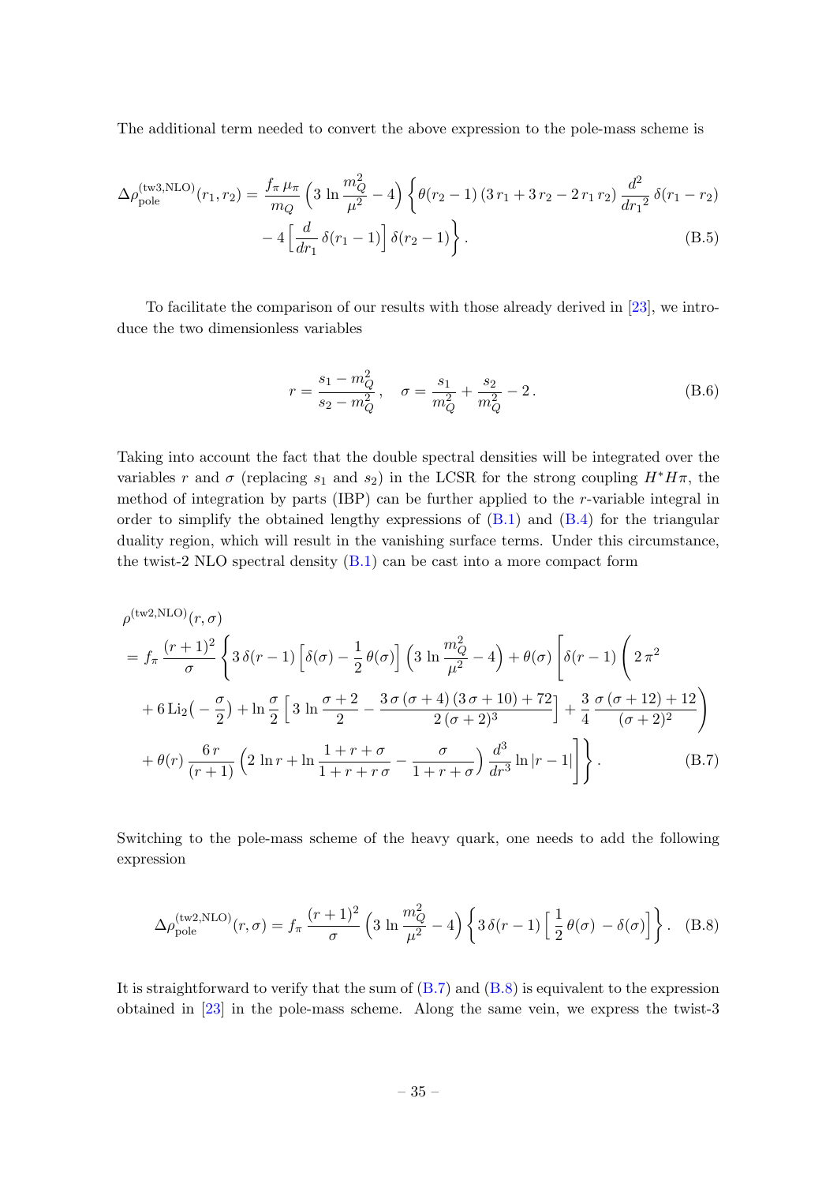The additional term needed to convert the above expression to the pole-mass scheme is

$$
\begin{aligned}
\Delta\rho^{(\rm tw3,NLO)}_{\rm pole}(r_1,r_2) = \frac{f_\pi\,\mu_\pi}{m_Q}\left(3\,\ln\frac{m_Q^2}{\mu^2}-4\right)\bigg\{&\theta(r_2-1)\,(3\,r_1+3\,r_2-2\,r_1\,r_2)\,\frac{d^2}{d{r_1}^2}\,\delta(r_1-r_2) \\
&-4\left[\frac{d}{dr_1}\,\delta(r_1-1)\right]\delta(r_2-1)\bigg\}\,.
\end{aligned}
\tag{B.5}
$$

To facilitate the comparison of our results with those already derived in [23], we introduce the two dimensionless variables

$$
r=\frac{s_1-m_Q^2}{s_2-m_Q^2}\,,\quad \sigma=\frac{s_1}{m_Q^2}+\frac{s_2}{m_Q^2}-2\,.
\tag{B.6}
$$

Taking into account the fact that the double spectral densities will be integrated over the variables $r$ and $\sigma$ (replacing $s_1$ and $s_2$) in the LCSR for the strong coupling $H^*H\pi$, the method of integration by parts (IBP) can be further applied to the $r$-variable integral in order to simplify the obtained lengthy expressions of (B.1) and (B.4) for the triangular duality region, which will result in the vanishing surface terms. Under this circumstance, the twist-2 NLO spectral density (B.1) can be cast into a more compact form

$$
\begin{aligned}
&\rho^{(\rm tw2,NLO)}(r,\sigma) \\
&= f_\pi\,\frac{(r+1)^2}{\sigma}\Bigg\{3\,\delta(r-1)\left[\delta(\sigma)-\frac{1}{2}\,\theta(\sigma)\right]\left(3\,\ln\frac{m_Q^2}{\mu^2}-4\right)+\theta(\sigma)\Bigg[\delta(r-1)\Bigg(2\,\pi^2 \\
&\quad +6\,{\rm Li}_2\!\left(-\frac{\sigma}{2}\right)+\ln\frac{\sigma}{2}\left[3\,\ln\frac{\sigma+2}{2}-\frac{3\,\sigma\,(\sigma+4)\,(3\,\sigma+10)+72}{2\,(\sigma+2)^3}\right]+\frac{3}{4}\,\frac{\sigma\,(\sigma+12)+12}{(\sigma+2)^2}\Bigg) \\
&\quad +\theta(r)\,\frac{6\,r}{(r+1)}\left(2\,\ln r+\ln\frac{1+r+\sigma}{1+r+r\,\sigma}-\frac{\sigma}{1+r+\sigma}\right)\frac{d^3}{dr^3}\ln|r-1|\Bigg]\Bigg\}\,.
\end{aligned}
\tag{B.7}
$$

Switching to the pole-mass scheme of the heavy quark, one needs to add the following expression

$$
\Delta\rho^{(\rm tw2,NLO)}_{\rm pole}(r,\sigma)=f_\pi\,\frac{(r+1)^2}{\sigma}\left(3\,\ln\frac{m_Q^2}{\mu^2}-4\right)\left\{3\,\delta(r-1)\left[\frac{1}{2}\,\theta(\sigma)\,-\delta(\sigma)\right]\right\}.
\tag{B.8}
$$

It is straightforward to verify that the sum of (B.7) and (B.8) is equivalent to the expression obtained in [23] in the pole-mass scheme. Along the same vein, we express the twist-3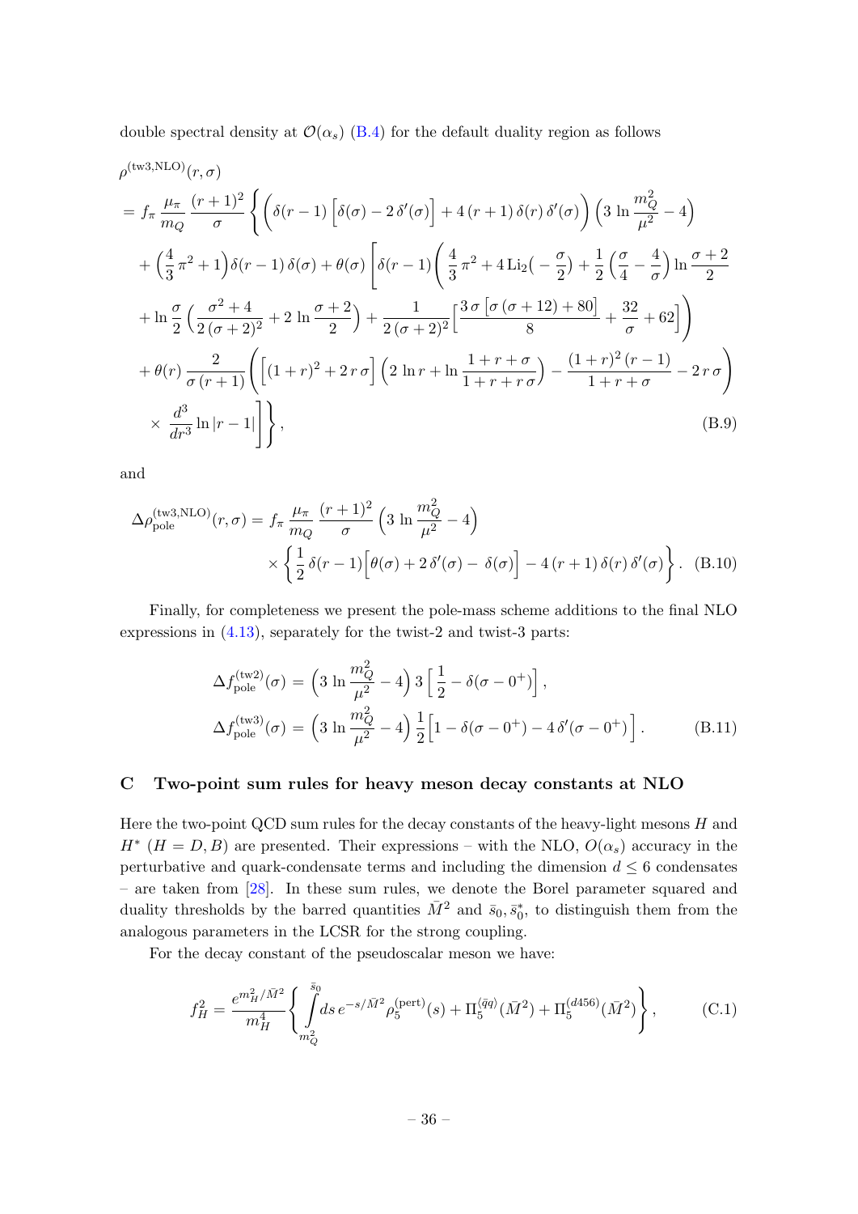double spectral density at $\mathcal{O}(\alpha_s)$ (B.4) for the default duality region as follows

$$
\begin{aligned}
&\rho^{(\mathrm{tw3,NLO})}(r,\sigma) \\
&= f_\pi \, \frac{\mu_\pi}{m_Q} \, \frac{(r+1)^2}{\sigma} \Bigg\{ \Big( \delta(r-1) \left[ \delta(\sigma) - 2\,\delta'(\sigma) \right] + 4\,(r+1)\,\delta(r)\,\delta'(\sigma) \Big) \Big( 3 \, \ln \frac{m_Q^2}{\mu^2} - 4 \Big) \\
&+ \Big( \frac{4}{3}\pi^2 + 1 \Big) \delta(r-1)\,\delta(\sigma) + \theta(\sigma) \Bigg[ \delta(r-1) \Bigg( \frac{4}{3}\,\pi^2 + 4\,\mathrm{Li}_2\Big(-\frac{\sigma}{2}\Big) + \frac{1}{2}\Big( \frac{\sigma}{4} - \frac{4}{\sigma} \Big) \ln \frac{\sigma+2}{2} \\
&+ \ln \frac{\sigma}{2} \Big( \frac{\sigma^2+4}{2\,(\sigma+2)^2} + 2\,\ln \frac{\sigma+2}{2} \Big) + \frac{1}{2\,(\sigma+2)^2} \Big[ \frac{3\,\sigma\left[\sigma\,(\sigma+12)+80\right]}{8} + \frac{32}{\sigma} + 62 \Big] \Bigg) \\
&+ \theta(r)\,\frac{2}{\sigma\,(r+1)} \Bigg( \Big[ (1+r)^2 + 2\,r\,\sigma \Big] \Big( 2\,\ln r + \ln \frac{1+r+\sigma}{1+r+r\,\sigma} \Big) - \frac{(1+r)^2\,(r-1)}{1+r+\sigma} - 2\,r\,\sigma \Bigg) \\
&\times \frac{d^3}{dr^3} \ln|r-1| \Bigg] \Bigg\},
\end{aligned}
\tag{B.9}
$$

and

$$
\begin{aligned}
\Delta\rho^{(\mathrm{tw3,NLO})}_{\mathrm{pole}}(r,\sigma) = f_\pi \, \frac{\mu_\pi}{m_Q} \, \frac{(r+1)^2}{\sigma} \Big( 3 \, \ln \frac{m_Q^2}{\mu^2} - 4 \Big) \\
\times \Big\{ \frac{1}{2}\,\delta(r-1) \Big[ \theta(\sigma) + 2\,\delta'(\sigma) - \,\delta(\sigma) \Big] - 4\,(r+1)\,\delta(r)\,\delta'(\sigma) \Big\}.
\end{aligned}
\tag{B.10}
$$

Finally, for completeness we present the pole-mass scheme additions to the final NLO expressions in (4.13), separately for the twist-2 and twist-3 parts:

$$
\begin{aligned}
\Delta f^{(\mathrm{tw2})}_{\mathrm{pole}}(\sigma) &= \Big( 3 \, \ln \frac{m_Q^2}{\mu^2} - 4 \Big)\, 3 \left[ \frac{1}{2} - \delta(\sigma - 0^+) \right], \\
\Delta f^{(\mathrm{tw3})}_{\mathrm{pole}}(\sigma) &= \Big( 3 \, \ln \frac{m_Q^2}{\mu^2} - 4 \Big)\, \frac{1}{2} \Big[ 1 - \delta(\sigma - 0^+) - 4\,\delta'(\sigma - 0^+) \Big].
\end{aligned}
\tag{B.11}
$$

# C Two-point sum rules for heavy meson decay constants at NLO

Here the two-point QCD sum rules for the decay constants of the heavy-light mesons $H$ and $H^*$ ($H = D, B$) are presented. Their expressions – with the NLO, $O(\alpha_s)$ accuracy in the perturbative and quark-condensate terms and including the dimension $d \le 6$ condensates – are taken from [28]. In these sum rules, we denote the Borel parameter squared and duality thresholds by the barred quantities $\bar{M}^2$ and $\bar{s}_0, \bar{s}_0^*$, to distinguish them from the analogous parameters in the LCSR for the strong coupling.

For the decay constant of the pseudoscalar meson we have:

$$
f_H^2 = \frac{e^{m_H^2/\bar{M}^2}}{m_H^4} \Bigg\{ \int\limits_{m_Q^2}^{\bar{s}_0} ds \, e^{-s/\bar{M}^2} \rho_5^{(\mathrm{pert})}(s) + \Pi_5^{\langle \bar{q}q \rangle}(\bar{M}^2) + \Pi_5^{(d456)}(\bar{M}^2) \Bigg\},
\tag{C.1}
$$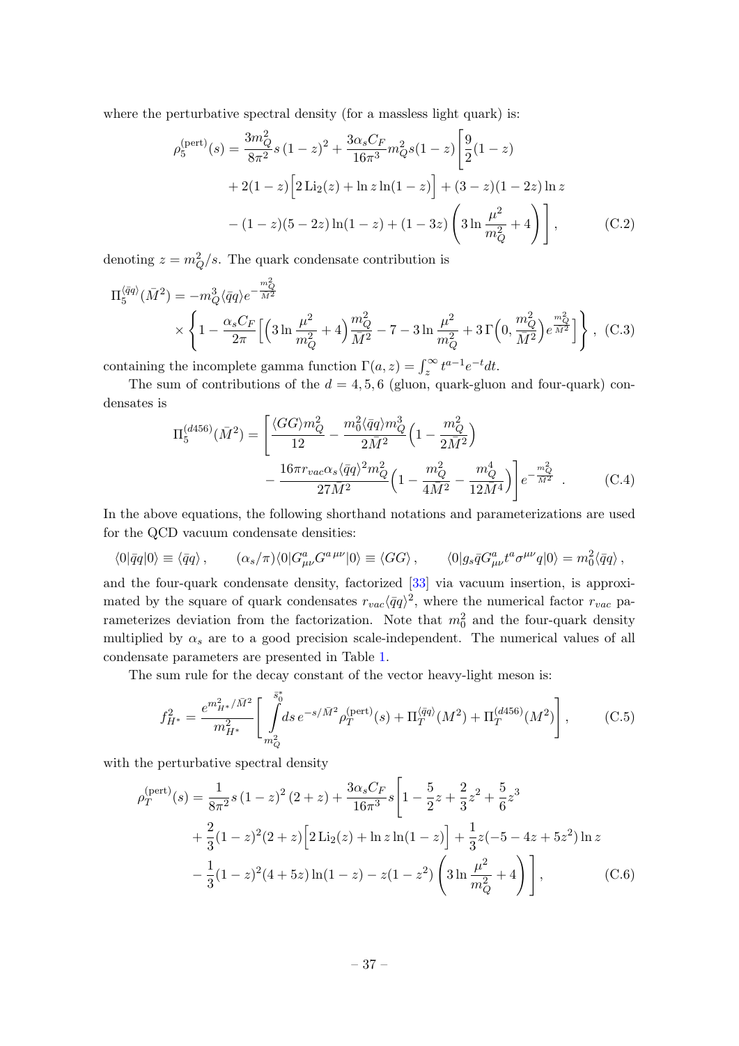where the perturbative spectral density (for a massless light quark) is:

$$
\begin{aligned}
\rho_5^{(\rm pert)}(s) = \frac{3m_Q^2}{8\pi^2} s\,(1-z)^2 + \frac{3\alpha_s C_F}{16\pi^3} m_Q^2 s(1-z)\Bigg[\frac{9}{2}(1-z) \\
+ 2(1-z)\Big[2\,\mathrm{Li}_2(z) + \ln z \ln(1-z)\Big] + (3-z)(1-2z)\ln z \\
- (1-z)(5-2z)\ln(1-z) + (1-3z)\left(3\ln\frac{\mu^2}{m_Q^2} + 4\right)\Bigg]\,, \qquad \text{(C.2)}
\end{aligned}
$$

denoting $z = m_Q^2/s$. The quark condensate contribution is

$$
\begin{aligned}
\Pi_5^{\langle \bar q q\rangle}(\bar M^2) = -m_Q^3 \langle \bar q q\rangle e^{-\frac{m_Q^2}{\bar M^2}} \\
\times \left\{1 - \frac{\alpha_s C_F}{2\pi}\Big[\Big(3\ln\frac{\mu^2}{m_Q^2}+4\Big)\frac{m_Q^2}{\bar M^2} - 7 - 3\ln\frac{\mu^2}{m_Q^2} + 3\,\Gamma\Big(0,\frac{m_Q^2}{\bar M^2}\Big)e^{\frac{m_Q^2}{\bar M^2}}\Big]\right\}\,, \quad \text{(C.3)}
\end{aligned}
$$

containing the incomplete gamma function $\Gamma(a,z) = \int_z^\infty t^{a-1}e^{-t}dt$.

The sum of contributions of the $d = 4, 5, 6$ (gluon, quark-gluon and four-quark) condensates is

$$
\begin{aligned}
\Pi_5^{(d456)}(\bar M^2) = \Bigg[\frac{\langle GG\rangle m_Q^2}{12} - \frac{m_0^2\langle \bar q q\rangle m_Q^3}{2\bar M^2}\Big(1 - \frac{m_Q^2}{2\bar M^2}\Big) \\
- \frac{16\pi r_{vac}\alpha_s \langle \bar q q\rangle^2 m_Q^2}{27\bar M^2}\Big(1 - \frac{m_Q^2}{4\bar M^2} - \frac{m_Q^4}{12\bar M^4}\Big)\Bigg]e^{-\frac{m_Q^2}{\bar M^2}}\ . \qquad \text{(C.4)}
\end{aligned}
$$

In the above equations, the following shorthand notations and parameterizations are used for the QCD vacuum condensate densities:

$$
\langle 0|\bar q q|0\rangle \equiv \langle \bar q q\rangle\,, \qquad (\alpha_s/\pi)\langle 0|G^a_{\mu\nu}G^{a\,\mu\nu}|0\rangle \equiv \langle GG\rangle\,, \qquad \langle 0|g_s \bar q G^a_{\mu\nu} t^a \sigma^{\mu\nu} q|0\rangle = m_0^2\langle \bar q q\rangle\,,
$$

and the four-quark condensate density, factorized [33] via vacuum insertion, is approximated by the square of quark condensates $r_{vac}\langle \bar q q\rangle^2$, where the numerical factor $r_{vac}$ parameterizes deviation from the factorization. Note that $m_0^2$ and the four-quark density multiplied by $\alpha_s$ are to a good precision scale-independent. The numerical values of all condensate parameters are presented in Table 1.

The sum rule for the decay constant of the vector heavy-light meson is:

$$
f_{H^*}^2 = \frac{e^{m_{H^*}^2/\bar M^2}}{m_{H^*}^2}\left[\int\limits_{m_Q^2}^{\bar s_0^*} ds\, e^{-s/\bar M^2}\rho_T^{(\rm pert)}(s) + \Pi_T^{\langle \bar q q\rangle}(M^2) + \Pi_T^{(d456)}(M^2)\right]\,, \qquad \text{(C.5)}
$$

with the perturbative spectral density

$$
\begin{aligned}
\rho_T^{(\rm pert)}(s) = \frac{1}{8\pi^2} s\,(1-z)^2\,(2+z) + \frac{3\alpha_s C_F}{16\pi^3} s\Bigg[1 - \frac{5}{2}z + \frac{2}{3}z^2 + \frac{5}{6}z^3 \\
+ \frac{2}{3}(1-z)^2(2+z)\Big[2\,\mathrm{Li}_2(z) + \ln z\ln(1-z)\Big] + \frac{1}{3}z(-5-4z+5z^2)\ln z \\
- \frac{1}{3}(1-z)^2(4+5z)\ln(1-z) - z(1-z^2)\left(3\ln\frac{\mu^2}{m_Q^2}+4\right)\Bigg]\,, \qquad \text{(C.6)}
\end{aligned}
$$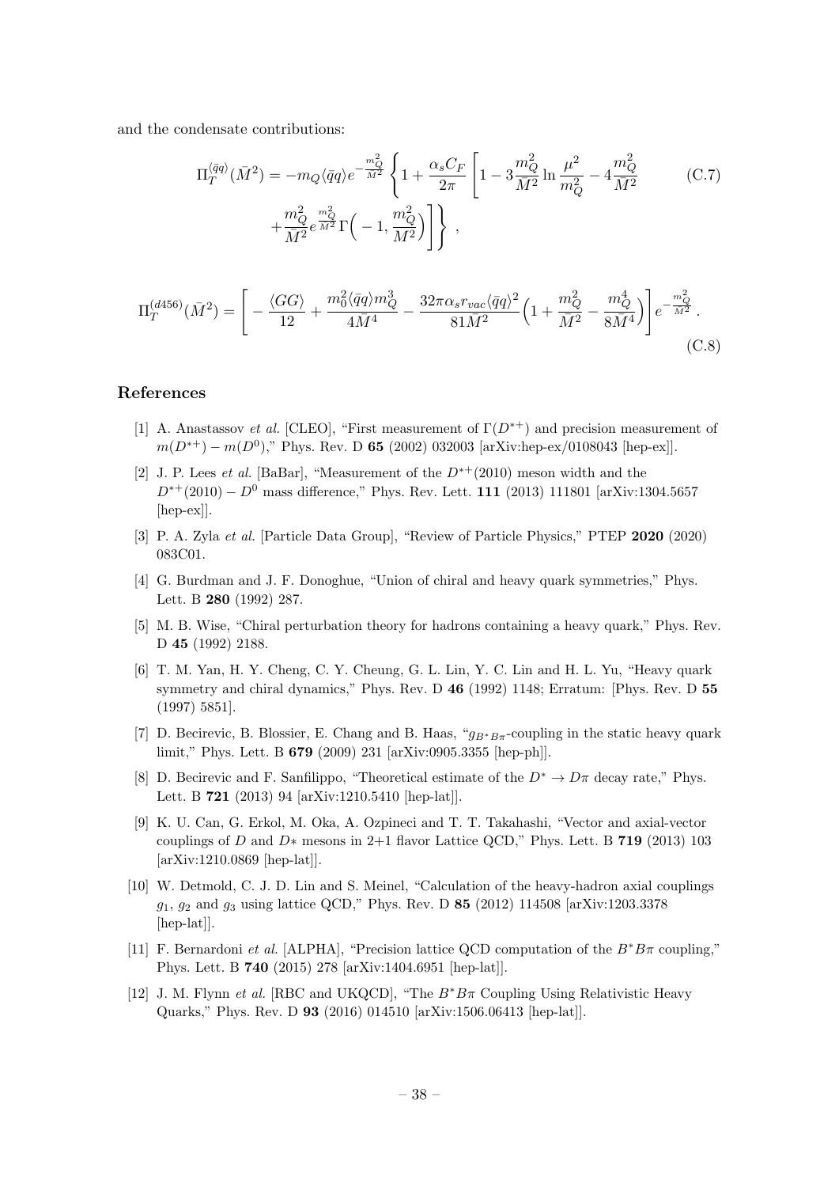and the condensate contributions:

$$\Pi_T^{\langle\bar{q}q\rangle}(\bar{M}^2) = -m_Q\langle\bar{q}q\rangle e^{-\frac{m_Q^2}{\bar{M}^2}}\left\{1 + \frac{\alpha_s C_F}{2\pi}\left[1 - 3\frac{m_Q^2}{\bar{M}^2}\ln\frac{\mu^2}{m_Q^2} - 4\frac{m_Q^2}{\bar{M}^2} + \frac{m_Q^2}{\bar{M}^2}e^{\frac{m_Q^2}{\bar{M}^2}}\Gamma\Big(-1, \frac{m_Q^2}{M^2}\Big)\right]\right\} , \tag{C.7}$$

$$\Pi_T^{(d456)}(\bar{M}^2) = \left[-\frac{\langle GG\rangle}{12} + \frac{m_0^2\langle\bar{q}q\rangle m_Q^3}{4\bar{M}^4} - \frac{32\pi\alpha_s r_{vac}\langle\bar{q}q\rangle^2}{81\bar{M}^2}\Big(1 + \frac{m_Q^2}{\bar{M}^2} - \frac{m_Q^4}{8\bar{M}^4}\Big)\right]e^{-\frac{m_Q^2}{\bar{M}^2}} . \tag{C.8}$$

## References

[1] A. Anastassov *et al.* [CLEO], "First measurement of $\Gamma(D^{*+})$ and precision measurement of $m(D^{*+}) - m(D^0)$," Phys. Rev. D **65** (2002) 032003 [arXiv:hep-ex/0108043 [hep-ex]].

[2] J. P. Lees *et al.* [BaBar], "Measurement of the $D^{*+}(2010)$ meson width and the $D^{*+}(2010) - D^0$ mass difference," Phys. Rev. Lett. **111** (2013) 111801 [arXiv:1304.5657 [hep-ex]].

[3] P. A. Zyla *et al.* [Particle Data Group], "Review of Particle Physics," PTEP **2020** (2020) 083C01.

[4] G. Burdman and J. F. Donoghue, "Union of chiral and heavy quark symmetries," Phys. Lett. B **280** (1992) 287.

[5] M. B. Wise, "Chiral perturbation theory for hadrons containing a heavy quark," Phys. Rev. D **45** (1992) 2188.

[6] T. M. Yan, H. Y. Cheng, C. Y. Cheung, G. L. Lin, Y. C. Lin and H. L. Yu, "Heavy quark symmetry and chiral dynamics," Phys. Rev. D **46** (1992) 1148; Erratum: [Phys. Rev. D **55** (1997) 5851].

[7] D. Becirevic, B. Blossier, E. Chang and B. Haas, "$g_{B^*B\pi}$-coupling in the static heavy quark limit," Phys. Lett. B **679** (2009) 231 [arXiv:0905.3355 [hep-ph]].

[8] D. Becirevic and F. Sanfilippo, "Theoretical estimate of the $D^* \to D\pi$ decay rate," Phys. Lett. B **721** (2013) 94 [arXiv:1210.5410 [hep-lat]].

[9] K. U. Can, G. Erkol, M. Oka, A. Ozpineci and T. T. Takahashi, "Vector and axial-vector couplings of $D$ and $D*$ mesons in 2+1 flavor Lattice QCD," Phys. Lett. B **719** (2013) 103 [arXiv:1210.0869 [hep-lat]].

[10] W. Detmold, C. J. D. Lin and S. Meinel, "Calculation of the heavy-hadron axial couplings $g_1$, $g_2$ and $g_3$ using lattice QCD," Phys. Rev. D **85** (2012) 114508 [arXiv:1203.3378 [hep-lat]].

[11] F. Bernardoni *et al.* [ALPHA], "Precision lattice QCD computation of the $B^*B\pi$ coupling," Phys. Lett. B **740** (2015) 278 [arXiv:1404.6951 [hep-lat]].

[12] J. M. Flynn *et al.* [RBC and UKQCD], "The $B^*B\pi$ Coupling Using Relativistic Heavy Quarks," Phys. Rev. D **93** (2016) 014510 [arXiv:1506.06413 [hep-lat]].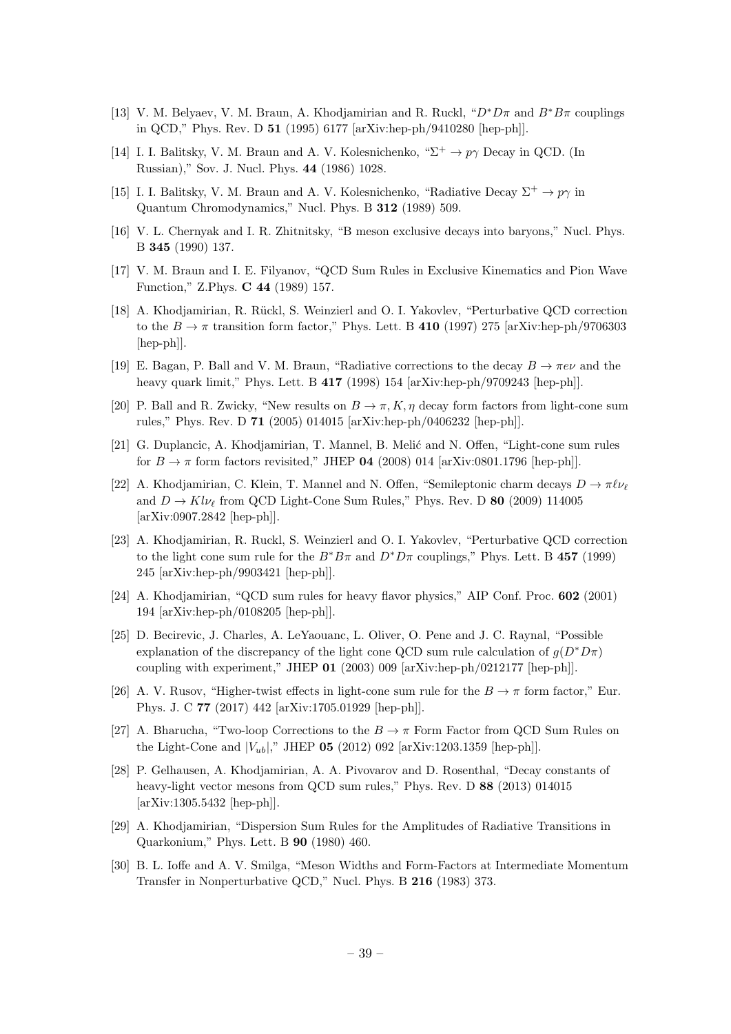[13] V. M. Belyaev, V. M. Braun, A. Khodjamirian and R. Ruckl, "$D^*D\pi$ and $B^*B\pi$ couplings in QCD," Phys. Rev. D **51** (1995) 6177 [arXiv:hep-ph/9410280 [hep-ph]].

[14] I. I. Balitsky, V. M. Braun and A. V. Kolesnichenko, "$\Sigma^+ \to p\gamma$ Decay in QCD. (In Russian)," Sov. J. Nucl. Phys. **44** (1986) 1028.

[15] I. I. Balitsky, V. M. Braun and A. V. Kolesnichenko, "Radiative Decay $\Sigma^+ \to p\gamma$ in Quantum Chromodynamics," Nucl. Phys. B **312** (1989) 509.

[16] V. L. Chernyak and I. R. Zhitnitsky, "B meson exclusive decays into baryons," Nucl. Phys. B **345** (1990) 137.

[17] V. M. Braun and I. E. Filyanov, "QCD Sum Rules in Exclusive Kinematics and Pion Wave Function," Z.Phys. **C 44** (1989) 157.

[18] A. Khodjamirian, R. Rückl, S. Weinzierl and O. I. Yakovlev, "Perturbative QCD correction to the $B \to \pi$ transition form factor," Phys. Lett. B **410** (1997) 275 [arXiv:hep-ph/9706303 [hep-ph]].

[19] E. Bagan, P. Ball and V. M. Braun, "Radiative corrections to the decay $B \to \pi e\nu$ and the heavy quark limit," Phys. Lett. B **417** (1998) 154 [arXiv:hep-ph/9709243 [hep-ph]].

[20] P. Ball and R. Zwicky, "New results on $B \to \pi, K, \eta$ decay form factors from light-cone sum rules," Phys. Rev. D **71** (2005) 014015 [arXiv:hep-ph/0406232 [hep-ph]].

[21] G. Duplancic, A. Khodjamirian, T. Mannel, B. Melić and N. Offen, "Light-cone sum rules for $B \to \pi$ form factors revisited," JHEP **04** (2008) 014 [arXiv:0801.1796 [hep-ph]].

[22] A. Khodjamirian, C. Klein, T. Mannel and N. Offen, "Semileptonic charm decays $D \to \pi\ell\nu_\ell$ and $D \to Kl\nu_\ell$ from QCD Light-Cone Sum Rules," Phys. Rev. D **80** (2009) 114005 [arXiv:0907.2842 [hep-ph]].

[23] A. Khodjamirian, R. Ruckl, S. Weinzierl and O. I. Yakovlev, "Perturbative QCD correction to the light cone sum rule for the $B^*B\pi$ and $D^*D\pi$ couplings," Phys. Lett. B **457** (1999) 245 [arXiv:hep-ph/9903421 [hep-ph]].

[24] A. Khodjamirian, "QCD sum rules for heavy flavor physics," AIP Conf. Proc. **602** (2001) 194 [arXiv:hep-ph/0108205 [hep-ph]].

[25] D. Becirevic, J. Charles, A. LeYaouanc, L. Oliver, O. Pene and J. C. Raynal, "Possible explanation of the discrepancy of the light cone QCD sum rule calculation of $g(D^*D\pi)$ coupling with experiment," JHEP **01** (2003) 009 [arXiv:hep-ph/0212177 [hep-ph]].

[26] A. V. Rusov, "Higher-twist effects in light-cone sum rule for the $B \to \pi$ form factor," Eur. Phys. J. C **77** (2017) 442 [arXiv:1705.01929 [hep-ph]].

[27] A. Bharucha, "Two-loop Corrections to the $B \to \pi$ Form Factor from QCD Sum Rules on the Light-Cone and $|V_{ub}|$," JHEP **05** (2012) 092 [arXiv:1203.1359 [hep-ph]].

[28] P. Gelhausen, A. Khodjamirian, A. A. Pivovarov and D. Rosenthal, "Decay constants of heavy-light vector mesons from QCD sum rules," Phys. Rev. D **88** (2013) 014015 [arXiv:1305.5432 [hep-ph]].

[29] A. Khodjamirian, "Dispersion Sum Rules for the Amplitudes of Radiative Transitions in Quarkonium," Phys. Lett. B **90** (1980) 460.

[30] B. L. Ioffe and A. V. Smilga, "Meson Widths and Form-Factors at Intermediate Momentum Transfer in Nonperturbative QCD," Nucl. Phys. B **216** (1983) 373.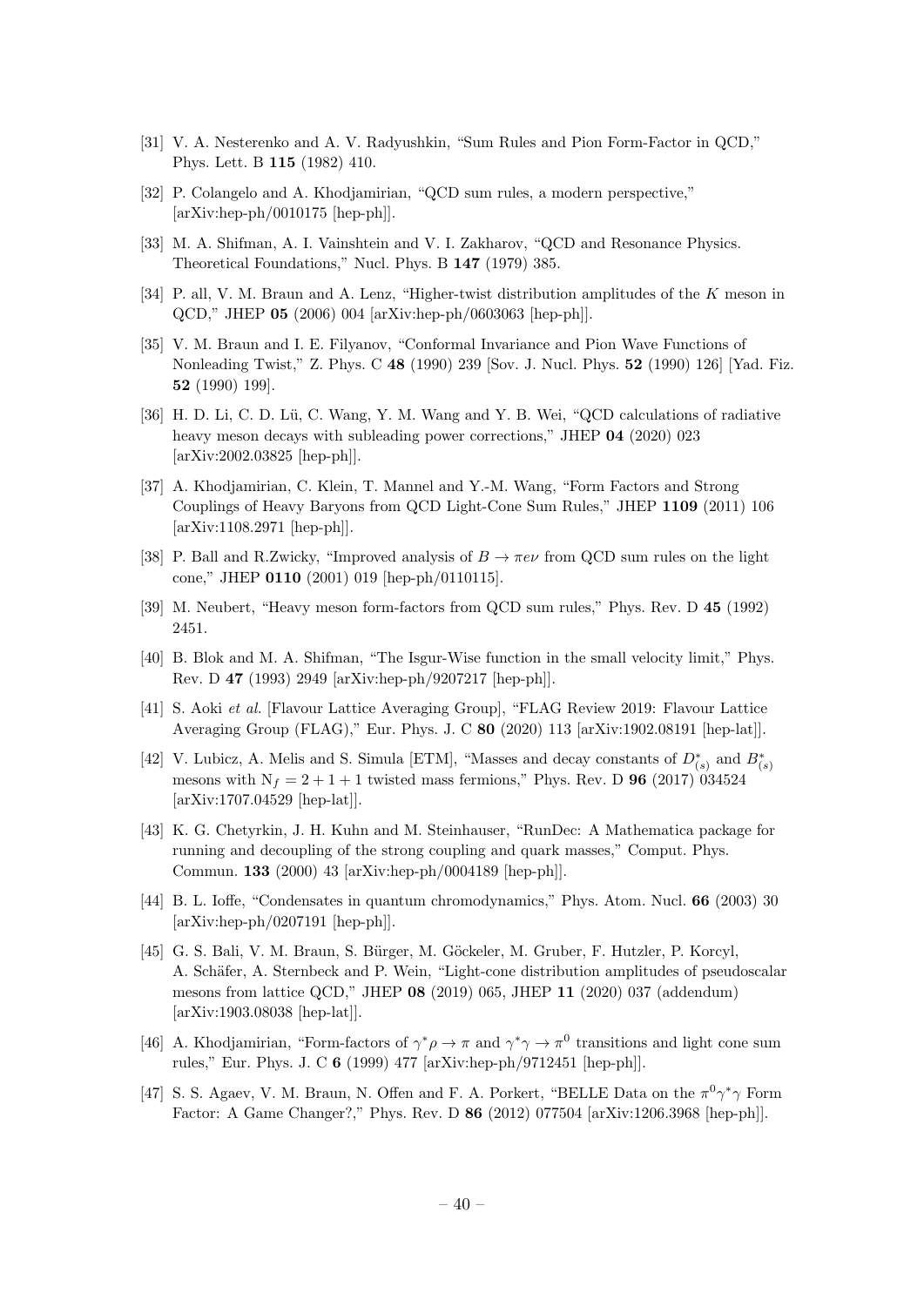[31] V. A. Nesterenko and A. V. Radyushkin, "Sum Rules and Pion Form-Factor in QCD," Phys. Lett. B **115** (1982) 410.

[32] P. Colangelo and A. Khodjamirian, "QCD sum rules, a modern perspective," [arXiv:hep-ph/0010175 [hep-ph]].

[33] M. A. Shifman, A. I. Vainshtein and V. I. Zakharov, "QCD and Resonance Physics. Theoretical Foundations," Nucl. Phys. B **147** (1979) 385.

[34] P. all, V. M. Braun and A. Lenz, "Higher-twist distribution amplitudes of the $K$ meson in QCD," JHEP **05** (2006) 004 [arXiv:hep-ph/0603063 [hep-ph]].

[35] V. M. Braun and I. E. Filyanov, "Conformal Invariance and Pion Wave Functions of Nonleading Twist," Z. Phys. C **48** (1990) 239 [Sov. J. Nucl. Phys. **52** (1990) 126] [Yad. Fiz. **52** (1990) 199].

[36] H. D. Li, C. D. Lü, C. Wang, Y. M. Wang and Y. B. Wei, "QCD calculations of radiative heavy meson decays with subleading power corrections," JHEP **04** (2020) 023 [arXiv:2002.03825 [hep-ph]].

[37] A. Khodjamirian, C. Klein, T. Mannel and Y.-M. Wang, "Form Factors and Strong Couplings of Heavy Baryons from QCD Light-Cone Sum Rules," JHEP **1109** (2011) 106 [arXiv:1108.2971 [hep-ph]].

[38] P. Ball and R.Zwicky, "Improved analysis of $B \to \pi e \nu$ from QCD sum rules on the light cone," JHEP **0110** (2001) 019 [hep-ph/0110115].

[39] M. Neubert, "Heavy meson form-factors from QCD sum rules," Phys. Rev. D **45** (1992) 2451.

[40] B. Blok and M. A. Shifman, "The Isgur-Wise function in the small velocity limit," Phys. Rev. D **47** (1993) 2949 [arXiv:hep-ph/9207217 [hep-ph]].

[41] S. Aoki *et al.* [Flavour Lattice Averaging Group], "FLAG Review 2019: Flavour Lattice Averaging Group (FLAG)," Eur. Phys. J. C **80** (2020) 113 [arXiv:1902.08191 [hep-lat]].

[42] V. Lubicz, A. Melis and S. Simula [ETM], "Masses and decay constants of $D^*_{(s)}$ and $B^*_{(s)}$ mesons with $N_f = 2+1+1$ twisted mass fermions," Phys. Rev. D **96** (2017) 034524 [arXiv:1707.04529 [hep-lat]].

[43] K. G. Chetyrkin, J. H. Kuhn and M. Steinhauser, "RunDec: A Mathematica package for running and decoupling of the strong coupling and quark masses," Comput. Phys. Commun. **133** (2000) 43 [arXiv:hep-ph/0004189 [hep-ph]].

[44] B. L. Ioffe, "Condensates in quantum chromodynamics," Phys. Atom. Nucl. **66** (2003) 30 [arXiv:hep-ph/0207191 [hep-ph]].

[45] G. S. Bali, V. M. Braun, S. Bürger, M. Göckeler, M. Gruber, F. Hutzler, P. Korcyl, A. Schäfer, A. Sternbeck and P. Wein, "Light-cone distribution amplitudes of pseudoscalar mesons from lattice QCD," JHEP **08** (2019) 065, JHEP **11** (2020) 037 (addendum) [arXiv:1903.08038 [hep-lat]].

[46] A. Khodjamirian, "Form-factors of $\gamma^* \rho \to \pi$ and $\gamma^* \gamma \to \pi^0$ transitions and light cone sum rules," Eur. Phys. J. C **6** (1999) 477 [arXiv:hep-ph/9712451 [hep-ph]].

[47] S. S. Agaev, V. M. Braun, N. Offen and F. A. Porkert, "BELLE Data on the $\pi^0 \gamma^* \gamma$ Form Factor: A Game Changer?," Phys. Rev. D **86** (2012) 077504 [arXiv:1206.3968 [hep-ph]].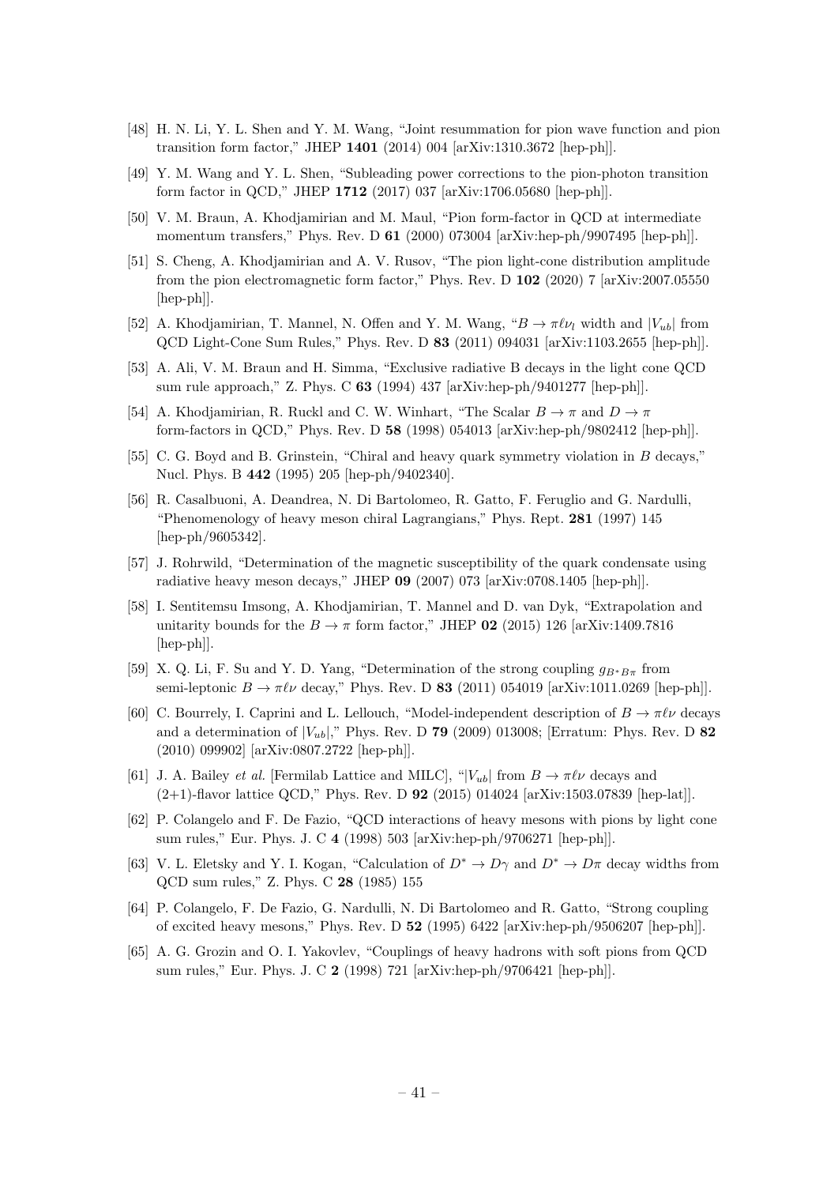[48] H. N. Li, Y. L. Shen and Y. M. Wang, "Joint resummation for pion wave function and pion transition form factor," JHEP **1401** (2014) 004 [arXiv:1310.3672 [hep-ph]].

[49] Y. M. Wang and Y. L. Shen, "Subleading power corrections to the pion-photon transition form factor in QCD," JHEP **1712** (2017) 037 [arXiv:1706.05680 [hep-ph]].

[50] V. M. Braun, A. Khodjamirian and M. Maul, "Pion form-factor in QCD at intermediate momentum transfers," Phys. Rev. D **61** (2000) 073004 [arXiv:hep-ph/9907495 [hep-ph]].

[51] S. Cheng, A. Khodjamirian and A. V. Rusov, "The pion light-cone distribution amplitude from the pion electromagnetic form factor," Phys. Rev. D **102** (2020) 7 [arXiv:2007.05550 [hep-ph]].

[52] A. Khodjamirian, T. Mannel, N. Offen and Y. M. Wang, "$B \to \pi \ell \nu_l$ width and $|V_{ub}|$ from QCD Light-Cone Sum Rules," Phys. Rev. D **83** (2011) 094031 [arXiv:1103.2655 [hep-ph]].

[53] A. Ali, V. M. Braun and H. Simma, "Exclusive radiative B decays in the light cone QCD sum rule approach," Z. Phys. C **63** (1994) 437 [arXiv:hep-ph/9401277 [hep-ph]].

[54] A. Khodjamirian, R. Ruckl and C. W. Winhart, "The Scalar $B \to \pi$ and $D \to \pi$ form-factors in QCD," Phys. Rev. D **58** (1998) 054013 [arXiv:hep-ph/9802412 [hep-ph]].

[55] C. G. Boyd and B. Grinstein, "Chiral and heavy quark symmetry violation in $B$ decays," Nucl. Phys. B **442** (1995) 205 [hep-ph/9402340].

[56] R. Casalbuoni, A. Deandrea, N. Di Bartolomeo, R. Gatto, F. Feruglio and G. Nardulli, "Phenomenology of heavy meson chiral Lagrangians," Phys. Rept. **281** (1997) 145 [hep-ph/9605342].

[57] J. Rohrwild, "Determination of the magnetic susceptibility of the quark condensate using radiative heavy meson decays," JHEP **09** (2007) 073 [arXiv:0708.1405 [hep-ph]].

[58] I. Sentitemsu Imsong, A. Khodjamirian, T. Mannel and D. van Dyk, "Extrapolation and unitarity bounds for the $B \to \pi$ form factor," JHEP **02** (2015) 126 [arXiv:1409.7816 [hep-ph]].

[59] X. Q. Li, F. Su and Y. D. Yang, "Determination of the strong coupling $g_{B^* B \pi}$ from semi-leptonic $B \to \pi \ell \nu$ decay," Phys. Rev. D **83** (2011) 054019 [arXiv:1011.0269 [hep-ph]].

[60] C. Bourrely, I. Caprini and L. Lellouch, "Model-independent description of $B \to \pi \ell \nu$ decays and a determination of $|V_{ub}|$," Phys. Rev. D **79** (2009) 013008; [Erratum: Phys. Rev. D **82** (2010) 099902] [arXiv:0807.2722 [hep-ph]].

[61] J. A. Bailey *et al.* [Fermilab Lattice and MILC], "$|V_{ub}|$ from $B \to \pi \ell \nu$ decays and (2+1)-flavor lattice QCD," Phys. Rev. D **92** (2015) 014024 [arXiv:1503.07839 [hep-lat]].

[62] P. Colangelo and F. De Fazio, "QCD interactions of heavy mesons with pions by light cone sum rules," Eur. Phys. J. C **4** (1998) 503 [arXiv:hep-ph/9706271 [hep-ph]].

[63] V. L. Eletsky and Y. I. Kogan, "Calculation of $D^* \to D\gamma$ and $D^* \to D\pi$ decay widths from QCD sum rules," Z. Phys. C **28** (1985) 155

[64] P. Colangelo, F. De Fazio, G. Nardulli, N. Di Bartolomeo and R. Gatto, "Strong coupling of excited heavy mesons," Phys. Rev. D **52** (1995) 6422 [arXiv:hep-ph/9506207 [hep-ph]].

[65] A. G. Grozin and O. I. Yakovlev, "Couplings of heavy hadrons with soft pions from QCD sum rules," Eur. Phys. J. C **2** (1998) 721 [arXiv:hep-ph/9706421 [hep-ph]].